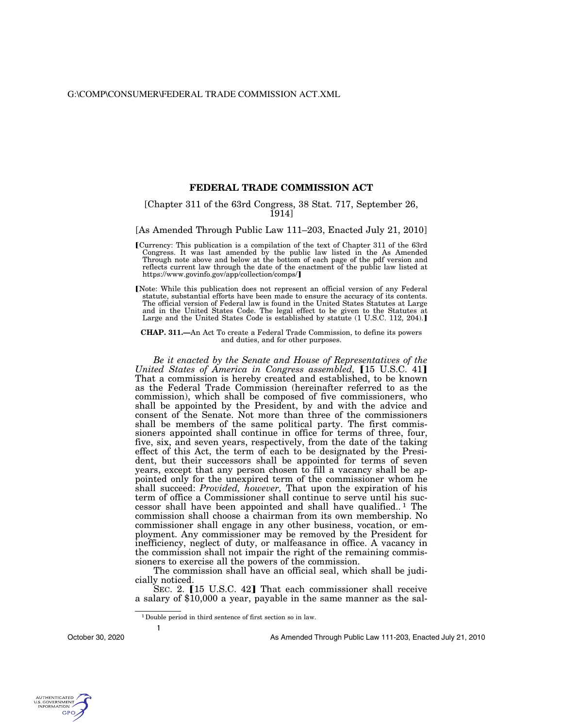# FEDERAL TRADE COMMISSION ACT

[Chapter 311 of the 63rd Congress, 38 Stat. 717, September 26, 1914]

[As Amended Through Public Law 111–203, Enacted July 21, 2010]

【Currency: This publication is a compilation of the text of Chapter 311 of the 63rd Congress. It was last amended by the public law listed in the As Amended Through note above and below at the bottom of each page of the pdf version and reflects current law through the date of the enactment of the public law listed at https://www.govinfo.gov/app/collection/comps/】

【Note: While this publication does not represent an official version of any Federal statute, substantial efforts have been made to ensure the accuracy of its contents. The official version of Federal law is found in the United States Statutes at Large and in the United States Code. The legal effect to be given to the Statutes at Large and the United States Code is established by statute (1 U.S.C. 112, 204).】

**CHAP. 311.—**An Act To create a Federal Trade Commission, to define its powers and duties, and for other purposes.

*Be it enacted by the Senate and House of Representatives of the United States of America in Congress assembled,* 【15 U.S.C. 41】 That a commission is hereby created and established, to be known as the Federal Trade Commission (hereinafter referred to as the commission), which shall be composed of five commissioners, who shall be appointed by the President, by and with the advice and consent of the Senate. Not more than three of the commissioners shall be members of the same political party. The first commissioners appointed shall continue in office for terms of three, four, five, six, and seven years, respectively, from the date of the taking effect of this Act, the term of each to be designated by the President, but their successors shall be appointed for terms of seven years, except that any person chosen to fill a vacancy shall be appointed only for the unexpired term of the commissioner whom he shall succeed: *Provided, however,* That upon the expiration of his term of office a Commissioner shall continue to serve until his successor shall have been appointed and shall have qualified..[1] The commission shall choose a chairman from its own membership. No commissioner shall engage in any other business, vocation, or employment. Any commissioner may be removed by the President for inefficiency, neglect of duty, or malfeasance in office. A vacancy in the commission shall not impair the right of the remaining commissioners to exercise all the powers of the commission.

The commission shall have an official seal, which shall be judicially noticed.

SEC. 2. 【15 U.S.C. 42】 That each commissioner shall receive a salary of $10,000 a year, payable in the same manner as the sal-

[1] Double period in third sentence of first section so in law.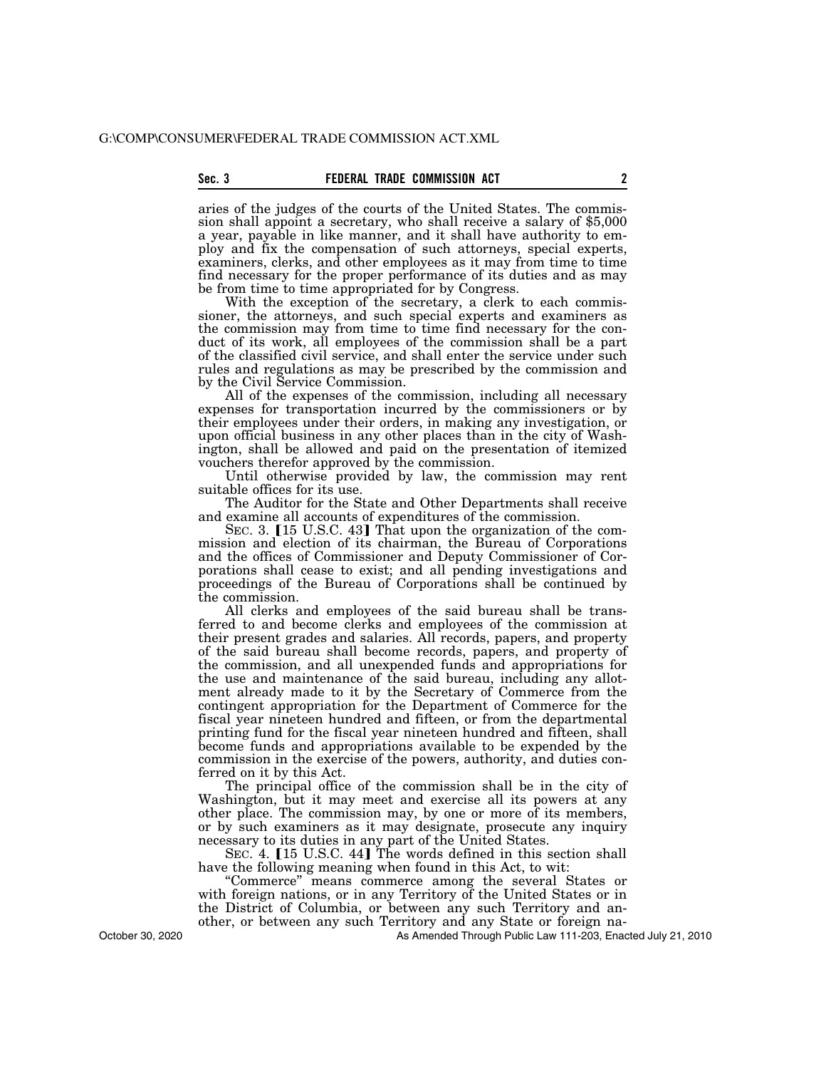aries of the judges of the courts of the United States. The commission shall appoint a secretary, who shall receive a salary of $5,000 a year, payable in like manner, and it shall have authority to employ and fix the compensation of such attorneys, special experts, examiners, clerks, and other employees as it may from time to time find necessary for the proper performance of its duties and as may be from time to time appropriated for by Congress.

With the exception of the secretary, a clerk to each commissioner, the attorneys, and such special experts and examiners as the commission may from time to time find necessary for the conduct of its work, all employees of the commission shall be a part of the classified civil service, and shall enter the service under such rules and regulations as may be prescribed by the commission and by the Civil Service Commission.

All of the expenses of the commission, including all necessary expenses for transportation incurred by the commissioners or by their employees under their orders, in making any investigation, or upon official business in any other places than in the city of Washington, shall be allowed and paid on the presentation of itemized vouchers therefor approved by the commission.

Until otherwise provided by law, the commission may rent suitable offices for its use.

The Auditor for the State and Other Departments shall receive and examine all accounts of expenditures of the commission.

SEC. 3. [15 U.S.C. 43] That upon the organization of the commission and election of its chairman, the Bureau of Corporations and the offices of Commissioner and Deputy Commissioner of Corporations shall cease to exist; and all pending investigations and proceedings of the Bureau of Corporations shall be continued by the commission.

All clerks and employees of the said bureau shall be transferred to and become clerks and employees of the commission at their present grades and salaries. All records, papers, and property of the said bureau shall become records, papers, and property of the commission, and all unexpended funds and appropriations for the use and maintenance of the said bureau, including any allotment already made to it by the Secretary of Commerce from the contingent appropriation for the Department of Commerce for the fiscal year nineteen hundred and fifteen, or from the departmental printing fund for the fiscal year nineteen hundred and fifteen, shall become funds and appropriations available to be expended by the commission in the exercise of the powers, authority, and duties conferred on it by this Act.

The principal office of the commission shall be in the city of Washington, but it may meet and exercise all its powers at any other place. The commission may, by one or more of its members, or by such examiners as it may designate, prosecute any inquiry necessary to its duties in any part of the United States.

SEC. 4. [15 U.S.C. 44] The words defined in this section shall have the following meaning when found in this Act, to wit:

"Commerce" means commerce among the several States or with foreign nations, or in any Territory of the United States or in the District of Columbia, or between any such Territory and another, or between any such Territory and any State or foreign na-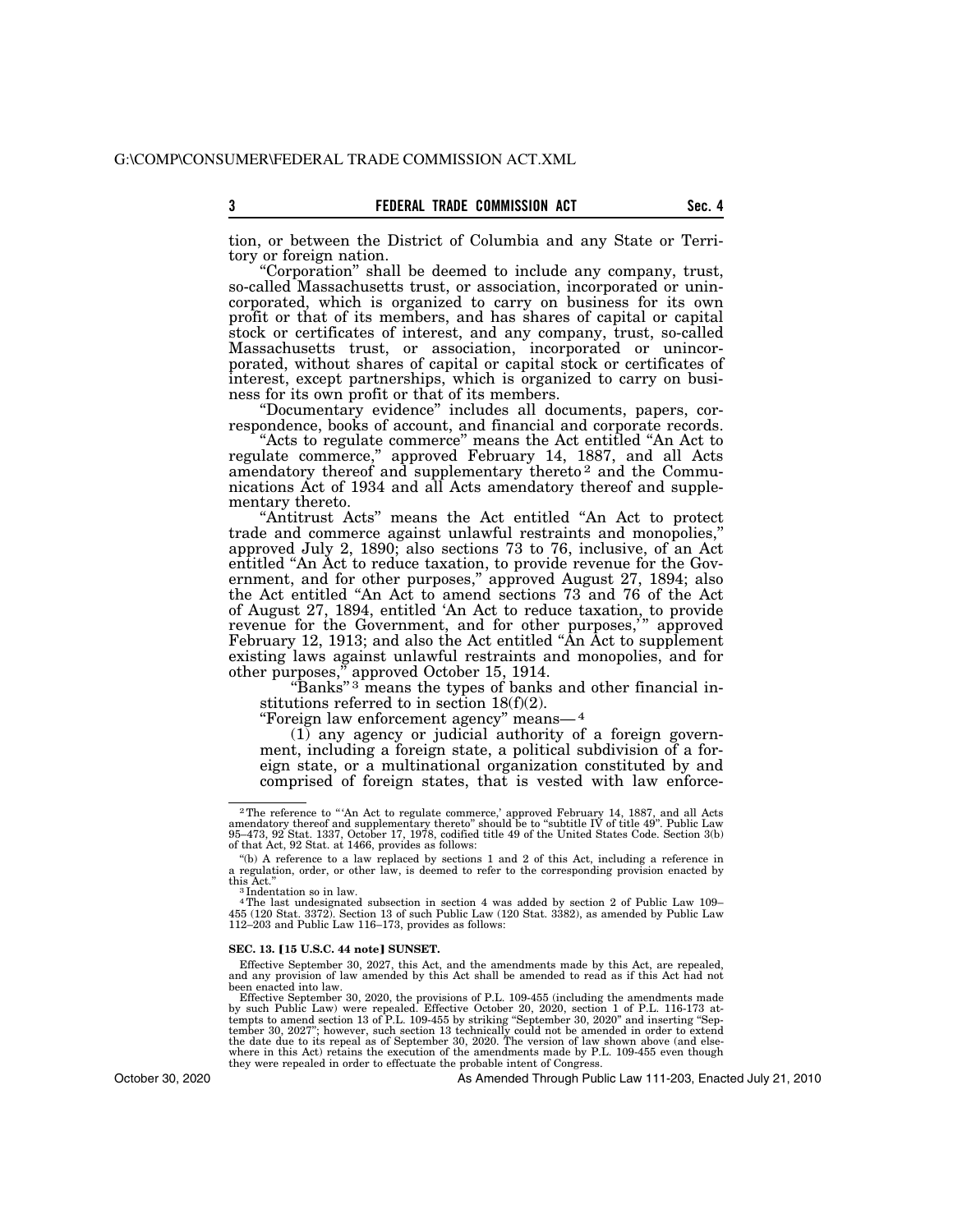tion, or between the District of Columbia and any State or Territory or foreign nation.

"Corporation" shall be deemed to include any company, trust, so-called Massachusetts trust, or association, incorporated or unincorporated, which is organized to carry on business for its own profit or that of its members, and has shares of capital or capital stock or certificates of interest, and any company, trust, so-called Massachusetts trust, or association, incorporated or unincorporated, without shares of capital or capital stock or certificates of interest, except partnerships, which is organized to carry on business for its own profit or that of its members.

"Documentary evidence" includes all documents, papers, correspondence, books of account, and financial and corporate records.

"Acts to regulate commerce" means the Act entitled "An Act to regulate commerce," approved February 14, 1887, and all Acts amendatory thereof and supplementary thereto[2] and the Communications Act of 1934 and all Acts amendatory thereof and supplementary thereto.

"Antitrust Acts" means the Act entitled "An Act to protect trade and commerce against unlawful restraints and monopolies," approved July 2, 1890; also sections 73 to 76, inclusive, of an Act entitled "An Act to reduce taxation, to provide revenue for the Government, and for other purposes," approved August 27, 1894; also the Act entitled "An Act to amend sections 73 and 76 of the Act of August 27, 1894, entitled 'An Act to reduce taxation, to provide revenue for the Government, and for other purposes,'" approved February 12, 1913; and also the Act entitled "An Act to supplement existing laws against unlawful restraints and monopolies, and for other purposes," approved October 15, 1914.

"Banks"[3] means the types of banks and other financial institutions referred to in section 18(f)(2).

"Foreign law enforcement agency" means—[4]

(1) any agency or judicial authority of a foreign government, including a foreign state, a political subdivision of a foreign state, or a multinational organization constituted by and comprised of foreign states, that is vested with law enforce-

---

[2] The reference to "'An Act to regulate commerce,' approved February 14, 1887, and all Acts amendatory thereof and supplementary thereto" should be to "subtitle IV of title 49". Public Law 95–473, 92 Stat. 1337, October 17, 1978, codified title 49 of the United States Code. Section 3(b) of that Act, 92 Stat. at 1466, provides as follows:

"(b) A reference to a law replaced by sections 1 and 2 of this Act, including a reference in a regulation, order, or other law, is deemed to refer to the corresponding provision enacted by this Act."

[3] Indentation so in law.

[4] The last undesignated subsection in section 4 was added by section 2 of Public Law 109–455 (120 Stat. 3372). Section 13 of such Public Law (120 Stat. 3382), as amended by Public Law 112–203 and Public Law 116–173, provides as follows:

**SEC. 13. [15 U.S.C. 44 note] SUNSET.**

Effective September 30, 2027, this Act, and the amendments made by this Act, are repealed, and any provision of law amended by this Act shall be amended to read as if this Act had not been enacted into law.

Effective September 30, 2020, the provisions of P.L. 109-455 (including the amendments made by such Public Law) were repealed. Effective October 20, 2020, section 1 of P.L. 116-173 attempts to amend section 13 of P.L. 109-455 by striking "September 30, 2020" and inserting "September 30, 2027"; however, such section 13 technically could not be amended in order to extend the date due to its repeal as of September 30, 2020. The version of law shown above (and elsewhere in this Act) retains the execution of the amendments made by P.L. 109-455 even though they were repealed in order to effectuate the probable intent of Congress.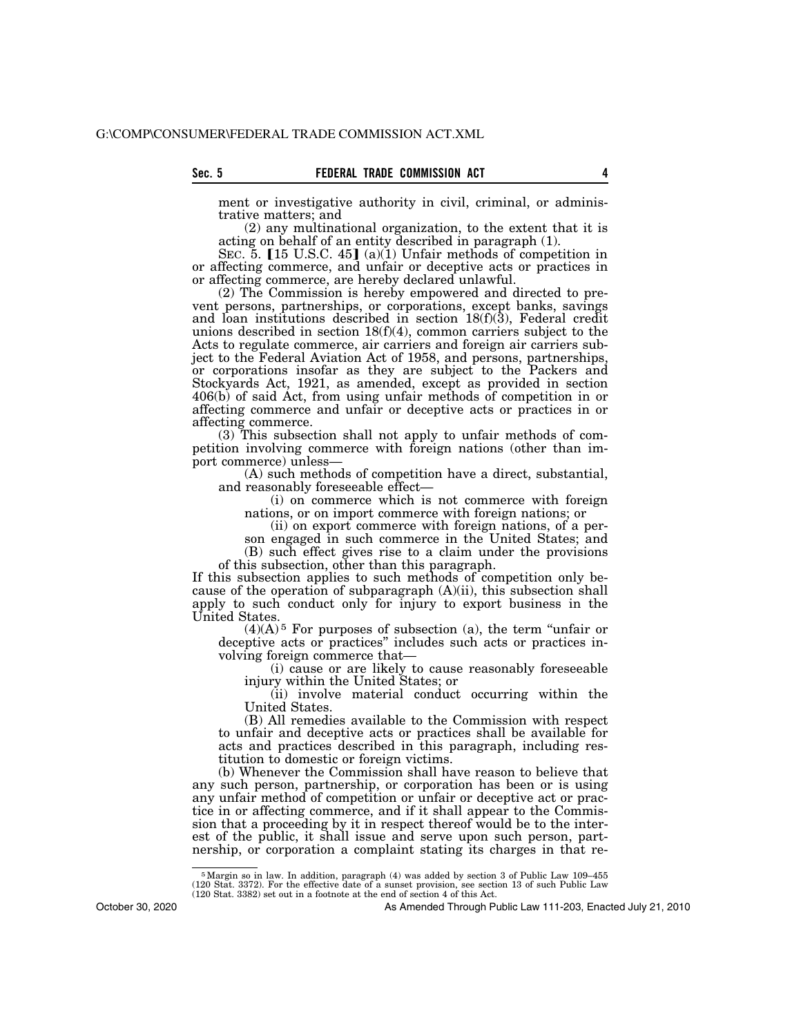ment or investigative authority in civil, criminal, or administrative matters; and

(2) any multinational organization, to the extent that it is acting on behalf of an entity described in paragraph (1).

SEC. 5. 【15 U.S.C. 45】 (a)(1) Unfair methods of competition in or affecting commerce, and unfair or deceptive acts or practices in or affecting commerce, are hereby declared unlawful.

(2) The Commission is hereby empowered and directed to prevent persons, partnerships, or corporations, except banks, savings and loan institutions described in section 18(f)(3), Federal credit unions described in section 18(f)(4), common carriers subject to the Acts to regulate commerce, air carriers and foreign air carriers subject to the Federal Aviation Act of 1958, and persons, partnerships, or corporations insofar as they are subject to the Packers and Stockyards Act, 1921, as amended, except as provided in section 406(b) of said Act, from using unfair methods of competition in or affecting commerce and unfair or deceptive acts or practices in or affecting commerce.

(3) This subsection shall not apply to unfair methods of competition involving commerce with foreign nations (other than import commerce) unless—

(A) such methods of competition have a direct, substantial, and reasonably foreseeable effect—

(i) on commerce which is not commerce with foreign nations, or on import commerce with foreign nations; or

(ii) on export commerce with foreign nations, of a person engaged in such commerce in the United States; and

(B) such effect gives rise to a claim under the provisions of this subsection, other than this paragraph.

If this subsection applies to such methods of competition only because of the operation of subparagraph (A)(ii), this subsection shall apply to such conduct only for injury to export business in the United States.

(4)(A)[5] For purposes of subsection (a), the term "unfair or deceptive acts or practices" includes such acts or practices involving foreign commerce that—

(i) cause or are likely to cause reasonably foreseeable injury within the United States; or

(ii) involve material conduct occurring within the United States.

(B) All remedies available to the Commission with respect to unfair and deceptive acts or practices shall be available for acts and practices described in this paragraph, including restitution to domestic or foreign victims.

(b) Whenever the Commission shall have reason to believe that any such person, partnership, or corporation has been or is using any unfair method of competition or unfair or deceptive act or practice in or affecting commerce, and if it shall appear to the Commission that a proceeding by it in respect thereof would be to the interest of the public, it shall issue and serve upon such person, partnership, or corporation a complaint stating its charges in that re-

---

[5] Margin so in law. In addition, paragraph (4) was added by section 3 of Public Law 109–455 (120 Stat. 3372). For the effective date of a sunset provision, see section 13 of such Public Law (120 Stat. 3382) set out in a footnote at the end of section 4 of this Act.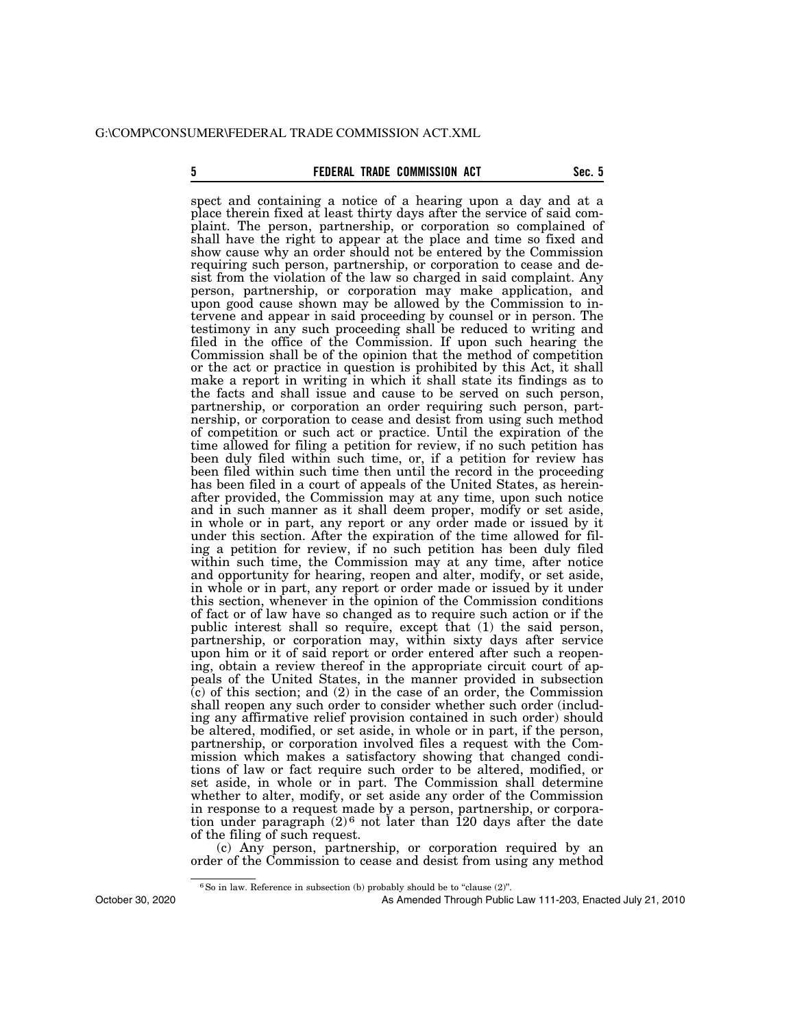spect and containing a notice of a hearing upon a day and at a place therein fixed at least thirty days after the service of said complaint. The person, partnership, or corporation so complained of shall have the right to appear at the place and time so fixed and show cause why an order should not be entered by the Commission requiring such person, partnership, or corporation to cease and desist from the violation of the law so charged in said complaint. Any person, partnership, or corporation may make application, and upon good cause shown may be allowed by the Commission to intervene and appear in said proceeding by counsel or in person. The testimony in any such proceeding shall be reduced to writing and filed in the office of the Commission. If upon such hearing the Commission shall be of the opinion that the method of competition or the act or practice in question is prohibited by this Act, it shall make a report in writing in which it shall state its findings as to the facts and shall issue and cause to be served on such person, partnership, or corporation an order requiring such person, partnership, or corporation to cease and desist from using such method of competition or such act or practice. Until the expiration of the time allowed for filing a petition for review, if no such petition has been duly filed within such time, or, if a petition for review has been filed within such time then until the record in the proceeding has been filed in a court of appeals of the United States, as hereinafter provided, the Commission may at any time, upon such notice and in such manner as it shall deem proper, modify or set aside, in whole or in part, any report or any order made or issued by it under this section. After the expiration of the time allowed for filing a petition for review, if no such petition has been duly filed within such time, the Commission may at any time, after notice and opportunity for hearing, reopen and alter, modify, or set aside, in whole or in part, any report or order made or issued by it under this section, whenever in the opinion of the Commission conditions of fact or of law have so changed as to require such action or if the public interest shall so require, except that (1) the said person, partnership, or corporation may, within sixty days after service upon him or it of said report or order entered after such a reopening, obtain a review thereof in the appropriate circuit court of appeals of the United States, in the manner provided in subsection (c) of this section; and (2) in the case of an order, the Commission shall reopen any such order to consider whether such order (including any affirmative relief provision contained in such order) should be altered, modified, or set aside, in whole or in part, if the person, partnership, or corporation involved files a request with the Commission which makes a satisfactory showing that changed conditions of law or fact require such order to be altered, modified, or set aside, in whole or in part. The Commission shall determine whether to alter, modify, or set aside any order of the Commission in response to a request made by a person, partnership, or corporation under paragraph (2)[6] not later than 120 days after the date of the filing of such request.

(c) Any person, partnership, or corporation required by an order of the Commission to cease and desist from using any method

[6] So in law. Reference in subsection (b) probably should be to "clause (2)".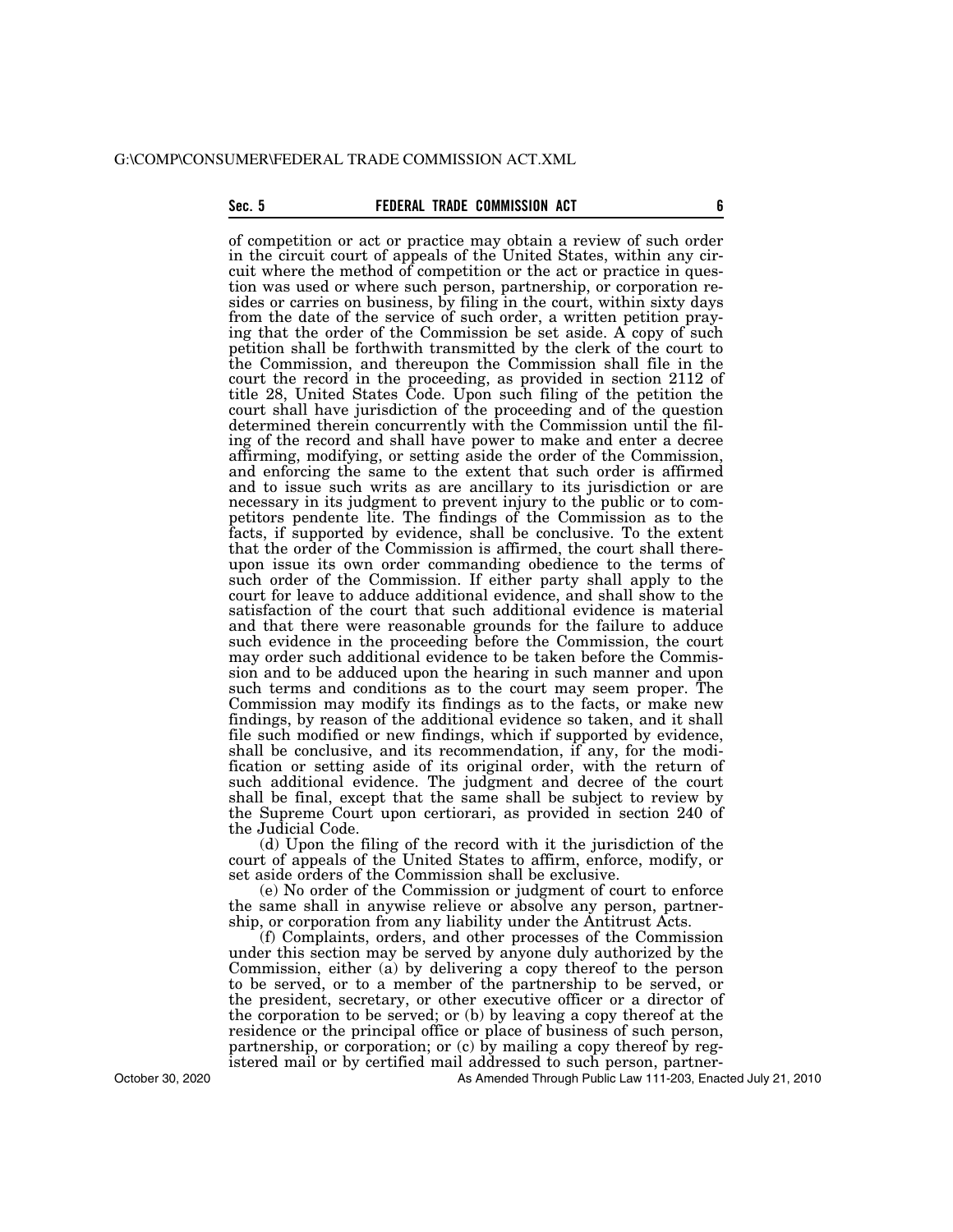of competition or act or practice may obtain a review of such order in the circuit court of appeals of the United States, within any circuit where the method of competition or the act or practice in question was used or where such person, partnership, or corporation resides or carries on business, by filing in the court, within sixty days from the date of the service of such order, a written petition praying that the order of the Commission be set aside. A copy of such petition shall be forthwith transmitted by the clerk of the court to the Commission, and thereupon the Commission shall file in the court the record in the proceeding, as provided in section 2112 of title 28, United States Code. Upon such filing of the petition the court shall have jurisdiction of the proceeding and of the question determined therein concurrently with the Commission until the filing of the record and shall have power to make and enter a decree affirming, modifying, or setting aside the order of the Commission, and enforcing the same to the extent that such order is affirmed and to issue such writs as are ancillary to its jurisdiction or are necessary in its judgment to prevent injury to the public or to competitors pendente lite. The findings of the Commission as to the facts, if supported by evidence, shall be conclusive. To the extent that the order of the Commission is affirmed, the court shall thereupon issue its own order commanding obedience to the terms of such order of the Commission. If either party shall apply to the court for leave to adduce additional evidence, and shall show to the satisfaction of the court that such additional evidence is material and that there were reasonable grounds for the failure to adduce such evidence in the proceeding before the Commission, the court may order such additional evidence to be taken before the Commission and to be adduced upon the hearing in such manner and upon such terms and conditions as to the court may seem proper. The Commission may modify its findings as to the facts, or make new findings, by reason of the additional evidence so taken, and it shall file such modified or new findings, which if supported by evidence, shall be conclusive, and its recommendation, if any, for the modification or setting aside of its original order, with the return of such additional evidence. The judgment and decree of the court shall be final, except that the same shall be subject to review by the Supreme Court upon certiorari, as provided in section 240 of the Judicial Code.

(d) Upon the filing of the record with it the jurisdiction of the court of appeals of the United States to affirm, enforce, modify, or set aside orders of the Commission shall be exclusive.

(e) No order of the Commission or judgment of court to enforce the same shall in anywise relieve or absolve any person, partnership, or corporation from any liability under the Antitrust Acts.

(f) Complaints, orders, and other processes of the Commission under this section may be served by anyone duly authorized by the Commission, either (a) by delivering a copy thereof to the person to be served, or to a member of the partnership to be served, or the president, secretary, or other executive officer or a director of the corporation to be served; or (b) by leaving a copy thereof at the residence or the principal office or place of business of such person, partnership, or corporation; or (c) by mailing a copy thereof by registered mail or by certified mail addressed to such person, partner-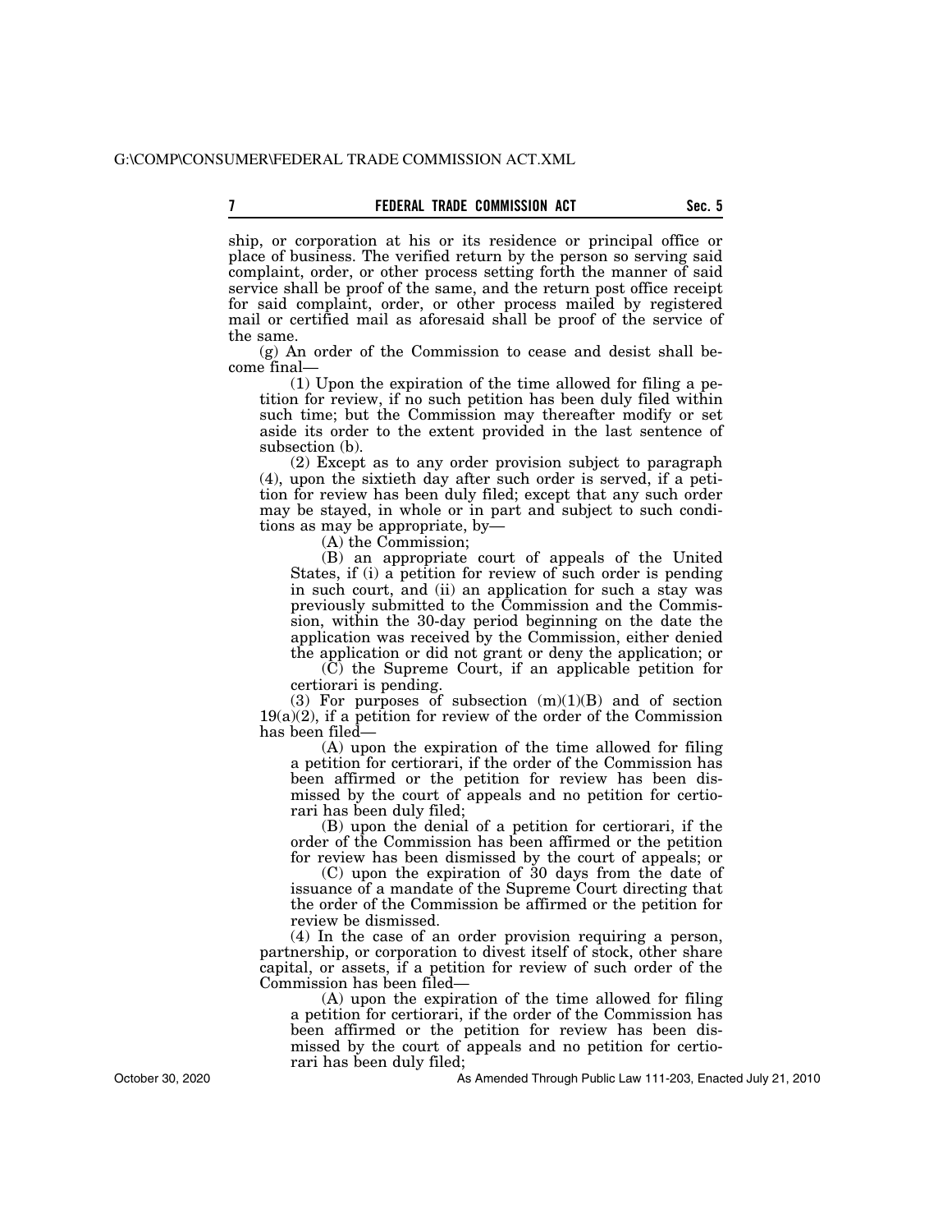ship, or corporation at his or its residence or principal office or place of business. The verified return by the person so serving said complaint, order, or other process setting forth the manner of said service shall be proof of the same, and the return post office receipt for said complaint, order, or other process mailed by registered mail or certified mail as aforesaid shall be proof of the service of the same.

(g) An order of the Commission to cease and desist shall become final—

(1) Upon the expiration of the time allowed for filing a petition for review, if no such petition has been duly filed within such time; but the Commission may thereafter modify or set aside its order to the extent provided in the last sentence of subsection (b).

(2) Except as to any order provision subject to paragraph (4), upon the sixtieth day after such order is served, if a petition for review has been duly filed; except that any such order may be stayed, in whole or in part and subject to such conditions as may be appropriate, by—

(A) the Commission;

(B) an appropriate court of appeals of the United States, if (i) a petition for review of such order is pending in such court, and (ii) an application for such a stay was previously submitted to the Commission and the Commission, within the 30-day period beginning on the date the application was received by the Commission, either denied the application or did not grant or deny the application; or

(C) the Supreme Court, if an applicable petition for certiorari is pending.

(3) For purposes of subsection (m)(1)(B) and of section 19(a)(2), if a petition for review of the order of the Commission has been filed—

(A) upon the expiration of the time allowed for filing a petition for certiorari, if the order of the Commission has been affirmed or the petition for review has been dismissed by the court of appeals and no petition for certiorari has been duly filed;

(B) upon the denial of a petition for certiorari, if the order of the Commission has been affirmed or the petition for review has been dismissed by the court of appeals; or

(C) upon the expiration of 30 days from the date of issuance of a mandate of the Supreme Court directing that the order of the Commission be affirmed or the petition for review be dismissed.

(4) In the case of an order provision requiring a person, partnership, or corporation to divest itself of stock, other share capital, or assets, if a petition for review of such order of the Commission has been filed—

(A) upon the expiration of the time allowed for filing a petition for certiorari, if the order of the Commission has been affirmed or the petition for review has been dismissed by the court of appeals and no petition for certiorari has been duly filed;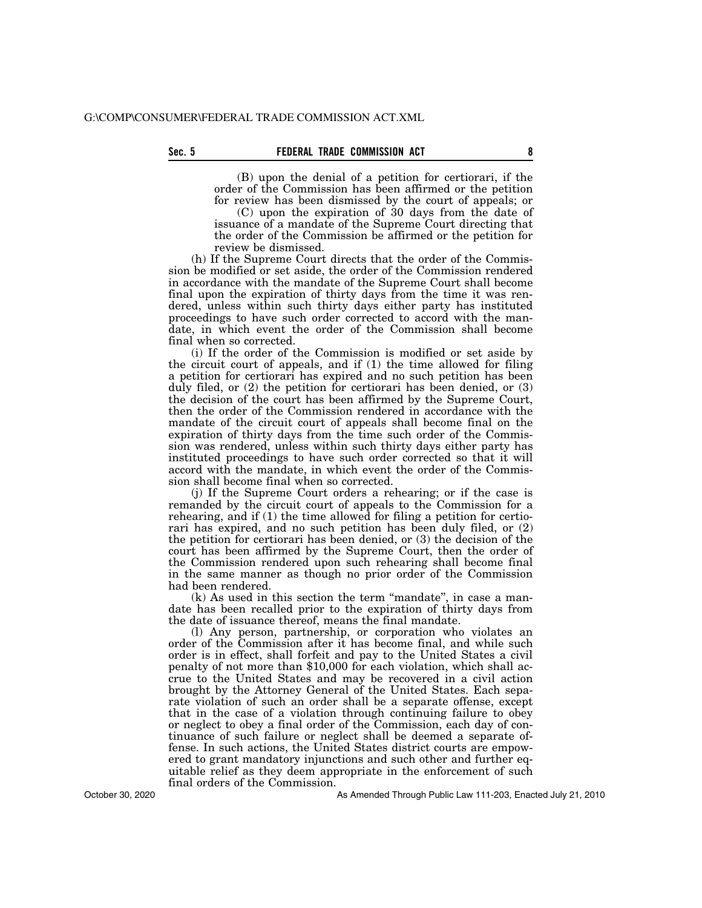(B) upon the denial of a petition for certiorari, if the order of the Commission has been affirmed or the petition for review has been dismissed by the court of appeals; or

(C) upon the expiration of 30 days from the date of issuance of a mandate of the Supreme Court directing that the order of the Commission be affirmed or the petition for review be dismissed.

(h) If the Supreme Court directs that the order of the Commission be modified or set aside, the order of the Commission rendered in accordance with the mandate of the Supreme Court shall become final upon the expiration of thirty days from the time it was rendered, unless within such thirty days either party has instituted proceedings to have such order corrected to accord with the mandate, in which event the order of the Commission shall become final when so corrected.

(i) If the order of the Commission is modified or set aside by the circuit court of appeals, and if (1) the time allowed for filing a petition for certiorari has expired and no such petition has been duly filed, or (2) the petition for certiorari has been denied, or (3) the decision of the court has been affirmed by the Supreme Court, then the order of the Commission rendered in accordance with the mandate of the circuit court of appeals shall become final on the expiration of thirty days from the time such order of the Commission was rendered, unless within such thirty days either party has instituted proceedings to have such order corrected so that it will accord with the mandate, in which event the order of the Commission shall become final when so corrected.

(j) If the Supreme Court orders a rehearing; or if the case is remanded by the circuit court of appeals to the Commission for a rehearing, and if (1) the time allowed for filing a petition for certiorari has expired, and no such petition has been duly filed, or (2) the petition for certiorari has been denied, or (3) the decision of the court has been affirmed by the Supreme Court, then the order of the Commission rendered upon such rehearing shall become final in the same manner as though no prior order of the Commission had been rendered.

(k) As used in this section the term "mandate", in case a mandate has been recalled prior to the expiration of thirty days from the date of issuance thereof, means the final mandate.

(l) Any person, partnership, or corporation who violates an order of the Commission after it has become final, and while such order is in effect, shall forfeit and pay to the United States a civil penalty of not more than $10,000 for each violation, which shall accrue to the United States and may be recovered in a civil action brought by the Attorney General of the United States. Each separate violation of such an order shall be a separate offense, except that in the case of a violation through continuing failure to obey or neglect to obey a final order of the Commission, each day of continuance of such failure or neglect shall be deemed a separate offense. In such actions, the United States district courts are empowered to grant mandatory injunctions and such other and further equitable relief as they deem appropriate in the enforcement of such final orders of the Commission.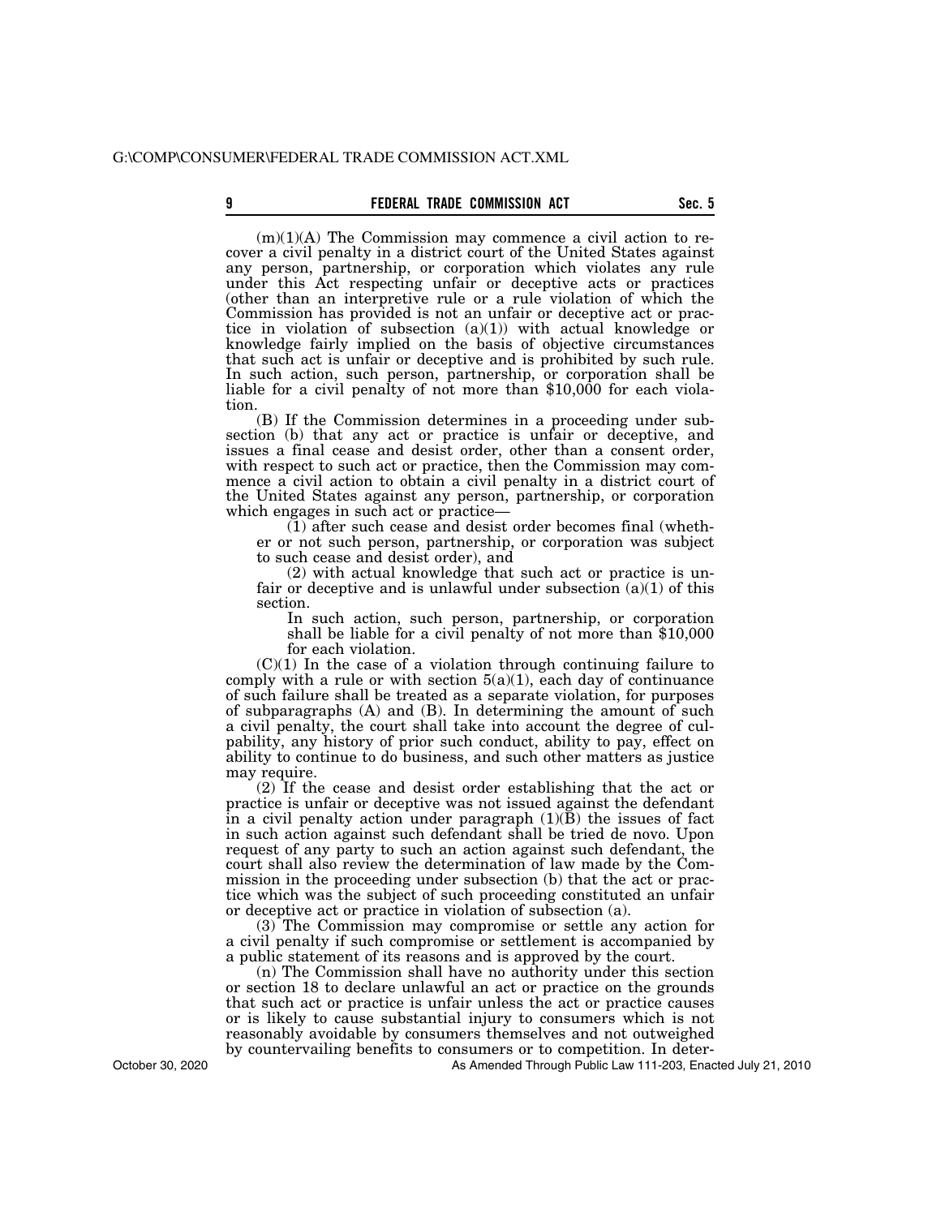(m)(1)(A) The Commission may commence a civil action to recover a civil penalty in a district court of the United States against any person, partnership, or corporation which violates any rule under this Act respecting unfair or deceptive acts or practices (other than an interpretive rule or a rule violation of which the Commission has provided is not an unfair or deceptive act or practice in violation of subsection (a)(1)) with actual knowledge or knowledge fairly implied on the basis of objective circumstances that such act is unfair or deceptive and is prohibited by such rule. In such action, such person, partnership, or corporation shall be liable for a civil penalty of not more than $10,000 for each violation.

(B) If the Commission determines in a proceeding under subsection (b) that any act or practice is unfair or deceptive, and issues a final cease and desist order, other than a consent order, with respect to such act or practice, then the Commission may commence a civil action to obtain a civil penalty in a district court of the United States against any person, partnership, or corporation which engages in such act or practice—

(1) after such cease and desist order becomes final (whether or not such person, partnership, or corporation was subject to such cease and desist order), and

(2) with actual knowledge that such act or practice is unfair or deceptive and is unlawful under subsection (a)(1) of this section.

In such action, such person, partnership, or corporation shall be liable for a civil penalty of not more than $10,000 for each violation.

(C)(1) In the case of a violation through continuing failure to comply with a rule or with section 5(a)(1), each day of continuance of such failure shall be treated as a separate violation, for purposes of subparagraphs (A) and (B). In determining the amount of such a civil penalty, the court shall take into account the degree of culpability, any history of prior such conduct, ability to pay, effect on ability to continue to do business, and such other matters as justice may require.

(2) If the cease and desist order establishing that the act or practice is unfair or deceptive was not issued against the defendant in a civil penalty action under paragraph (1)(B) the issues of fact in such action against such defendant shall be tried de novo. Upon request of any party to such an action against such defendant, the court shall also review the determination of law made by the Commission in the proceeding under subsection (b) that the act or practice which was the subject of such proceeding constituted an unfair or deceptive act or practice in violation of subsection (a).

(3) The Commission may compromise or settle any action for a civil penalty if such compromise or settlement is accompanied by a public statement of its reasons and is approved by the court.

(n) The Commission shall have no authority under this section or section 18 to declare unlawful an act or practice on the grounds that such act or practice is unfair unless the act or practice causes or is likely to cause substantial injury to consumers which is not reasonably avoidable by consumers themselves and not outweighed by countervailing benefits to consumers or to competition. In deter-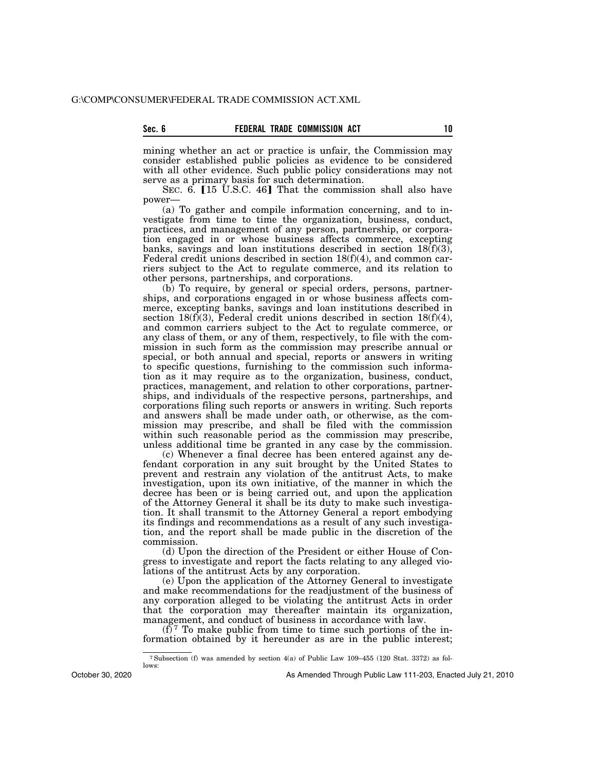mining whether an act or practice is unfair, the Commission may consider established public policies as evidence to be considered with all other evidence. Such public policy considerations may not serve as a primary basis for such determination.

SEC. 6. 【15 U.S.C. 46】 That the commission shall also have power—

(a) To gather and compile information concerning, and to investigate from time to time the organization, business, conduct, practices, and management of any person, partnership, or corporation engaged in or whose business affects commerce, excepting banks, savings and loan institutions described in section 18(f)(3), Federal credit unions described in section 18(f)(4), and common carriers subject to the Act to regulate commerce, and its relation to other persons, partnerships, and corporations.

(b) To require, by general or special orders, persons, partnerships, and corporations engaged in or whose business affects commerce, excepting banks, savings and loan institutions described in section 18(f)(3), Federal credit unions described in section 18(f)(4), and common carriers subject to the Act to regulate commerce, or any class of them, or any of them, respectively, to file with the commission in such form as the commission may prescribe annual or special, or both annual and special, reports or answers in writing to specific questions, furnishing to the commission such information as it may require as to the organization, business, conduct, practices, management, and relation to other corporations, partnerships, and individuals of the respective persons, partnerships, and corporations filing such reports or answers in writing. Such reports and answers shall be made under oath, or otherwise, as the commission may prescribe, and shall be filed with the commission within such reasonable period as the commission may prescribe, unless additional time be granted in any case by the commission.

(c) Whenever a final decree has been entered against any defendant corporation in any suit brought by the United States to prevent and restrain any violation of the antitrust Acts, to make investigation, upon its own initiative, of the manner in which the decree has been or is being carried out, and upon the application of the Attorney General it shall be its duty to make such investigation. It shall transmit to the Attorney General a report embodying its findings and recommendations as a result of any such investigation, and the report shall be made public in the discretion of the commission.

(d) Upon the direction of the President or either House of Congress to investigate and report the facts relating to any alleged violations of the antitrust Acts by any corporation.

(e) Upon the application of the Attorney General to investigate and make recommendations for the readjustment of the business of any corporation alleged to be violating the antitrust Acts in order that the corporation may thereafter maintain its organization, management, and conduct of business in accordance with law.

(f)[7] To make public from time to time such portions of the information obtained by it hereunder as are in the public interest;

[7] Subsection (f) was amended by section 4(a) of Public Law 109–455 (120 Stat. 3372) as follows: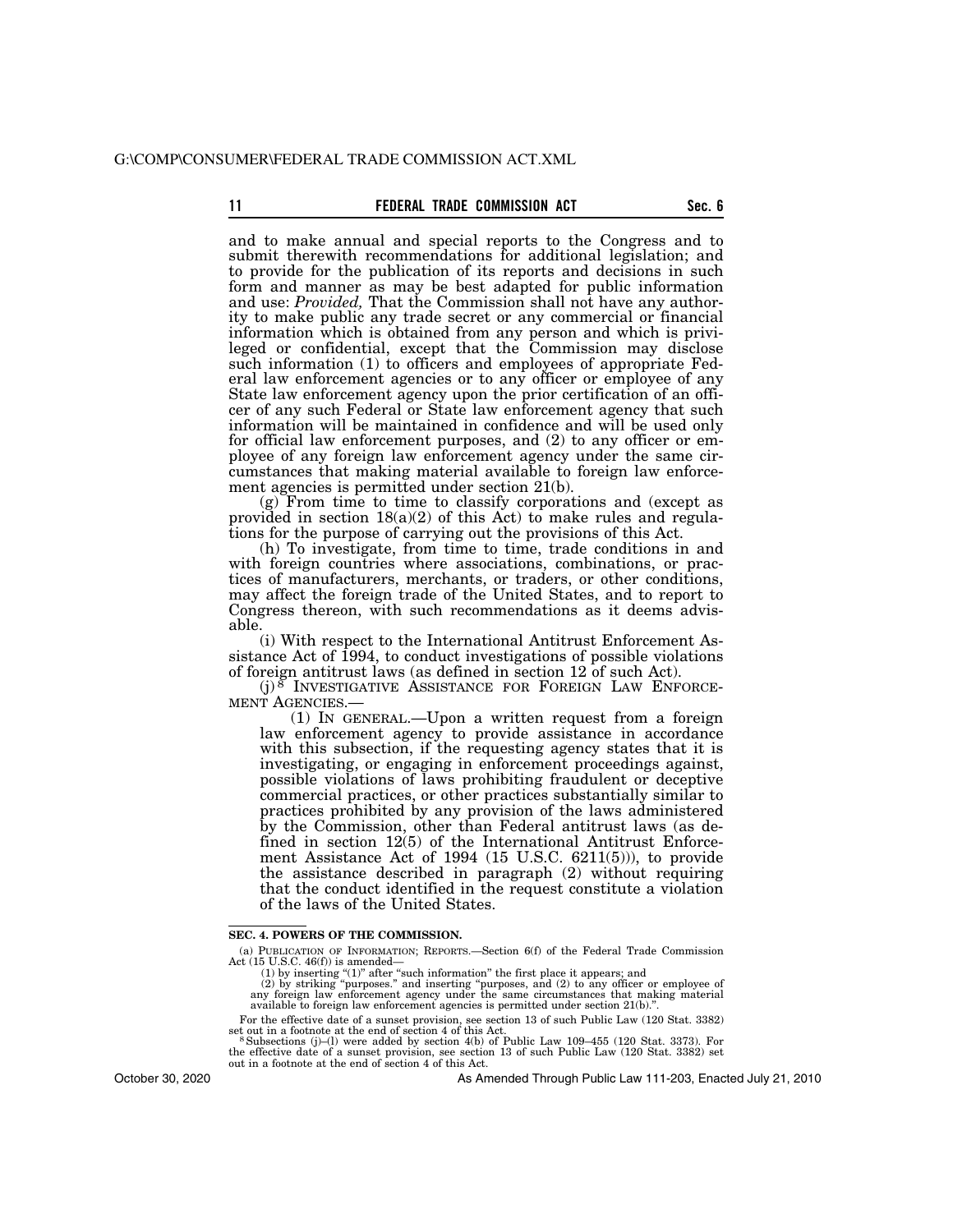and to make annual and special reports to the Congress and to submit therewith recommendations for additional legislation; and to provide for the publication of its reports and decisions in such form and manner as may be best adapted for public information and use: *Provided,* That the Commission shall not have any authority to make public any trade secret or any commercial or financial information which is obtained from any person and which is privileged or confidential, except that the Commission may disclose such information (1) to officers and employees of appropriate Federal law enforcement agencies or to any officer or employee of any State law enforcement agency upon the prior certification of an officer of any such Federal or State law enforcement agency that such information will be maintained in confidence and will be used only for official law enforcement purposes, and (2) to any officer or employee of any foreign law enforcement agency under the same circumstances that making material available to foreign law enforcement agencies is permitted under section 21(b).

(g) From time to time to classify corporations and (except as provided in section 18(a)(2) of this Act) to make rules and regulations for the purpose of carrying out the provisions of this Act.

(h) To investigate, from time to time, trade conditions in and with foreign countries where associations, combinations, or practices of manufacturers, merchants, or traders, or other conditions, may affect the foreign trade of the United States, and to report to Congress thereon, with such recommendations as it deems advisable.

(i) With respect to the International Antitrust Enforcement Assistance Act of 1994, to conduct investigations of possible violations of foreign antitrust laws (as defined in section 12 of such Act).

(j)[8] INVESTIGATIVE ASSISTANCE FOR FOREIGN LAW ENFORCEMENT AGENCIES.—

(1) IN GENERAL.—Upon a written request from a foreign law enforcement agency to provide assistance in accordance with this subsection, if the requesting agency states that it is investigating, or engaging in enforcement proceedings against, possible violations of laws prohibiting fraudulent or deceptive commercial practices, or other practices substantially similar to practices prohibited by any provision of the laws administered by the Commission, other than Federal antitrust laws (as defined in section 12(5) of the International Antitrust Enforcement Assistance Act of 1994 (15 U.S.C. 6211(5))), to provide the assistance described in paragraph (2) without requiring that the conduct identified in the request constitute a violation of the laws of the United States.

---

**SEC. 4. POWERS OF THE COMMISSION.**

(a) PUBLICATION OF INFORMATION; REPORTS.—Section 6(f) of the Federal Trade Commission Act (15 U.S.C. 46(f)) is amended—

(1) by inserting "(1)" after "such information" the first place it appears; and

(2) by striking "purposes." and inserting "purposes, and (2) to any officer or employee of any foreign law enforcement agency under the same circumstances that making material available to foreign law enforcement agencies is permitted under section 21(b).".

For the effective date of a sunset provision, see section 13 of such Public Law (120 Stat. 3382) set out in a footnote at the end of section 4 of this Act.

[8] Subsections (j)–(l) were added by section 4(b) of Public Law 109–455 (120 Stat. 3373). For the effective date of a sunset provision, see section 13 of such Public Law (120 Stat. 3382) set out in a footnote at the end of section 4 of this Act.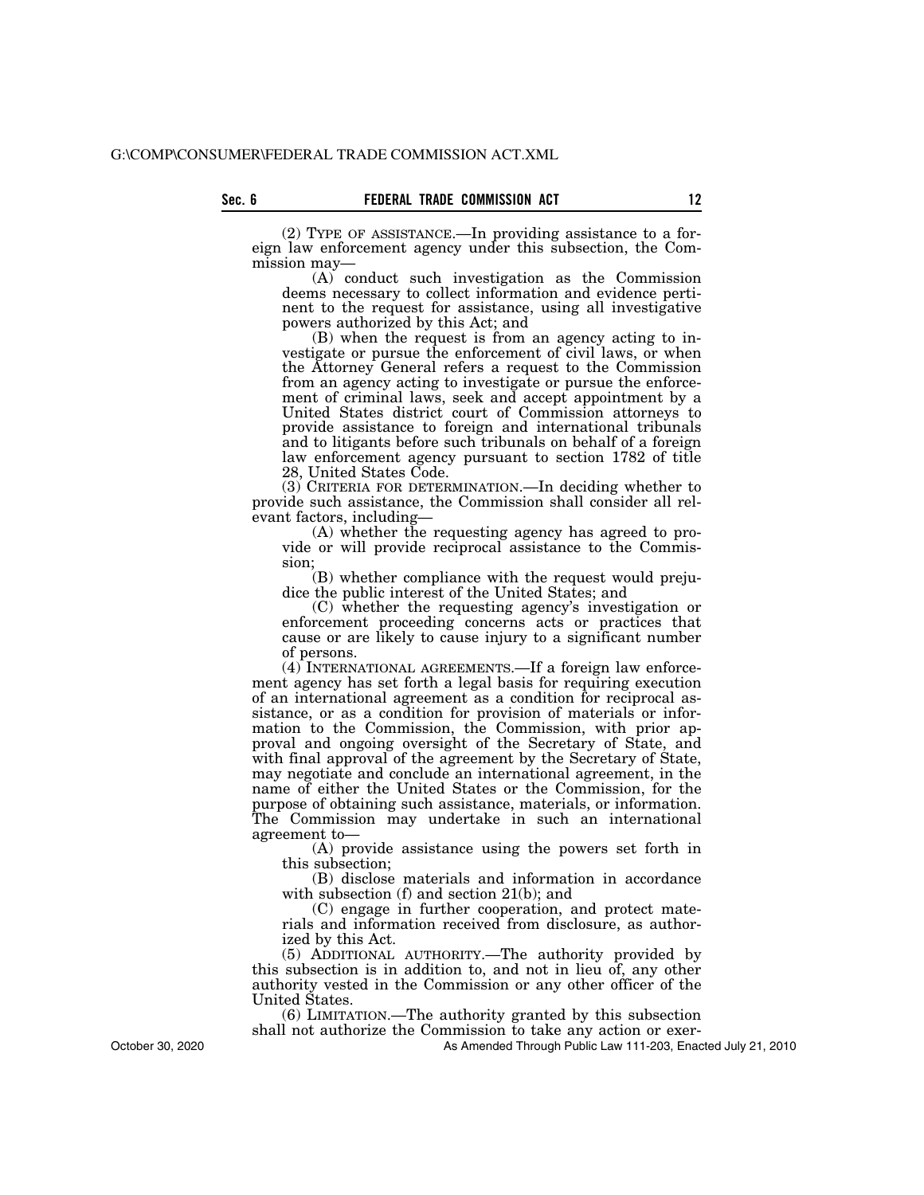(2) TYPE OF ASSISTANCE.—In providing assistance to a foreign law enforcement agency under this subsection, the Commission may—

(A) conduct such investigation as the Commission deems necessary to collect information and evidence pertinent to the request for assistance, using all investigative powers authorized by this Act; and

(B) when the request is from an agency acting to investigate or pursue the enforcement of civil laws, or when the Attorney General refers a request to the Commission from an agency acting to investigate or pursue the enforcement of criminal laws, seek and accept appointment by a United States district court of Commission attorneys to provide assistance to foreign and international tribunals and to litigants before such tribunals on behalf of a foreign law enforcement agency pursuant to section 1782 of title 28, United States Code.

(3) CRITERIA FOR DETERMINATION.—In deciding whether to provide such assistance, the Commission shall consider all relevant factors, including—

(A) whether the requesting agency has agreed to provide or will provide reciprocal assistance to the Commission;

(B) whether compliance with the request would prejudice the public interest of the United States; and

(C) whether the requesting agency's investigation or enforcement proceeding concerns acts or practices that cause or are likely to cause injury to a significant number of persons.

(4) INTERNATIONAL AGREEMENTS.—If a foreign law enforcement agency has set forth a legal basis for requiring execution of an international agreement as a condition for reciprocal assistance, or as a condition for provision of materials or information to the Commission, the Commission, with prior approval and ongoing oversight of the Secretary of State, and with final approval of the agreement by the Secretary of State, may negotiate and conclude an international agreement, in the name of either the United States or the Commission, for the purpose of obtaining such assistance, materials, or information. The Commission may undertake in such an international agreement to—

(A) provide assistance using the powers set forth in this subsection;

(B) disclose materials and information in accordance with subsection (f) and section 21(b); and

(C) engage in further cooperation, and protect materials and information received from disclosure, as authorized by this Act.

(5) ADDITIONAL AUTHORITY.—The authority provided by this subsection is in addition to, and not in lieu of, any other authority vested in the Commission or any other officer of the United States.

(6) LIMITATION.—The authority granted by this subsection shall not authorize the Commission to take any action or exer-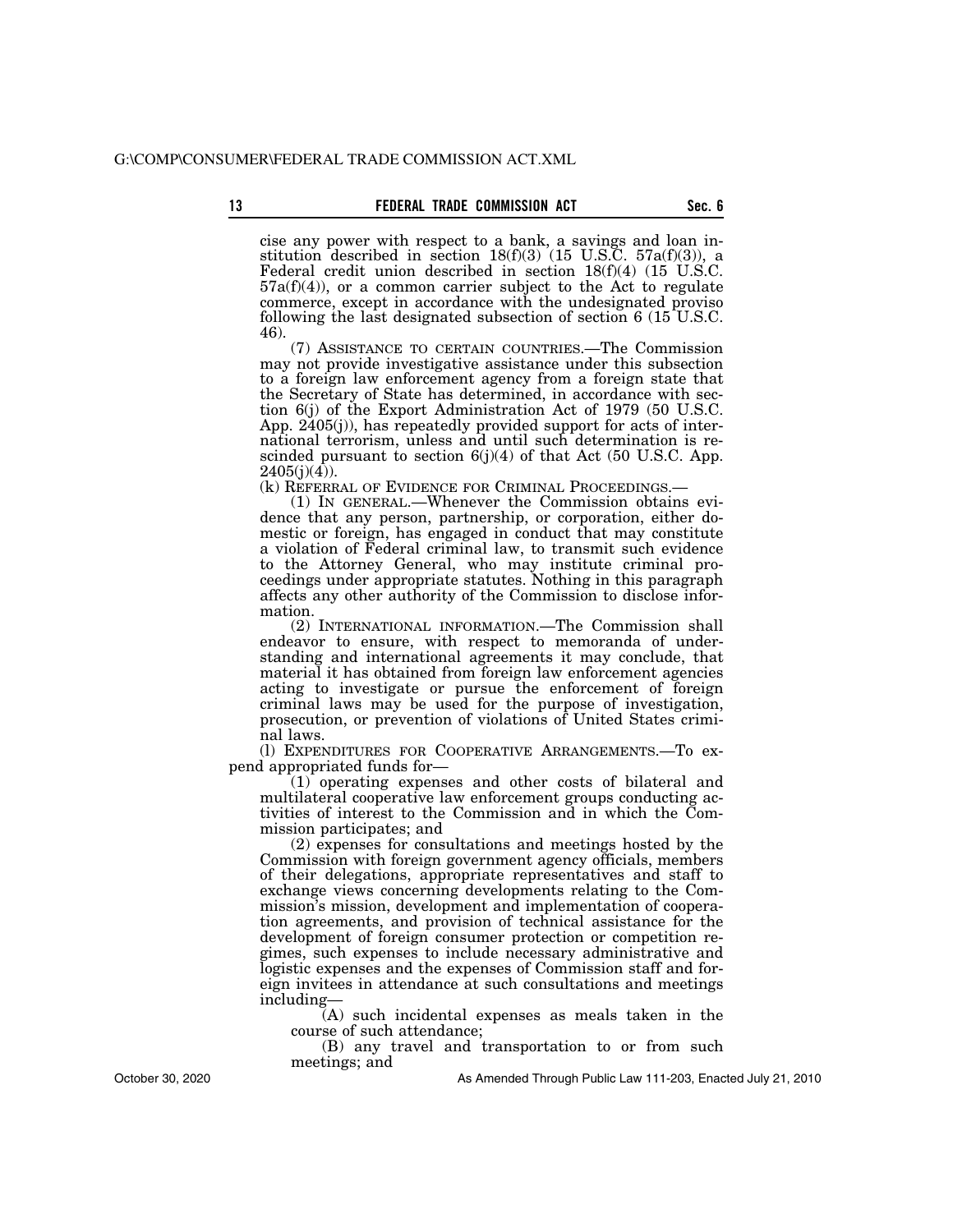cise any power with respect to a bank, a savings and loan institution described in section 18(f)(3) (15 U.S.C. 57a(f)(3)), a Federal credit union described in section 18(f)(4) (15 U.S.C. 57a(f)(4)), or a common carrier subject to the Act to regulate commerce, except in accordance with the undesignated proviso following the last designated subsection of section 6 (15 U.S.C. 46).

(7) ASSISTANCE TO CERTAIN COUNTRIES.—The Commission may not provide investigative assistance under this subsection to a foreign law enforcement agency from a foreign state that the Secretary of State has determined, in accordance with section 6(j) of the Export Administration Act of 1979 (50 U.S.C. App. 2405(j)), has repeatedly provided support for acts of international terrorism, unless and until such determination is rescinded pursuant to section 6(j)(4) of that Act (50 U.S.C. App. 2405(j)(4)).

(k) REFERRAL OF EVIDENCE FOR CRIMINAL PROCEEDINGS.—

(1) IN GENERAL.—Whenever the Commission obtains evidence that any person, partnership, or corporation, either domestic or foreign, has engaged in conduct that may constitute a violation of Federal criminal law, to transmit such evidence to the Attorney General, who may institute criminal proceedings under appropriate statutes. Nothing in this paragraph affects any other authority of the Commission to disclose information.

(2) INTERNATIONAL INFORMATION.—The Commission shall endeavor to ensure, with respect to memoranda of understanding and international agreements it may conclude, that material it has obtained from foreign law enforcement agencies acting to investigate or pursue the enforcement of foreign criminal laws may be used for the purpose of investigation, prosecution, or prevention of violations of United States criminal laws.

(l) EXPENDITURES FOR COOPERATIVE ARRANGEMENTS.—To expend appropriated funds for—

(1) operating expenses and other costs of bilateral and multilateral cooperative law enforcement groups conducting activities of interest to the Commission and in which the Commission participates; and

(2) expenses for consultations and meetings hosted by the Commission with foreign government agency officials, members of their delegations, appropriate representatives and staff to exchange views concerning developments relating to the Commission's mission, development and implementation of cooperation agreements, and provision of technical assistance for the development of foreign consumer protection or competition regimes, such expenses to include necessary administrative and logistic expenses and the expenses of Commission staff and foreign invitees in attendance at such consultations and meetings including—

(A) such incidental expenses as meals taken in the course of such attendance;

(B) any travel and transportation to or from such meetings; and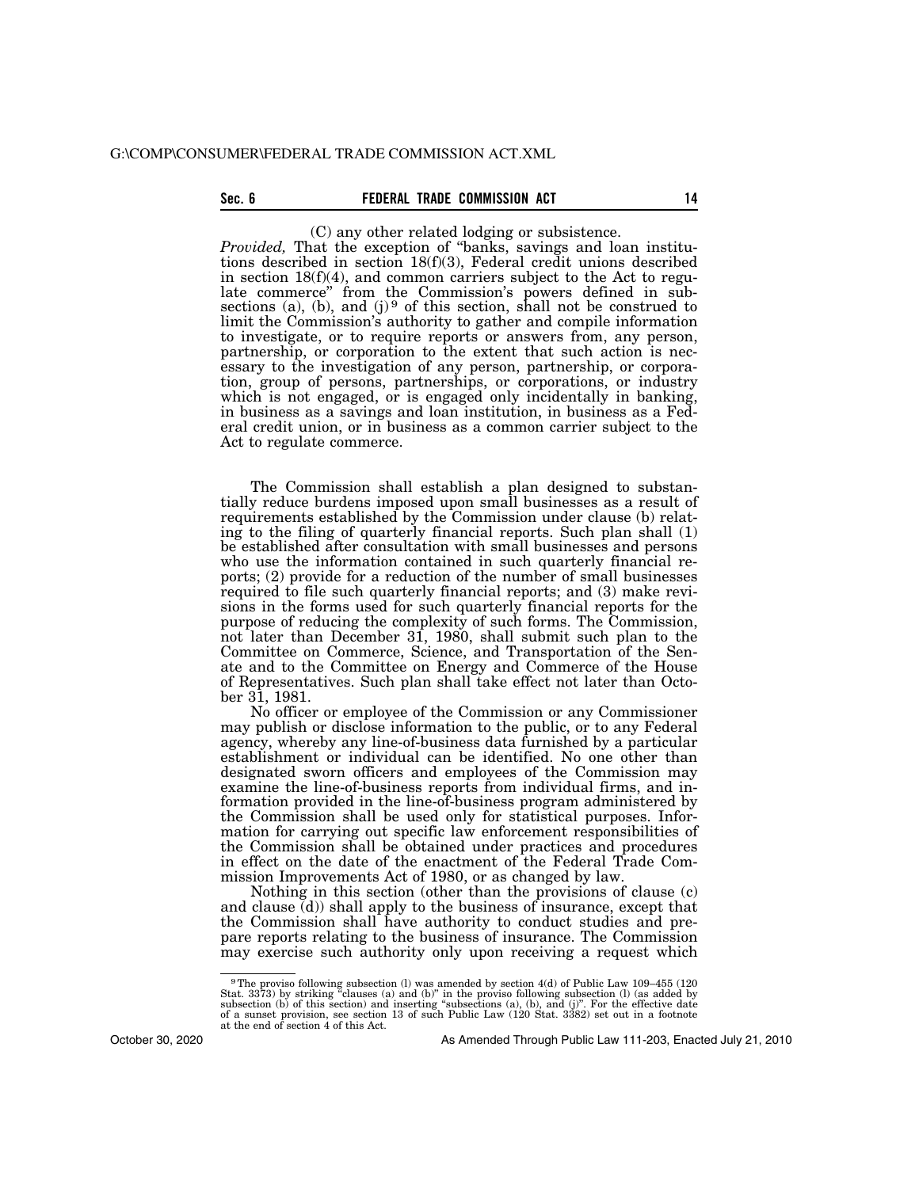(C) any other related lodging or subsistence.

*Provided,* That the exception of "banks, savings and loan institutions described in section 18(f)(3), Federal credit unions described in section 18(f)(4), and common carriers subject to the Act to regulate commerce" from the Commission's powers defined in subsections (a), (b), and (j) [9] of this section, shall not be construed to limit the Commission's authority to gather and compile information to investigate, or to require reports or answers from, any person, partnership, or corporation to the extent that such action is necessary to the investigation of any person, partnership, or corporation, group of persons, partnerships, or corporations, or industry which is not engaged, or is engaged only incidentally in banking, in business as a savings and loan institution, in business as a Federal credit union, or in business as a common carrier subject to the Act to regulate commerce.

The Commission shall establish a plan designed to substantially reduce burdens imposed upon small businesses as a result of requirements established by the Commission under clause (b) relating to the filing of quarterly financial reports. Such plan shall (1) be established after consultation with small businesses and persons who use the information contained in such quarterly financial reports; (2) provide for a reduction of the number of small businesses required to file such quarterly financial reports; and (3) make revisions in the forms used for such quarterly financial reports for the purpose of reducing the complexity of such forms. The Commission, not later than December 31, 1980, shall submit such plan to the Committee on Commerce, Science, and Transportation of the Senate and to the Committee on Energy and Commerce of the House of Representatives. Such plan shall take effect not later than October 31, 1981.

No officer or employee of the Commission or any Commissioner may publish or disclose information to the public, or to any Federal agency, whereby any line-of-business data furnished by a particular establishment or individual can be identified. No one other than designated sworn officers and employees of the Commission may examine the line-of-business reports from individual firms, and information provided in the line-of-business program administered by the Commission shall be used only for statistical purposes. Information for carrying out specific law enforcement responsibilities of the Commission shall be obtained under practices and procedures in effect on the date of the enactment of the Federal Trade Commission Improvements Act of 1980, or as changed by law.

Nothing in this section (other than the provisions of clause (c) and clause (d)) shall apply to the business of insurance, except that the Commission shall have authority to conduct studies and prepare reports relating to the business of insurance. The Commission may exercise such authority only upon receiving a request which

---

[9] The proviso following subsection (l) was amended by section 4(d) of Public Law 109–455 (120 Stat. 3373) by striking "clauses (a) and (b)" in the proviso following subsection (l) (as added by subsection (b) of this section) and inserting "subsections (a), (b), and (j)". For the effective date of a sunset provision, see section 13 of such Public Law (120 Stat. 3382) set out in a footnote at the end of section 4 of this Act.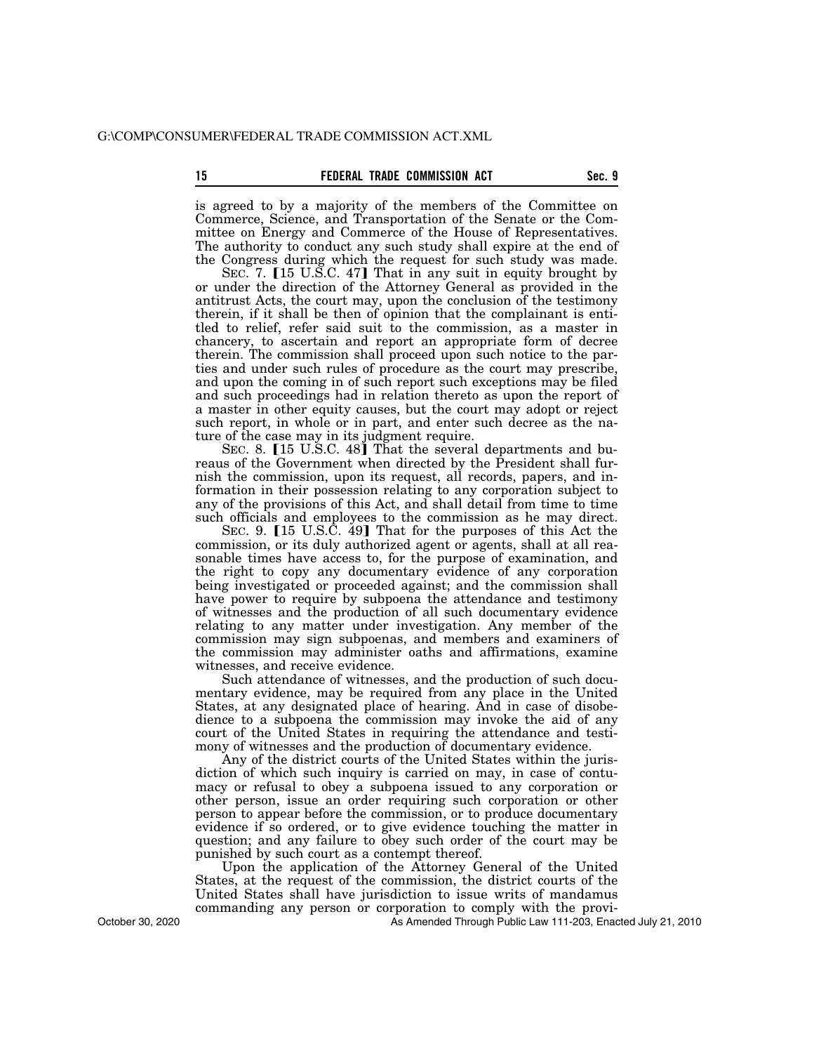is agreed to by a majority of the members of the Committee on Commerce, Science, and Transportation of the Senate or the Committee on Energy and Commerce of the House of Representatives. The authority to conduct any such study shall expire at the end of the Congress during which the request for such study was made.

SEC. 7. [15 U.S.C. 47] That in any suit in equity brought by or under the direction of the Attorney General as provided in the antitrust Acts, the court may, upon the conclusion of the testimony therein, if it shall be then of opinion that the complainant is entitled to relief, refer said suit to the commission, as a master in chancery, to ascertain and report an appropriate form of decree therein. The commission shall proceed upon such notice to the parties and under such rules of procedure as the court may prescribe, and upon the coming in of such report such exceptions may be filed and such proceedings had in relation thereto as upon the report of a master in other equity causes, but the court may adopt or reject such report, in whole or in part, and enter such decree as the nature of the case may in its judgment require.

SEC. 8. [15 U.S.C. 48] That the several departments and bureaus of the Government when directed by the President shall furnish the commission, upon its request, all records, papers, and information in their possession relating to any corporation subject to any of the provisions of this Act, and shall detail from time to time such officials and employees to the commission as he may direct.

SEC. 9. [15 U.S.C. 49] That for the purposes of this Act the commission, or its duly authorized agent or agents, shall at all reasonable times have access to, for the purpose of examination, and the right to copy any documentary evidence of any corporation being investigated or proceeded against; and the commission shall have power to require by subpoena the attendance and testimony of witnesses and the production of all such documentary evidence relating to any matter under investigation. Any member of the commission may sign subpoenas, and members and examiners of the commission may administer oaths and affirmations, examine witnesses, and receive evidence.

Such attendance of witnesses, and the production of such documentary evidence, may be required from any place in the United States, at any designated place of hearing. And in case of disobedience to a subpoena the commission may invoke the aid of any court of the United States in requiring the attendance and testimony of witnesses and the production of documentary evidence.

Any of the district courts of the United States within the jurisdiction of which such inquiry is carried on may, in case of contumacy or refusal to obey a subpoena issued to any corporation or other person, issue an order requiring such corporation or other person to appear before the commission, or to produce documentary evidence if so ordered, or to give evidence touching the matter in question; and any failure to obey such order of the court may be punished by such court as a contempt thereof.

Upon the application of the Attorney General of the United States, at the request of the commission, the district courts of the United States shall have jurisdiction to issue writs of mandamus commanding any person or corporation to comply with the provi-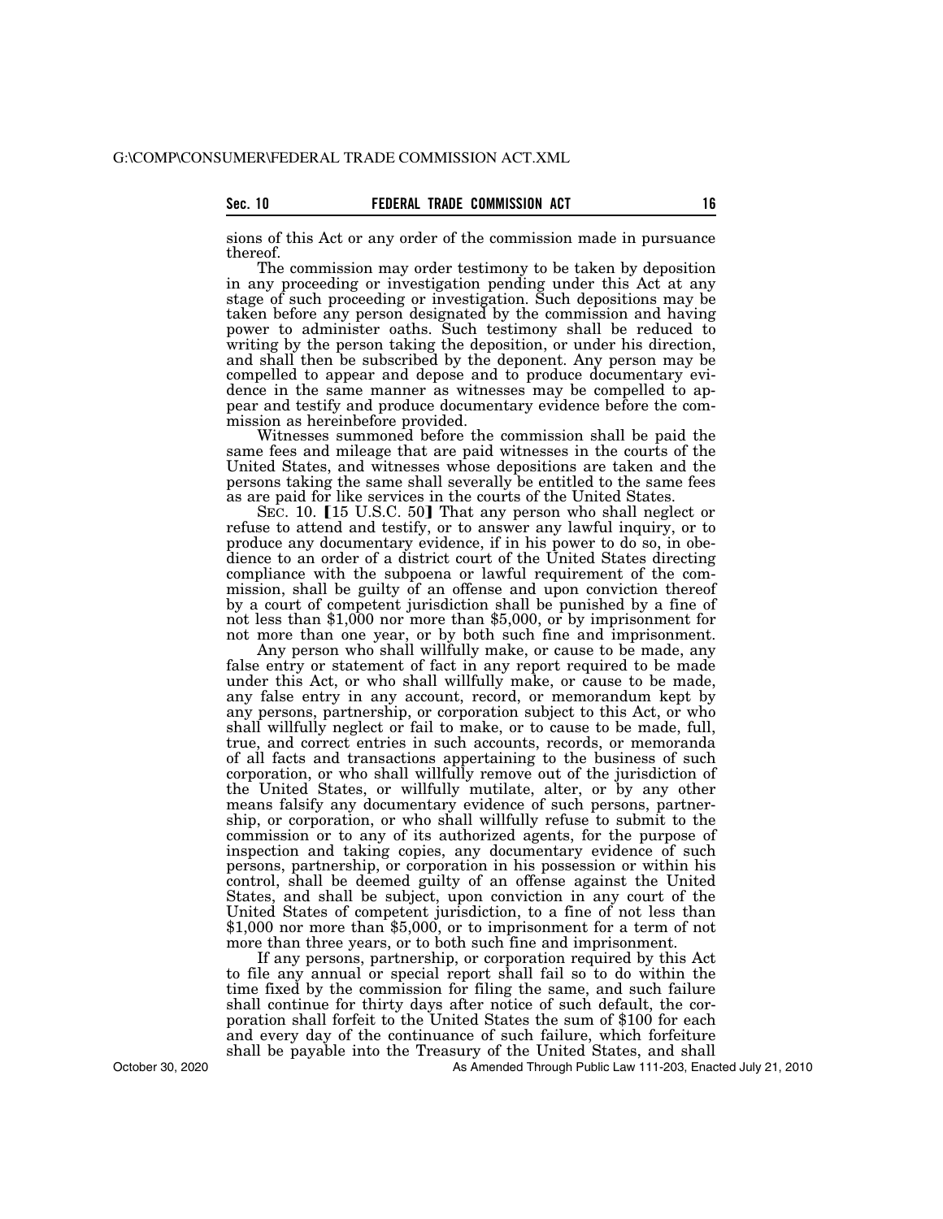sions of this Act or any order of the commission made in pursuance thereof.

The commission may order testimony to be taken by deposition in any proceeding or investigation pending under this Act at any stage of such proceeding or investigation. Such depositions may be taken before any person designated by the commission and having power to administer oaths. Such testimony shall be reduced to writing by the person taking the deposition, or under his direction, and shall then be subscribed by the deponent. Any person may be compelled to appear and depose and to produce documentary evidence in the same manner as witnesses may be compelled to appear and testify and produce documentary evidence before the commission as hereinbefore provided.

Witnesses summoned before the commission shall be paid the same fees and mileage that are paid witnesses in the courts of the United States, and witnesses whose depositions are taken and the persons taking the same shall severally be entitled to the same fees as are paid for like services in the courts of the United States.

SEC. 10. 【15 U.S.C. 50】 That any person who shall neglect or refuse to attend and testify, or to answer any lawful inquiry, or to produce any documentary evidence, if in his power to do so, in obedience to an order of a district court of the United States directing compliance with the subpoena or lawful requirement of the commission, shall be guilty of an offense and upon conviction thereof by a court of competent jurisdiction shall be punished by a fine of not less than $1,000 nor more than $5,000, or by imprisonment for not more than one year, or by both such fine and imprisonment.

Any person who shall willfully make, or cause to be made, any false entry or statement of fact in any report required to be made under this Act, or who shall willfully make, or cause to be made, any false entry in any account, record, or memorandum kept by any persons, partnership, or corporation subject to this Act, or who shall willfully neglect or fail to make, or to cause to be made, full, true, and correct entries in such accounts, records, or memoranda of all facts and transactions appertaining to the business of such corporation, or who shall willfully remove out of the jurisdiction of the United States, or willfully mutilate, alter, or by any other means falsify any documentary evidence of such persons, partnership, or corporation, or who shall willfully refuse to submit to the commission or to any of its authorized agents, for the purpose of inspection and taking copies, any documentary evidence of such persons, partnership, or corporation in his possession or within his control, shall be deemed guilty of an offense against the United States, and shall be subject, upon conviction in any court of the United States of competent jurisdiction, to a fine of not less than $1,000 nor more than $5,000, or to imprisonment for a term of not more than three years, or to both such fine and imprisonment.

If any persons, partnership, or corporation required by this Act to file any annual or special report shall fail so to do within the time fixed by the commission for filing the same, and such failure shall continue for thirty days after notice of such default, the corporation shall forfeit to the United States the sum of $100 for each and every day of the continuance of such failure, which forfeiture shall be payable into the Treasury of the United States, and shall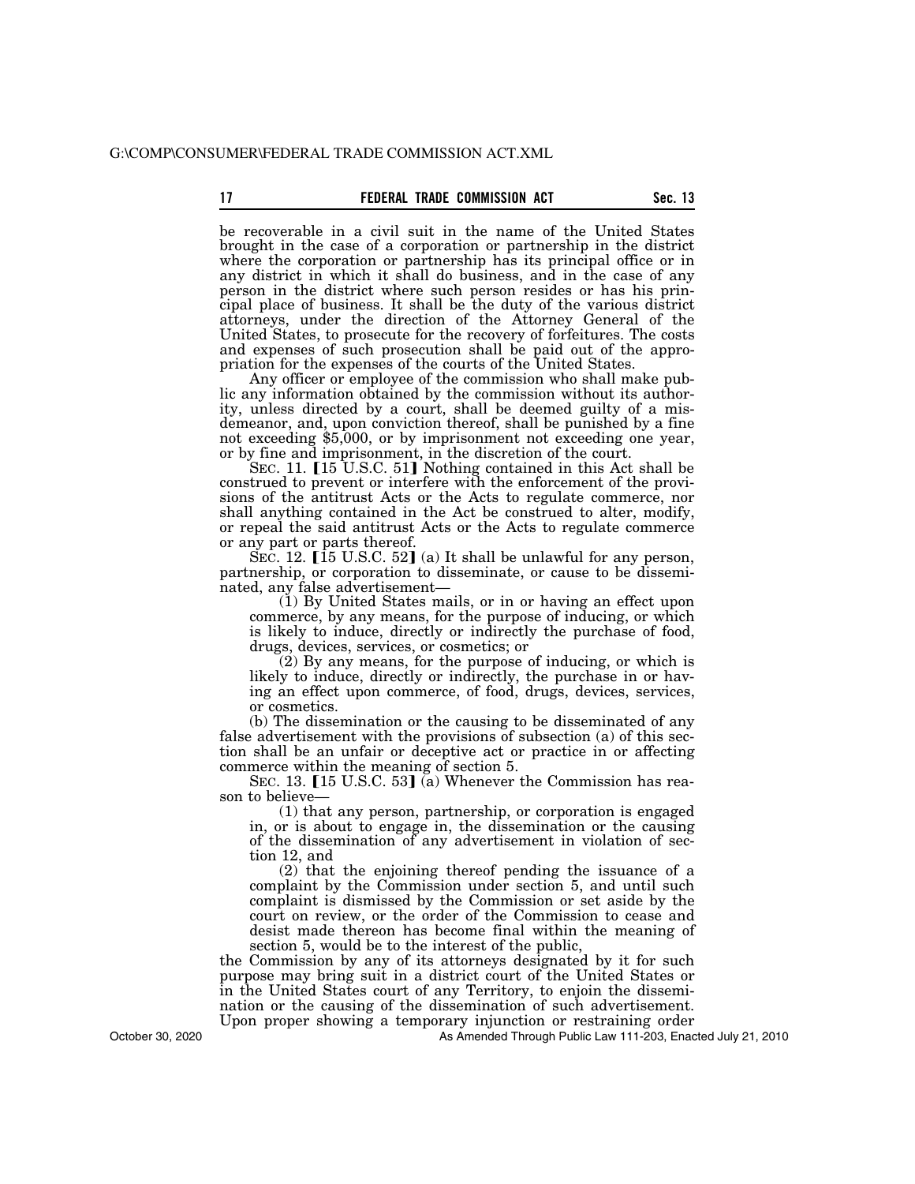be recoverable in a civil suit in the name of the United States brought in the case of a corporation or partnership in the district where the corporation or partnership has its principal office or in any district in which it shall do business, and in the case of any person in the district where such person resides or has his principal place of business. It shall be the duty of the various district attorneys, under the direction of the Attorney General of the United States, to prosecute for the recovery of forfeitures. The costs and expenses of such prosecution shall be paid out of the appropriation for the expenses of the courts of the United States.

Any officer or employee of the commission who shall make public any information obtained by the commission without its authority, unless directed by a court, shall be deemed guilty of a misdemeanor, and, upon conviction thereof, shall be punished by a fine not exceeding $5,000, or by imprisonment not exceeding one year, or by fine and imprisonment, in the discretion of the court.

SEC. 11. [15 U.S.C. 51] Nothing contained in this Act shall be construed to prevent or interfere with the enforcement of the provisions of the antitrust Acts or the Acts to regulate commerce, nor shall anything contained in the Act be construed to alter, modify, or repeal the said antitrust Acts or the Acts to regulate commerce or any part or parts thereof.

SEC. 12. [15 U.S.C. 52] (a) It shall be unlawful for any person, partnership, or corporation to disseminate, or cause to be disseminated, any false advertisement—

(1) By United States mails, or in or having an effect upon commerce, by any means, for the purpose of inducing, or which is likely to induce, directly or indirectly the purchase of food, drugs, devices, services, or cosmetics; or

(2) By any means, for the purpose of inducing, or which is likely to induce, directly or indirectly, the purchase in or having an effect upon commerce, of food, drugs, devices, services, or cosmetics.

(b) The dissemination or the causing to be disseminated of any false advertisement with the provisions of subsection (a) of this section shall be an unfair or deceptive act or practice in or affecting commerce within the meaning of section 5.

SEC. 13. [15 U.S.C. 53] (a) Whenever the Commission has reason to believe—

(1) that any person, partnership, or corporation is engaged in, or is about to engage in, the dissemination or the causing of the dissemination of any advertisement in violation of section 12, and

(2) that the enjoining thereof pending the issuance of a complaint by the Commission under section 5, and until such complaint is dismissed by the Commission or set aside by the court on review, or the order of the Commission to cease and desist made thereon has become final within the meaning of section 5, would be to the interest of the public,

the Commission by any of its attorneys designated by it for such purpose may bring suit in a district court of the United States or in the United States court of any Territory, to enjoin the dissemination or the causing of the dissemination of such advertisement. Upon proper showing a temporary injunction or restraining order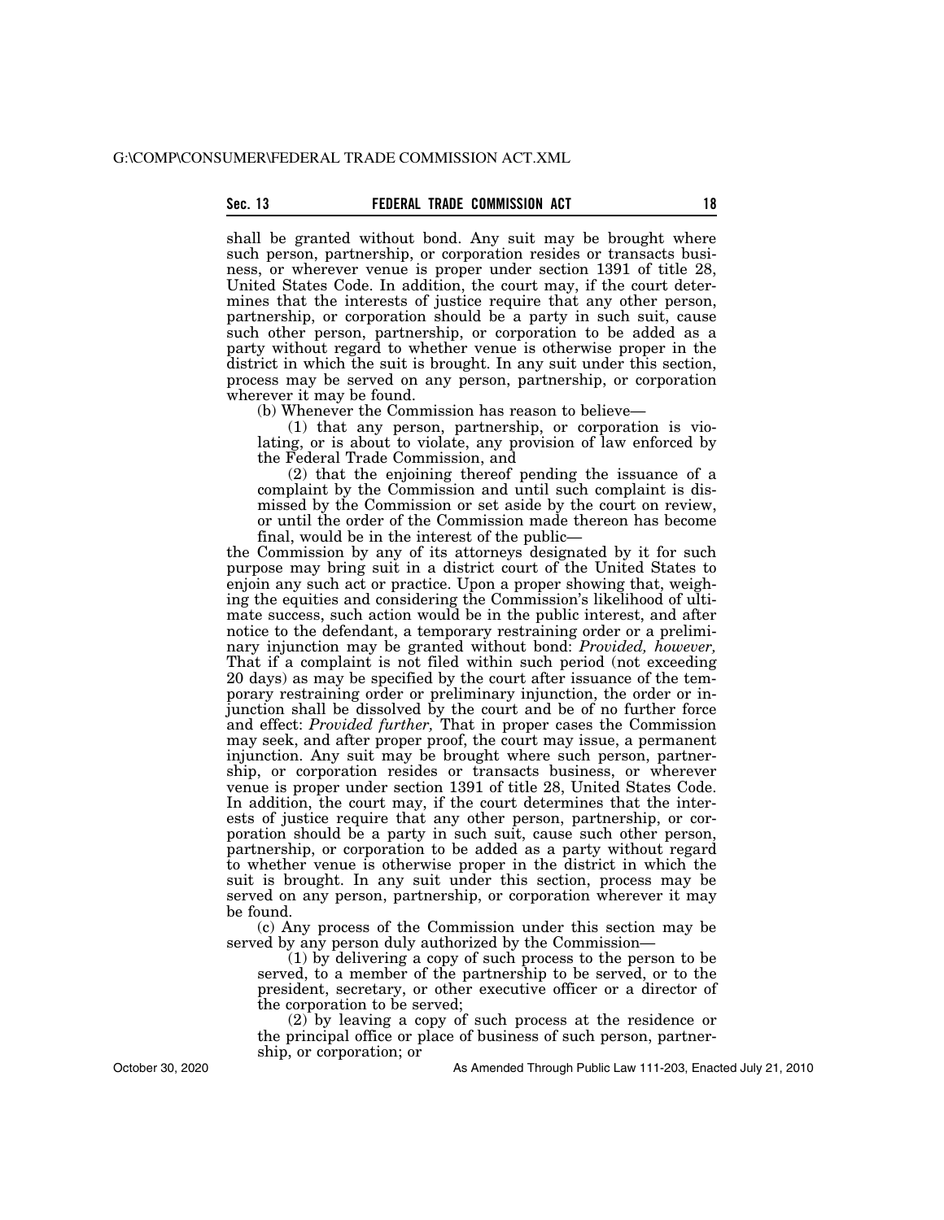shall be granted without bond. Any suit may be brought where such person, partnership, or corporation resides or transacts business, or wherever venue is proper under section 1391 of title 28, United States Code. In addition, the court may, if the court determines that the interests of justice require that any other person, partnership, or corporation should be a party in such suit, cause such other person, partnership, or corporation to be added as a party without regard to whether venue is otherwise proper in the district in which the suit is brought. In any suit under this section, process may be served on any person, partnership, or corporation wherever it may be found.

(b) Whenever the Commission has reason to believe—

(1) that any person, partnership, or corporation is violating, or is about to violate, any provision of law enforced by the Federal Trade Commission, and

(2) that the enjoining thereof pending the issuance of a complaint by the Commission and until such complaint is dismissed by the Commission or set aside by the court on review, or until the order of the Commission made thereon has become final, would be in the interest of the public—

the Commission by any of its attorneys designated by it for such purpose may bring suit in a district court of the United States to enjoin any such act or practice. Upon a proper showing that, weighing the equities and considering the Commission's likelihood of ultimate success, such action would be in the public interest, and after notice to the defendant, a temporary restraining order or a preliminary injunction may be granted without bond: *Provided, however,* That if a complaint is not filed within such period (not exceeding 20 days) as may be specified by the court after issuance of the temporary restraining order or preliminary injunction, the order or injunction shall be dissolved by the court and be of no further force and effect: *Provided further,* That in proper cases the Commission may seek, and after proper proof, the court may issue, a permanent injunction. Any suit may be brought where such person, partnership, or corporation resides or transacts business, or wherever venue is proper under section 1391 of title 28, United States Code. In addition, the court may, if the court determines that the interests of justice require that any other person, partnership, or corporation should be a party in such suit, cause such other person, partnership, or corporation to be added as a party without regard to whether venue is otherwise proper in the district in which the suit is brought. In any suit under this section, process may be served on any person, partnership, or corporation wherever it may be found.

(c) Any process of the Commission under this section may be served by any person duly authorized by the Commission—

(1) by delivering a copy of such process to the person to be served, to a member of the partnership to be served, or to the president, secretary, or other executive officer or a director of the corporation to be served;

(2) by leaving a copy of such process at the residence or the principal office or place of business of such person, partnership, or corporation; or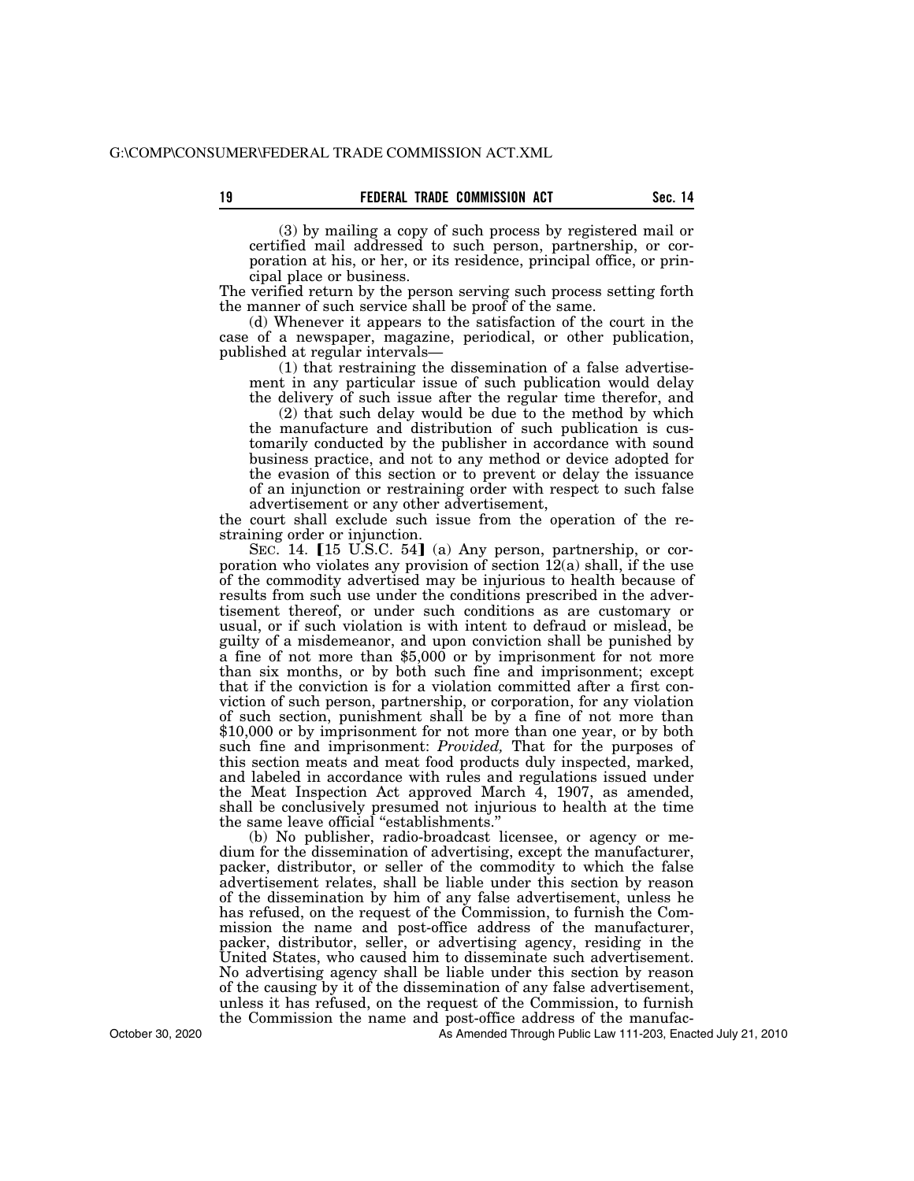(3) by mailing a copy of such process by registered mail or certified mail addressed to such person, partnership, or corporation at his, or her, or its residence, principal office, or principal place or business.

The verified return by the person serving such process setting forth the manner of such service shall be proof of the same.

(d) Whenever it appears to the satisfaction of the court in the case of a newspaper, magazine, periodical, or other publication, published at regular intervals—

(1) that restraining the dissemination of a false advertisement in any particular issue of such publication would delay the delivery of such issue after the regular time therefor, and

(2) that such delay would be due to the method by which the manufacture and distribution of such publication is customarily conducted by the publisher in accordance with sound business practice, and not to any method or device adopted for the evasion of this section or to prevent or delay the issuance of an injunction or restraining order with respect to such false advertisement or any other advertisement,

the court shall exclude such issue from the operation of the restraining order or injunction.

SEC. 14. 【15 U.S.C. 54】 (a) Any person, partnership, or corporation who violates any provision of section 12(a) shall, if the use of the commodity advertised may be injurious to health because of results from such use under the conditions prescribed in the advertisement thereof, or under such conditions as are customary or usual, or if such violation is with intent to defraud or mislead, be guilty of a misdemeanor, and upon conviction shall be punished by a fine of not more than $5,000 or by imprisonment for not more than six months, or by both such fine and imprisonment; except that if the conviction is for a violation committed after a first conviction of such person, partnership, or corporation, for any violation of such section, punishment shall be by a fine of not more than $10,000 or by imprisonment for not more than one year, or by both such fine and imprisonment: *Provided,* That for the purposes of this section meats and meat food products duly inspected, marked, and labeled in accordance with rules and regulations issued under the Meat Inspection Act approved March 4, 1907, as amended, shall be conclusively presumed not injurious to health at the time the same leave official "establishments."

(b) No publisher, radio-broadcast licensee, or agency or medium for the dissemination of advertising, except the manufacturer, packer, distributor, or seller of the commodity to which the false advertisement relates, shall be liable under this section by reason of the dissemination by him of any false advertisement, unless he has refused, on the request of the Commission, to furnish the Commission the name and post-office address of the manufacturer, packer, distributor, seller, or advertising agency, residing in the United States, who caused him to disseminate such advertisement. No advertising agency shall be liable under this section by reason of the causing by it of the dissemination of any false advertisement, unless it has refused, on the request of the Commission, to furnish the Commission the name and post-office address of the manufac-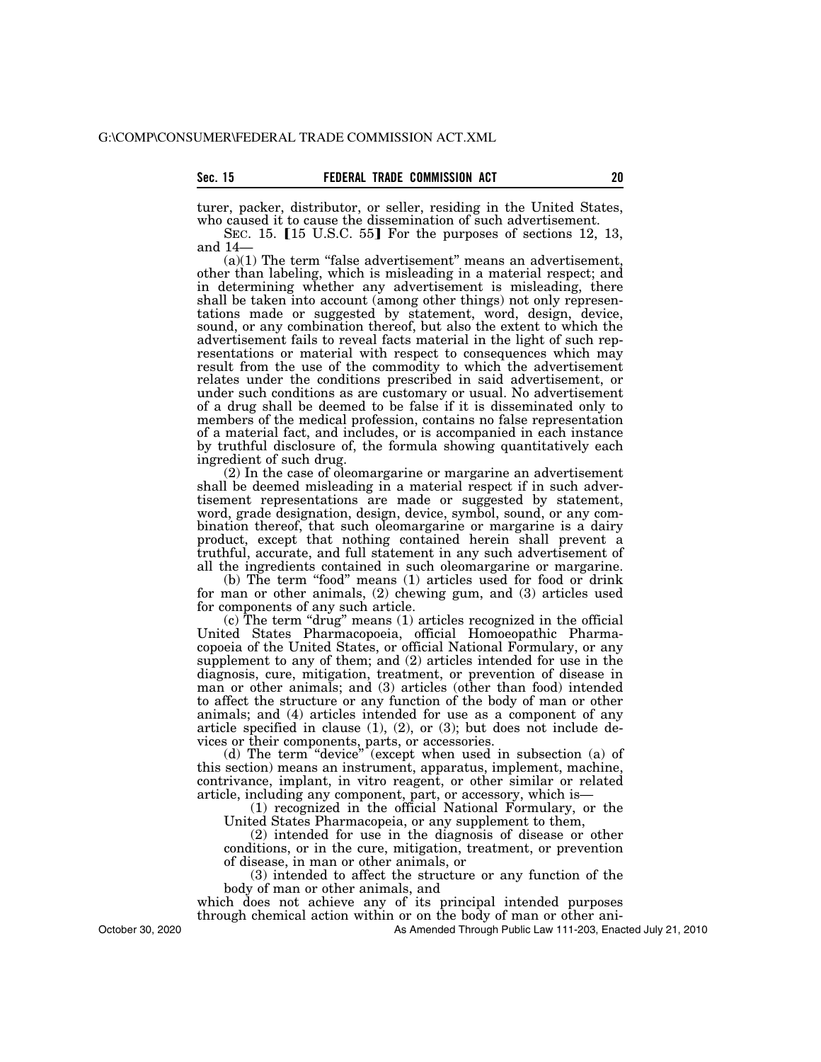turer, packer, distributor, or seller, residing in the United States, who caused it to cause the dissemination of such advertisement.

SEC. 15. [15 U.S.C. 55] For the purposes of sections 12, 13, and 14—

(a)(1) The term "false advertisement" means an advertisement, other than labeling, which is misleading in a material respect; and in determining whether any advertisement is misleading, there shall be taken into account (among other things) not only representations made or suggested by statement, word, design, device, sound, or any combination thereof, but also the extent to which the advertisement fails to reveal facts material in the light of such representations or material with respect to consequences which may result from the use of the commodity to which the advertisement relates under the conditions prescribed in said advertisement, or under such conditions as are customary or usual. No advertisement of a drug shall be deemed to be false if it is disseminated only to members of the medical profession, contains no false representation of a material fact, and includes, or is accompanied in each instance by truthful disclosure of, the formula showing quantitatively each ingredient of such drug.

(2) In the case of oleomargarine or margarine an advertisement shall be deemed misleading in a material respect if in such advertisement representations are made or suggested by statement, word, grade designation, design, device, symbol, sound, or any combination thereof, that such oleomargarine or margarine is a dairy product, except that nothing contained herein shall prevent a truthful, accurate, and full statement in any such advertisement of all the ingredients contained in such oleomargarine or margarine.

(b) The term "food" means (1) articles used for food or drink for man or other animals, (2) chewing gum, and (3) articles used for components of any such article.

(c) The term "drug" means (1) articles recognized in the official United States Pharmacopoeia, official Homoeopathic Pharmacopoeia of the United States, or official National Formulary, or any supplement to any of them; and (2) articles intended for use in the diagnosis, cure, mitigation, treatment, or prevention of disease in man or other animals; and (3) articles (other than food) intended to affect the structure or any function of the body of man or other animals; and (4) articles intended for use as a component of any article specified in clause (1), (2), or (3); but does not include devices or their components, parts, or accessories.

(d) The term "device" (except when used in subsection (a) of this section) means an instrument, apparatus, implement, machine, contrivance, implant, in vitro reagent, or other similar or related article, including any component, part, or accessory, which is—

(1) recognized in the official National Formulary, or the United States Pharmacopeia, or any supplement to them,

(2) intended for use in the diagnosis of disease or other conditions, or in the cure, mitigation, treatment, or prevention of disease, in man or other animals, or

(3) intended to affect the structure or any function of the body of man or other animals, and

which does not achieve any of its principal intended purposes through chemical action within or on the body of man or other ani-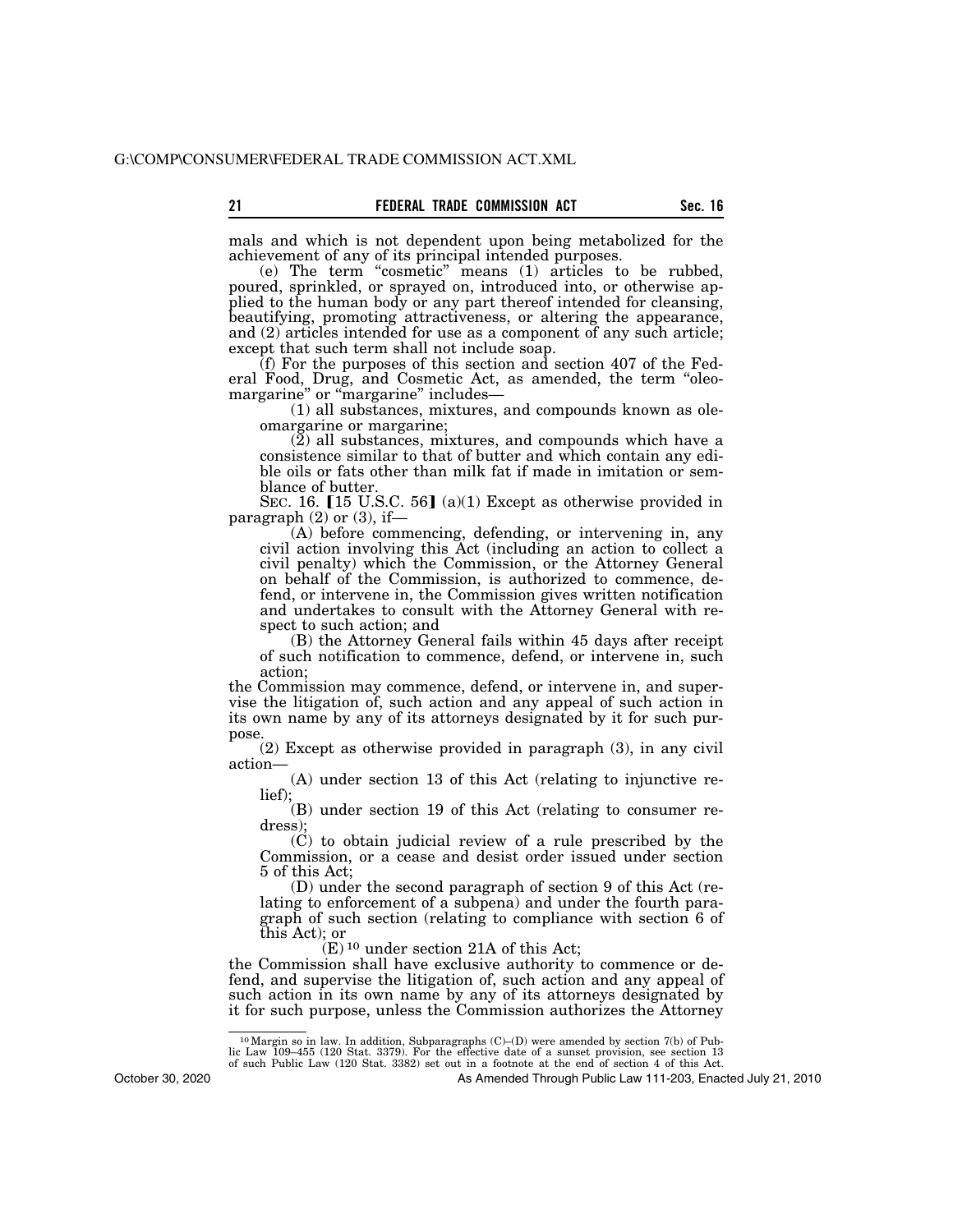mals and which is not dependent upon being metabolized for the achievement of any of its principal intended purposes.

(e) The term "cosmetic" means (1) articles to be rubbed, poured, sprinkled, or sprayed on, introduced into, or otherwise applied to the human body or any part thereof intended for cleansing, beautifying, promoting attractiveness, or altering the appearance, and (2) articles intended for use as a component of any such article; except that such term shall not include soap.

(f) For the purposes of this section and section 407 of the Federal Food, Drug, and Cosmetic Act, as amended, the term "oleomargarine" or "margarine" includes—

(1) all substances, mixtures, and compounds known as oleomargarine or margarine;

(2) all substances, mixtures, and compounds which have a consistence similar to that of butter and which contain any edible oils or fats other than milk fat if made in imitation or semblance of butter.

SEC. 16. 【15 U.S.C. 56】 (a)(1) Except as otherwise provided in paragraph (2) or (3), if—

(A) before commencing, defending, or intervening in, any civil action involving this Act (including an action to collect a civil penalty) which the Commission, or the Attorney General on behalf of the Commission, is authorized to commence, defend, or intervene in, the Commission gives written notification and undertakes to consult with the Attorney General with respect to such action; and

(B) the Attorney General fails within 45 days after receipt of such notification to commence, defend, or intervene in, such action;

the Commission may commence, defend, or intervene in, and supervise the litigation of, such action and any appeal of such action in its own name by any of its attorneys designated by it for such purpose.

(2) Except as otherwise provided in paragraph (3), in any civil action—

(A) under section 13 of this Act (relating to injunctive relief);

(B) under section 19 of this Act (relating to consumer redress);

(C) to obtain judicial review of a rule prescribed by the Commission, or a cease and desist order issued under section 5 of this Act;

(D) under the second paragraph of section 9 of this Act (relating to enforcement of a subpena) and under the fourth paragraph of such section (relating to compliance with section 6 of this Act); or

(E) [10] under section 21A of this Act;

the Commission shall have exclusive authority to commence or defend, and supervise the litigation of, such action and any appeal of such action in its own name by any of its attorneys designated by it for such purpose, unless the Commission authorizes the Attorney

---

[10] Margin so in law. In addition, Subparagraphs (C)–(D) were amended by section 7(b) of Public Law 109–455 (120 Stat. 3379). For the effective date of a sunset provision, see section 13 of such Public Law (120 Stat. 3382) set out in a footnote at the end of section 4 of this Act.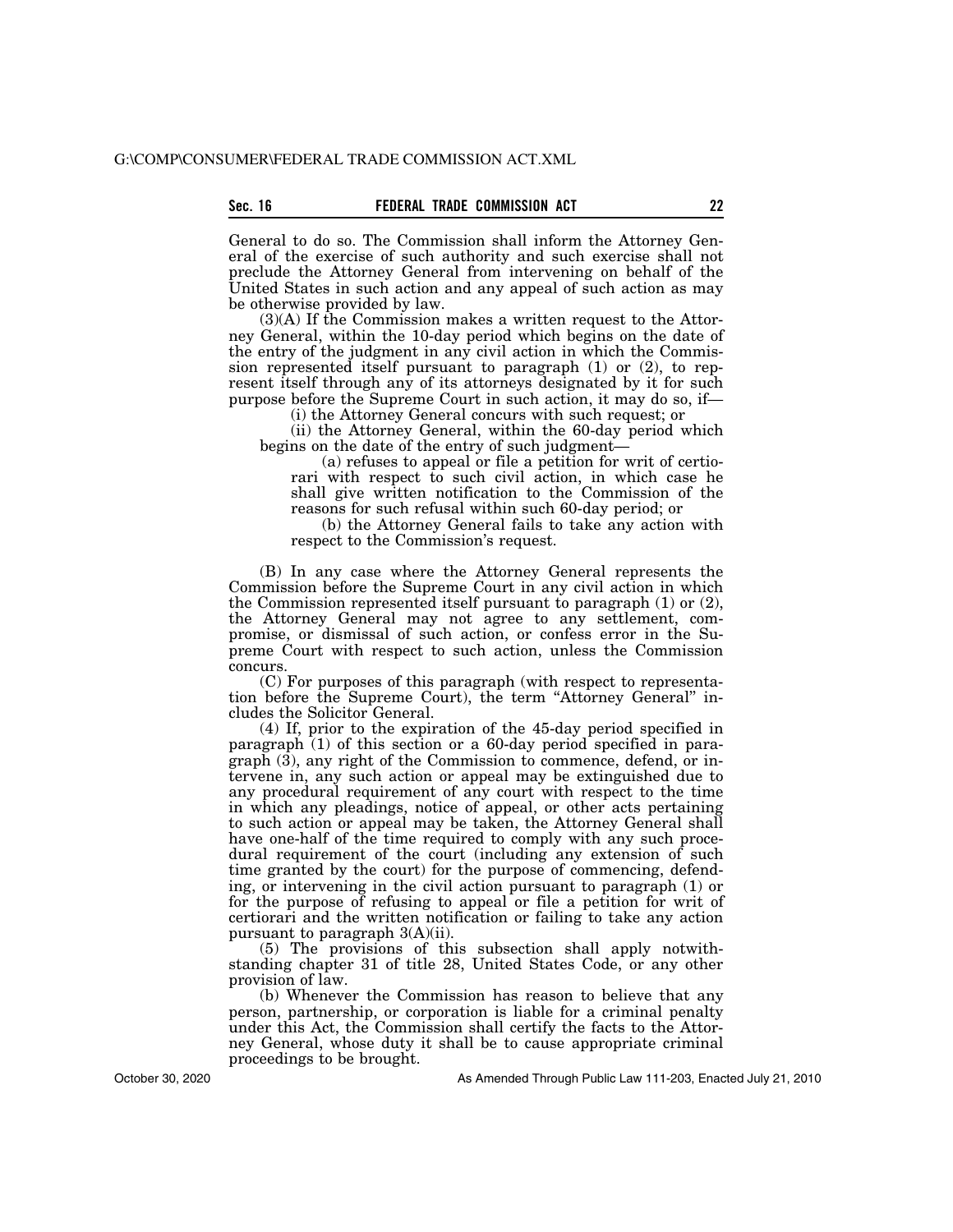General to do so. The Commission shall inform the Attorney General of the exercise of such authority and such exercise shall not preclude the Attorney General from intervening on behalf of the United States in such action and any appeal of such action as may be otherwise provided by law.

(3)(A) If the Commission makes a written request to the Attorney General, within the 10-day period which begins on the date of the entry of the judgment in any civil action in which the Commission represented itself pursuant to paragraph (1) or (2), to represent itself through any of its attorneys designated by it for such purpose before the Supreme Court in such action, it may do so, if—

(i) the Attorney General concurs with such request; or

(ii) the Attorney General, within the 60-day period which begins on the date of the entry of such judgment—

(a) refuses to appeal or file a petition for writ of certiorari with respect to such civil action, in which case he shall give written notification to the Commission of the reasons for such refusal within such 60-day period; or

(b) the Attorney General fails to take any action with respect to the Commission's request.

(B) In any case where the Attorney General represents the Commission before the Supreme Court in any civil action in which the Commission represented itself pursuant to paragraph (1) or (2), the Attorney General may not agree to any settlement, compromise, or dismissal of such action, or confess error in the Supreme Court with respect to such action, unless the Commission concurs.

(C) For purposes of this paragraph (with respect to representation before the Supreme Court), the term "Attorney General" includes the Solicitor General.

(4) If, prior to the expiration of the 45-day period specified in paragraph (1) of this section or a 60-day period specified in paragraph (3), any right of the Commission to commence, defend, or intervene in, any such action or appeal may be extinguished due to any procedural requirement of any court with respect to the time in which any pleadings, notice of appeal, or other acts pertaining to such action or appeal may be taken, the Attorney General shall have one-half of the time required to comply with any such procedural requirement of the court (including any extension of such time granted by the court) for the purpose of commencing, defending, or intervening in the civil action pursuant to paragraph (1) or for the purpose of refusing to appeal or file a petition for writ of certiorari and the written notification or failing to take any action pursuant to paragraph 3(A)(ii).

(5) The provisions of this subsection shall apply notwithstanding chapter 31 of title 28, United States Code, or any other provision of law.

(b) Whenever the Commission has reason to believe that any person, partnership, or corporation is liable for a criminal penalty under this Act, the Commission shall certify the facts to the Attorney General, whose duty it shall be to cause appropriate criminal proceedings to be brought.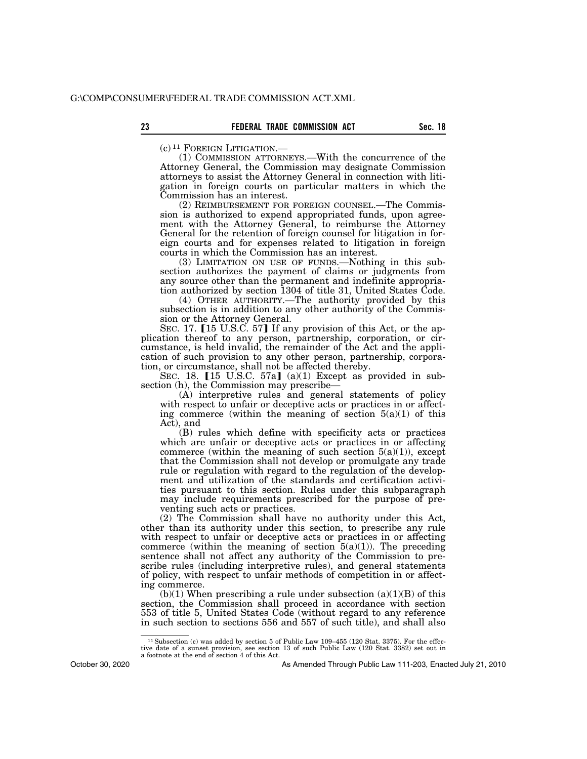(c)[11] FOREIGN LITIGATION.—

(1) COMMISSION ATTORNEYS.—With the concurrence of the Attorney General, the Commission may designate Commission attorneys to assist the Attorney General in connection with litigation in foreign courts on particular matters in which the Commission has an interest.

(2) REIMBURSEMENT FOR FOREIGN COUNSEL.—The Commission is authorized to expend appropriated funds, upon agreement with the Attorney General, to reimburse the Attorney General for the retention of foreign counsel for litigation in foreign courts and for expenses related to litigation in foreign courts in which the Commission has an interest.

(3) LIMITATION ON USE OF FUNDS.—Nothing in this subsection authorizes the payment of claims or judgments from any source other than the permanent and indefinite appropriation authorized by section 1304 of title 31, United States Code.

(4) OTHER AUTHORITY.—The authority provided by this subsection is in addition to any other authority of the Commission or the Attorney General.

SEC. 17. [15 U.S.C. 57] If any provision of this Act, or the application thereof to any person, partnership, corporation, or circumstance, is held invalid, the remainder of the Act and the application of such provision to any other person, partnership, corporation, or circumstance, shall not be affected thereby.

SEC. 18. [15 U.S.C. 57a] (a)(1) Except as provided in subsection (h), the Commission may prescribe—

(A) interpretive rules and general statements of policy with respect to unfair or deceptive acts or practices in or affecting commerce (within the meaning of section 5(a)(1) of this Act), and

(B) rules which define with specificity acts or practices which are unfair or deceptive acts or practices in or affecting commerce (within the meaning of such section 5(a)(1)), except that the Commission shall not develop or promulgate any trade rule or regulation with regard to the regulation of the development and utilization of the standards and certification activities pursuant to this section. Rules under this subparagraph may include requirements prescribed for the purpose of preventing such acts or practices.

(2) The Commission shall have no authority under this Act, other than its authority under this section, to prescribe any rule with respect to unfair or deceptive acts or practices in or affecting commerce (within the meaning of section 5(a)(1)). The preceding sentence shall not affect any authority of the Commission to prescribe rules (including interpretive rules), and general statements of policy, with respect to unfair methods of competition in or affecting commerce.

(b)(1) When prescribing a rule under subsection (a)(1)(B) of this section, the Commission shall proceed in accordance with section 553 of title 5, United States Code (without regard to any reference in such section to sections 556 and 557 of such title), and shall also

---

[11] Subsection (c) was added by section 5 of Public Law 109–455 (120 Stat. 3375). For the effective date of a sunset provision, see section 13 of such Public Law (120 Stat. 3382) set out in a footnote at the end of section 4 of this Act.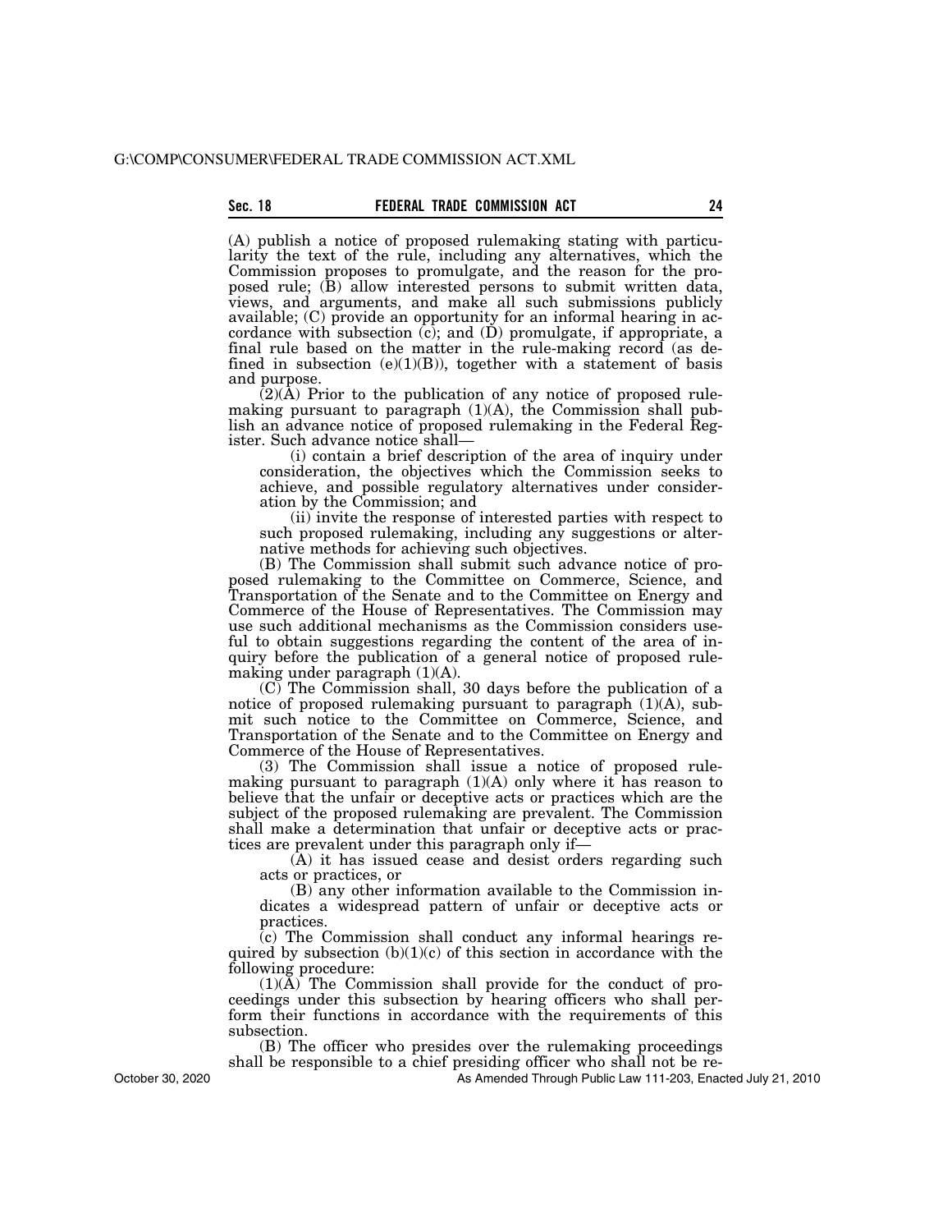(A) publish a notice of proposed rulemaking stating with particularity the text of the rule, including any alternatives, which the Commission proposes to promulgate, and the reason for the proposed rule; (B) allow interested persons to submit written data, views, and arguments, and make all such submissions publicly available; (C) provide an opportunity for an informal hearing in accordance with subsection (c); and (D) promulgate, if appropriate, a final rule based on the matter in the rule-making record (as defined in subsection (e)(1)(B)), together with a statement of basis and purpose.

(2)(A) Prior to the publication of any notice of proposed rulemaking pursuant to paragraph (1)(A), the Commission shall publish an advance notice of proposed rulemaking in the Federal Register. Such advance notice shall—

(i) contain a brief description of the area of inquiry under consideration, the objectives which the Commission seeks to achieve, and possible regulatory alternatives under consideration by the Commission; and

(ii) invite the response of interested parties with respect to such proposed rulemaking, including any suggestions or alternative methods for achieving such objectives.

(B) The Commission shall submit such advance notice of proposed rulemaking to the Committee on Commerce, Science, and Transportation of the Senate and to the Committee on Energy and Commerce of the House of Representatives. The Commission may use such additional mechanisms as the Commission considers useful to obtain suggestions regarding the content of the area of inquiry before the publication of a general notice of proposed rulemaking under paragraph (1)(A).

(C) The Commission shall, 30 days before the publication of a notice of proposed rulemaking pursuant to paragraph (1)(A), submit such notice to the Committee on Commerce, Science, and Transportation of the Senate and to the Committee on Energy and Commerce of the House of Representatives.

(3) The Commission shall issue a notice of proposed rulemaking pursuant to paragraph (1)(A) only where it has reason to believe that the unfair or deceptive acts or practices which are the subject of the proposed rulemaking are prevalent. The Commission shall make a determination that unfair or deceptive acts or practices are prevalent under this paragraph only if—

(A) it has issued cease and desist orders regarding such acts or practices, or

(B) any other information available to the Commission indicates a widespread pattern of unfair or deceptive acts or practices.

(c) The Commission shall conduct any informal hearings required by subsection (b)(1)(c) of this section in accordance with the following procedure:

(1)(A) The Commission shall provide for the conduct of proceedings under this subsection by hearing officers who shall perform their functions in accordance with the requirements of this subsection.

(B) The officer who presides over the rulemaking proceedings shall be responsible to a chief presiding officer who shall not be re-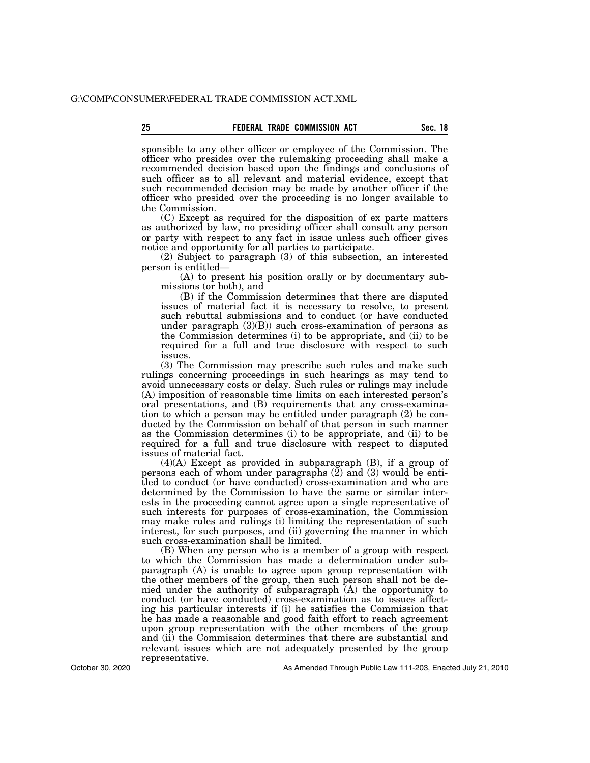sponsible to any other officer or employee of the Commission. The officer who presides over the rulemaking proceeding shall make a recommended decision based upon the findings and conclusions of such officer as to all relevant and material evidence, except that such recommended decision may be made by another officer if the officer who presided over the proceeding is no longer available to the Commission.

(C) Except as required for the disposition of ex parte matters as authorized by law, no presiding officer shall consult any person or party with respect to any fact in issue unless such officer gives notice and opportunity for all parties to participate.

(2) Subject to paragraph (3) of this subsection, an interested person is entitled—

(A) to present his position orally or by documentary submissions (or both), and

(B) if the Commission determines that there are disputed issues of material fact it is necessary to resolve, to present such rebuttal submissions and to conduct (or have conducted under paragraph (3)(B)) such cross-examination of persons as the Commission determines (i) to be appropriate, and (ii) to be required for a full and true disclosure with respect to such issues.

(3) The Commission may prescribe such rules and make such rulings concerning proceedings in such hearings as may tend to avoid unnecessary costs or delay. Such rules or rulings may include (A) imposition of reasonable time limits on each interested person's oral presentations, and (B) requirements that any cross-examination to which a person may be entitled under paragraph (2) be conducted by the Commission on behalf of that person in such manner as the Commission determines (i) to be appropriate, and (ii) to be required for a full and true disclosure with respect to disputed issues of material fact.

(4)(A) Except as provided in subparagraph (B), if a group of persons each of whom under paragraphs (2) and (3) would be entitled to conduct (or have conducted) cross-examination and who are determined by the Commission to have the same or similar interests in the proceeding cannot agree upon a single representative of such interests for purposes of cross-examination, the Commission may make rules and rulings (i) limiting the representation of such interest, for such purposes, and (ii) governing the manner in which such cross-examination shall be limited.

(B) When any person who is a member of a group with respect to which the Commission has made a determination under subparagraph (A) is unable to agree upon group representation with the other members of the group, then such person shall not be denied under the authority of subparagraph (A) the opportunity to conduct (or have conducted) cross-examination as to issues affecting his particular interests if (i) he satisfies the Commission that he has made a reasonable and good faith effort to reach agreement upon group representation with the other members of the group and (ii) the Commission determines that there are substantial and relevant issues which are not adequately presented by the group representative.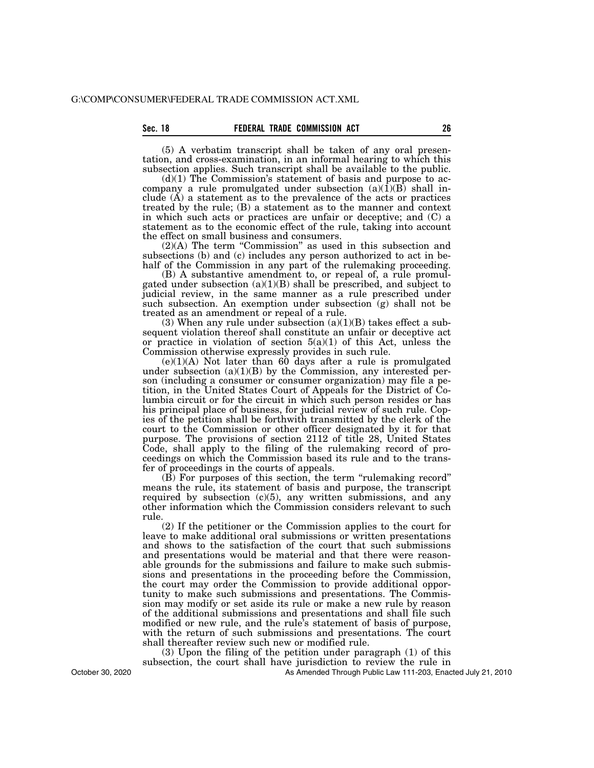(5) A verbatim transcript shall be taken of any oral presentation, and cross-examination, in an informal hearing to which this subsection applies. Such transcript shall be available to the public.

(d)(1) The Commission's statement of basis and purpose to accompany a rule promulgated under subsection (a)(1)(B) shall include (A) a statement as to the prevalence of the acts or practices treated by the rule; (B) a statement as to the manner and context in which such acts or practices are unfair or deceptive; and (C) a statement as to the economic effect of the rule, taking into account the effect on small business and consumers.

(2)(A) The term "Commission" as used in this subsection and subsections (b) and (c) includes any person authorized to act in behalf of the Commission in any part of the rulemaking proceeding.

(B) A substantive amendment to, or repeal of, a rule promulgated under subsection (a)(1)(B) shall be prescribed, and subject to judicial review, in the same manner as a rule prescribed under such subsection. An exemption under subsection (g) shall not be treated as an amendment or repeal of a rule.

(3) When any rule under subsection (a)(1)(B) takes effect a subsequent violation thereof shall constitute an unfair or deceptive act or practice in violation of section 5(a)(1) of this Act, unless the Commission otherwise expressly provides in such rule.

(e)(1)(A) Not later than 60 days after a rule is promulgated under subsection (a)(1)(B) by the Commission, any interested person (including a consumer or consumer organization) may file a petition, in the United States Court of Appeals for the District of Columbia circuit or for the circuit in which such person resides or has his principal place of business, for judicial review of such rule. Copies of the petition shall be forthwith transmitted by the clerk of the court to the Commission or other officer designated by it for that purpose. The provisions of section 2112 of title 28, United States Code, shall apply to the filing of the rulemaking record of proceedings on which the Commission based its rule and to the transfer of proceedings in the courts of appeals.

(B) For purposes of this section, the term "rulemaking record" means the rule, its statement of basis and purpose, the transcript required by subsection (c)(5), any written submissions, and any other information which the Commission considers relevant to such rule.

(2) If the petitioner or the Commission applies to the court for leave to make additional oral submissions or written presentations and shows to the satisfaction of the court that such submissions and presentations would be material and that there were reasonable grounds for the submissions and failure to make such submissions and presentations in the proceeding before the Commission, the court may order the Commission to provide additional opportunity to make such submissions and presentations. The Commission may modify or set aside its rule or make a new rule by reason of the additional submissions and presentations and shall file such modified or new rule, and the rule's statement of basis of purpose, with the return of such submissions and presentations. The court shall thereafter review such new or modified rule.

(3) Upon the filing of the petition under paragraph (1) of this subsection, the court shall have jurisdiction to review the rule in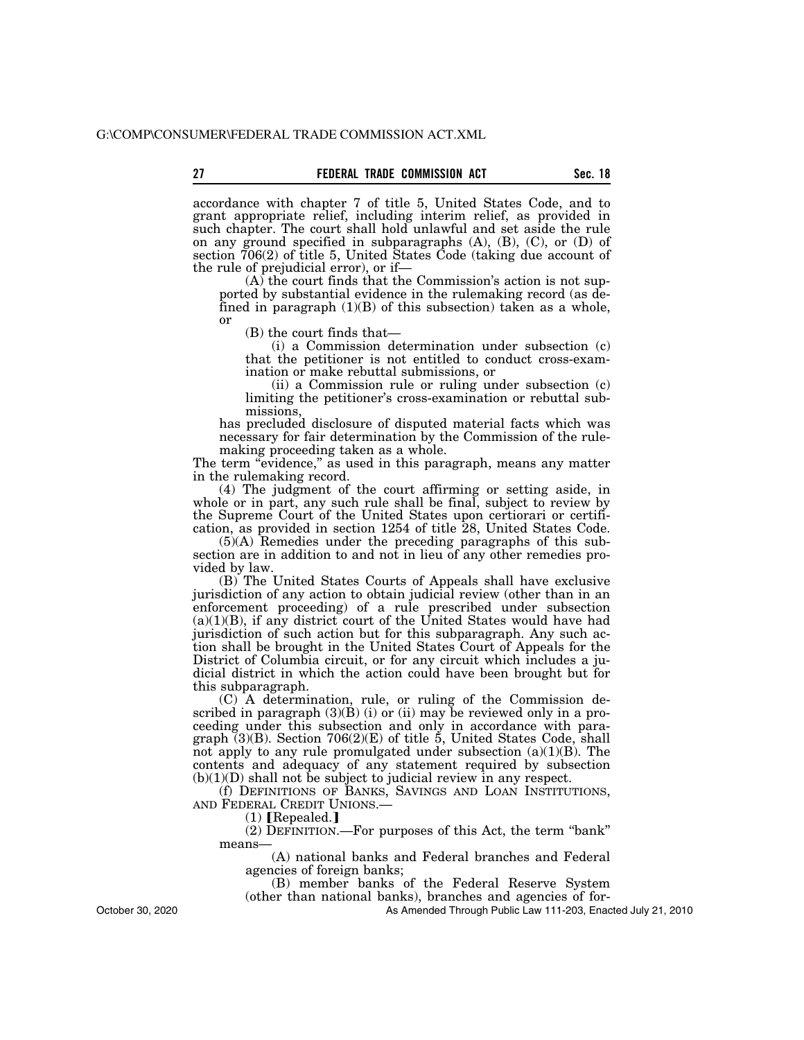accordance with chapter 7 of title 5, United States Code, and to grant appropriate relief, including interim relief, as provided in such chapter. The court shall hold unlawful and set aside the rule on any ground specified in subparagraphs (A), (B), (C), or (D) of section 706(2) of title 5, United States Code (taking due account of the rule of prejudicial error), or if—

(A) the court finds that the Commission's action is not supported by substantial evidence in the rulemaking record (as defined in paragraph (1)(B) of this subsection) taken as a whole, or

(B) the court finds that—

(i) a Commission determination under subsection (c) that the petitioner is not entitled to conduct cross-examination or make rebuttal submissions, or

(ii) a Commission rule or ruling under subsection (c) limiting the petitioner's cross-examination or rebuttal submissions,

has precluded disclosure of disputed material facts which was necessary for fair determination by the Commission of the rulemaking proceeding taken as a whole.

The term "evidence," as used in this paragraph, means any matter in the rulemaking record.

(4) The judgment of the court affirming or setting aside, in whole or in part, any such rule shall be final, subject to review by the Supreme Court of the United States upon certiorari or certification, as provided in section 1254 of title 28, United States Code.

(5)(A) Remedies under the preceding paragraphs of this subsection are in addition to and not in lieu of any other remedies provided by law.

(B) The United States Courts of Appeals shall have exclusive jurisdiction of any action to obtain judicial review (other than in an enforcement proceeding) of a rule prescribed under subsection (a)(1)(B), if any district court of the United States would have had jurisdiction of such action but for this subparagraph. Any such action shall be brought in the United States Court of Appeals for the District of Columbia circuit, or for any circuit which includes a judicial district in which the action could have been brought but for this subparagraph.

(C) A determination, rule, or ruling of the Commission described in paragraph (3)(B) (i) or (ii) may be reviewed only in a proceeding under this subsection and only in accordance with paragraph (3)(B). Section 706(2)(E) of title 5, United States Code, shall not apply to any rule promulgated under subsection (a)(1)(B). The contents and adequacy of any statement required by subsection (b)(1)(D) shall not be subject to judicial review in any respect.

(f) DEFINITIONS OF BANKS, SAVINGS AND LOAN INSTITUTIONS, AND FEDERAL CREDIT UNIONS.—

(1) 【Repealed.】

(2) DEFINITION.—For purposes of this Act, the term "bank" means—

(A) national banks and Federal branches and Federal agencies of foreign banks;

(B) member banks of the Federal Reserve System (other than national banks), branches and agencies of for-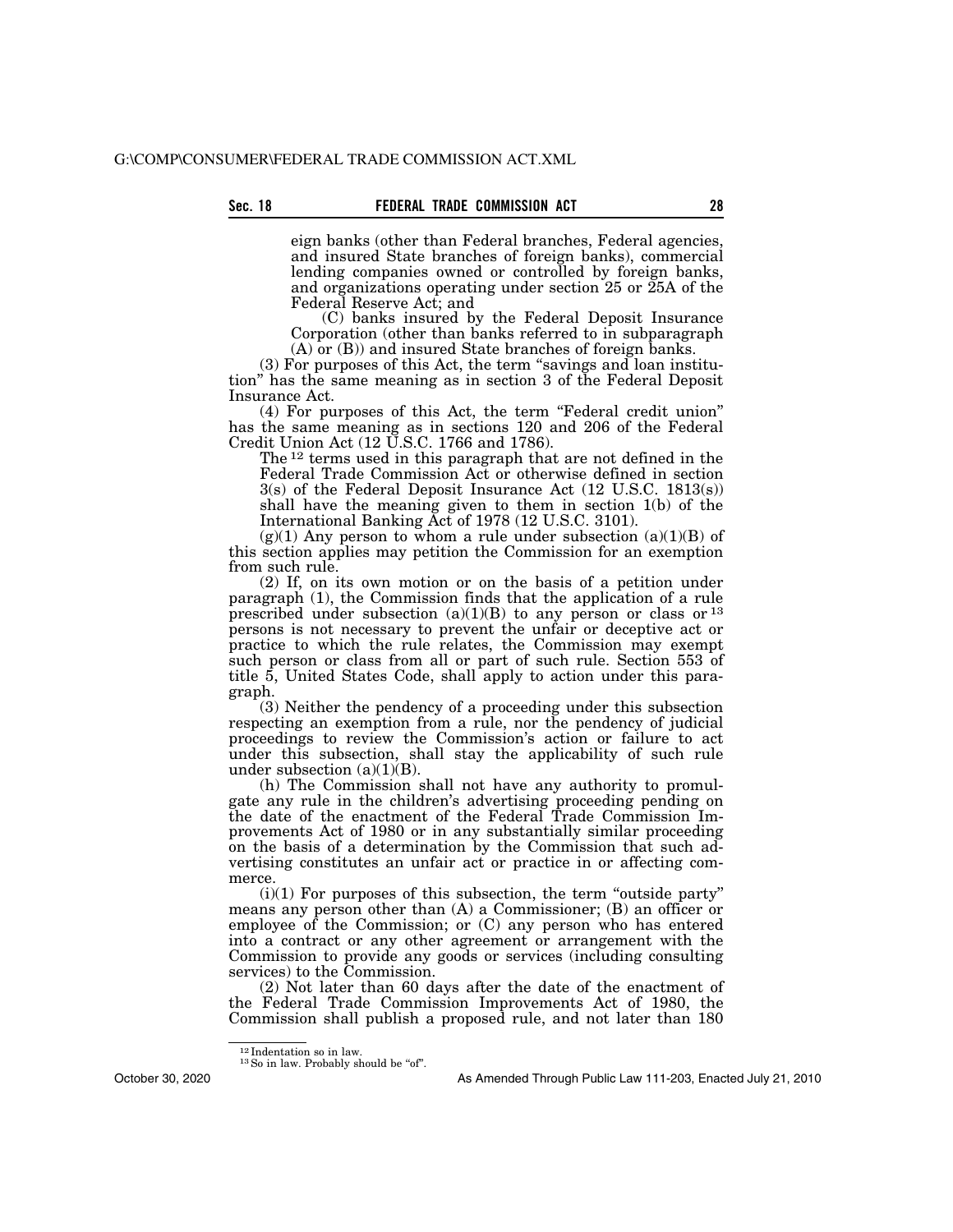eign banks (other than Federal branches, Federal agencies, and insured State branches of foreign banks), commercial lending companies owned or controlled by foreign banks, and organizations operating under section 25 or 25A of the Federal Reserve Act; and

(C) banks insured by the Federal Deposit Insurance Corporation (other than banks referred to in subparagraph (A) or (B)) and insured State branches of foreign banks.

(3) For purposes of this Act, the term "savings and loan institution" has the same meaning as in section 3 of the Federal Deposit Insurance Act.

(4) For purposes of this Act, the term "Federal credit union" has the same meaning as in sections 120 and 206 of the Federal Credit Union Act (12 U.S.C. 1766 and 1786).

The [12] terms used in this paragraph that are not defined in the Federal Trade Commission Act or otherwise defined in section 3(s) of the Federal Deposit Insurance Act (12 U.S.C. 1813(s)) shall have the meaning given to them in section 1(b) of the International Banking Act of 1978 (12 U.S.C. 3101).

(g)(1) Any person to whom a rule under subsection (a)(1)(B) of this section applies may petition the Commission for an exemption from such rule.

(2) If, on its own motion or on the basis of a petition under paragraph (1), the Commission finds that the application of a rule prescribed under subsection (a)(1)(B) to any person or class or [13] persons is not necessary to prevent the unfair or deceptive act or practice to which the rule relates, the Commission may exempt such person or class from all or part of such rule. Section 553 of title 5, United States Code, shall apply to action under this paragraph.

(3) Neither the pendency of a proceeding under this subsection respecting an exemption from a rule, nor the pendency of judicial proceedings to review the Commission's action or failure to act under this subsection, shall stay the applicability of such rule under subsection (a)(1)(B).

(h) The Commission shall not have any authority to promulgate any rule in the children's advertising proceeding pending on the date of the enactment of the Federal Trade Commission Improvements Act of 1980 or in any substantially similar proceeding on the basis of a determination by the Commission that such advertising constitutes an unfair act or practice in or affecting commerce.

(i)(1) For purposes of this subsection, the term "outside party" means any person other than (A) a Commissioner; (B) an officer or employee of the Commission; or (C) any person who has entered into a contract or any other agreement or arrangement with the Commission to provide any goods or services (including consulting services) to the Commission.

(2) Not later than 60 days after the date of the enactment of the Federal Trade Commission Improvements Act of 1980, the Commission shall publish a proposed rule, and not later than 180

---

[12] Indentation so in law.

[13] So in law. Probably should be "of".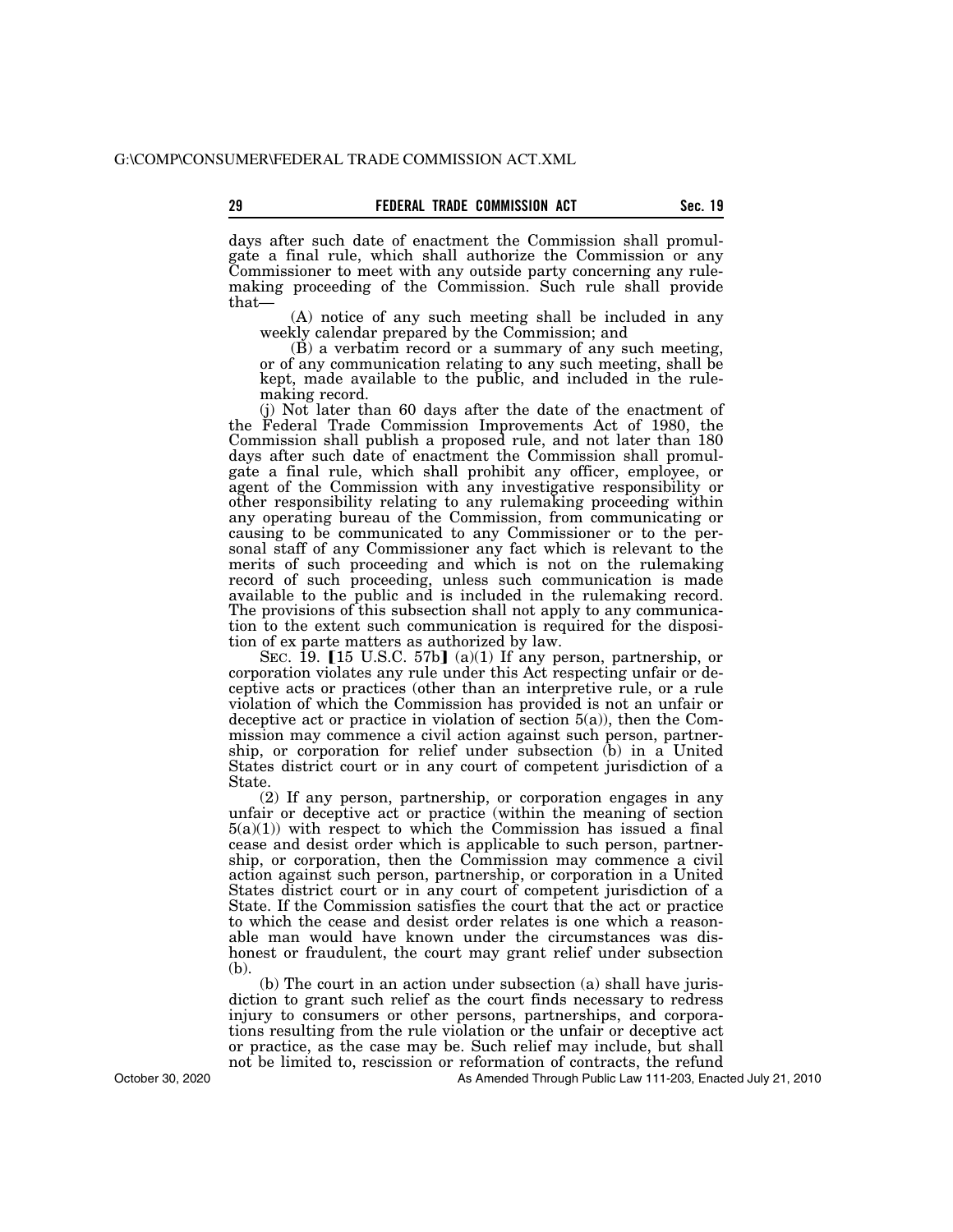days after such date of enactment the Commission shall promulgate a final rule, which shall authorize the Commission or any Commissioner to meet with any outside party concerning any rulemaking proceeding of the Commission. Such rule shall provide that—

(A) notice of any such meeting shall be included in any weekly calendar prepared by the Commission; and

(B) a verbatim record or a summary of any such meeting, or of any communication relating to any such meeting, shall be kept, made available to the public, and included in the rulemaking record.

(j) Not later than 60 days after the date of the enactment of the Federal Trade Commission Improvements Act of 1980, the Commission shall publish a proposed rule, and not later than 180 days after such date of enactment the Commission shall promulgate a final rule, which shall prohibit any officer, employee, or agent of the Commission with any investigative responsibility or other responsibility relating to any rulemaking proceeding within any operating bureau of the Commission, from communicating or causing to be communicated to any Commissioner or to the personal staff of any Commissioner any fact which is relevant to the merits of such proceeding and which is not on the rulemaking record of such proceeding, unless such communication is made available to the public and is included in the rulemaking record. The provisions of this subsection shall not apply to any communication to the extent such communication is required for the disposition of ex parte matters as authorized by law.

SEC. 19. [15 U.S.C. 57b] (a)(1) If any person, partnership, or corporation violates any rule under this Act respecting unfair or deceptive acts or practices (other than an interpretive rule, or a rule violation of which the Commission has provided is not an unfair or deceptive act or practice in violation of section 5(a)), then the Commission may commence a civil action against such person, partnership, or corporation for relief under subsection (b) in a United States district court or in any court of competent jurisdiction of a State.

(2) If any person, partnership, or corporation engages in any unfair or deceptive act or practice (within the meaning of section 5(a)(1)) with respect to which the Commission has issued a final cease and desist order which is applicable to such person, partnership, or corporation, then the Commission may commence a civil action against such person, partnership, or corporation in a United States district court or in any court of competent jurisdiction of a State. If the Commission satisfies the court that the act or practice to which the cease and desist order relates is one which a reasonable man would have known under the circumstances was dishonest or fraudulent, the court may grant relief under subsection (b).

(b) The court in an action under subsection (a) shall have jurisdiction to grant such relief as the court finds necessary to redress injury to consumers or other persons, partnerships, and corporations resulting from the rule violation or the unfair or deceptive act or practice, as the case may be. Such relief may include, but shall not be limited to, rescission or reformation of contracts, the refund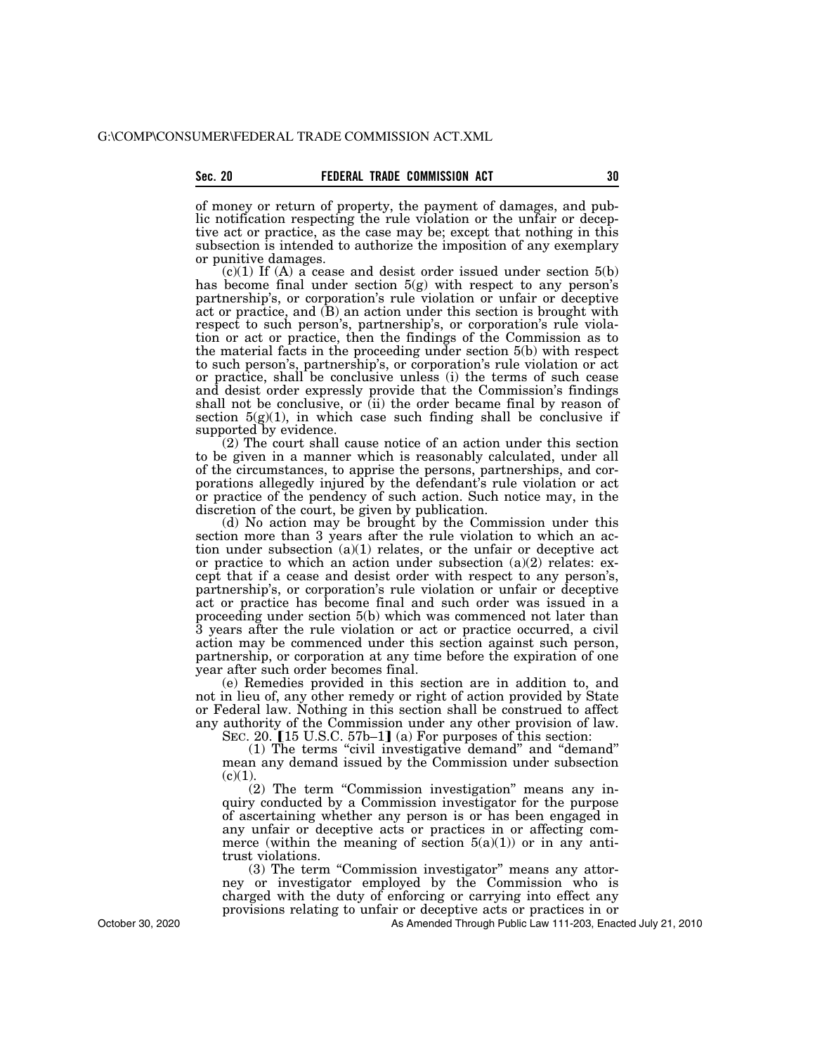of money or return of property, the payment of damages, and public notification respecting the rule violation or the unfair or deceptive act or practice, as the case may be; except that nothing in this subsection is intended to authorize the imposition of any exemplary or punitive damages.

(c)(1) If (A) a cease and desist order issued under section 5(b) has become final under section 5(g) with respect to any person's partnership's, or corporation's rule violation or unfair or deceptive act or practice, and (B) an action under this section is brought with respect to such person's, partnership's, or corporation's rule violation or act or practice, then the findings of the Commission as to the material facts in the proceeding under section 5(b) with respect to such person's, partnership's, or corporation's rule violation or act or practice, shall be conclusive unless (i) the terms of such cease and desist order expressly provide that the Commission's findings shall not be conclusive, or (ii) the order became final by reason of section 5(g)(1), in which case such finding shall be conclusive if supported by evidence.

(2) The court shall cause notice of an action under this section to be given in a manner which is reasonably calculated, under all of the circumstances, to apprise the persons, partnerships, and corporations allegedly injured by the defendant's rule violation or act or practice of the pendency of such action. Such notice may, in the discretion of the court, be given by publication.

(d) No action may be brought by the Commission under this section more than 3 years after the rule violation to which an action under subsection (a)(1) relates, or the unfair or deceptive act or practice to which an action under subsection (a)(2) relates: except that if a cease and desist order with respect to any person's, partnership's, or corporation's rule violation or unfair or deceptive act or practice has become final and such order was issued in a proceeding under section 5(b) which was commenced not later than 3 years after the rule violation or act or practice occurred, a civil action may be commenced under this section against such person, partnership, or corporation at any time before the expiration of one year after such order becomes final.

(e) Remedies provided in this section are in addition to, and not in lieu of, any other remedy or right of action provided by State or Federal law. Nothing in this section shall be construed to affect any authority of the Commission under any other provision of law.

SEC. 20. [15 U.S.C. 57b–1] (a) For purposes of this section:

(1) The terms "civil investigative demand" and "demand" mean any demand issued by the Commission under subsection (c)(1).

(2) The term "Commission investigation" means any inquiry conducted by a Commission investigator for the purpose of ascertaining whether any person is or has been engaged in any unfair or deceptive acts or practices in or affecting commerce (within the meaning of section 5(a)(1)) or in any antitrust violations.

(3) The term "Commission investigator" means any attorney or investigator employed by the Commission who is charged with the duty of enforcing or carrying into effect any provisions relating to unfair or deceptive acts or practices in or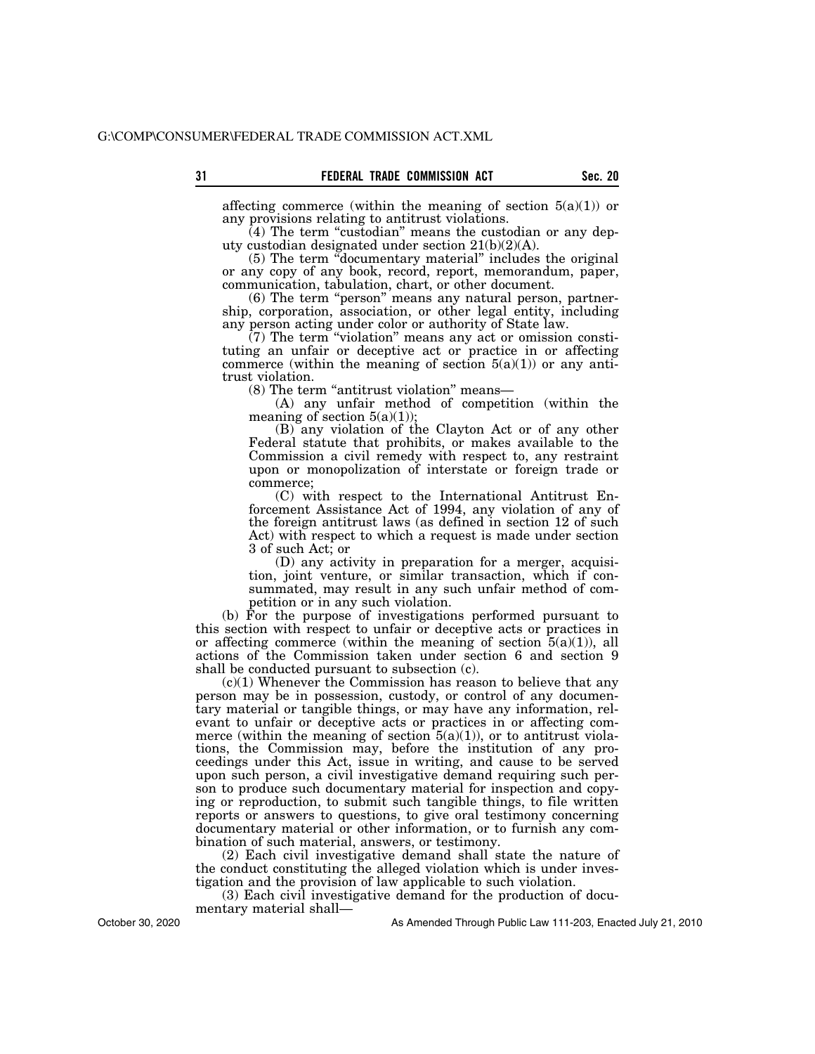affecting commerce (within the meaning of section 5(a)(1)) or any provisions relating to antitrust violations.

(4) The term "custodian" means the custodian or any deputy custodian designated under section 21(b)(2)(A).

(5) The term "documentary material" includes the original or any copy of any book, record, report, memorandum, paper, communication, tabulation, chart, or other document.

(6) The term "person" means any natural person, partnership, corporation, association, or other legal entity, including any person acting under color or authority of State law.

(7) The term "violation" means any act or omission constituting an unfair or deceptive act or practice in or affecting commerce (within the meaning of section 5(a)(1)) or any antitrust violation.

(8) The term "antitrust violation" means—

(A) any unfair method of competition (within the meaning of section 5(a)(1));

(B) any violation of the Clayton Act or of any other Federal statute that prohibits, or makes available to the Commission a civil remedy with respect to, any restraint upon or monopolization of interstate or foreign trade or commerce;

(C) with respect to the International Antitrust Enforcement Assistance Act of 1994, any violation of any of the foreign antitrust laws (as defined in section 12 of such Act) with respect to which a request is made under section 3 of such Act; or

(D) any activity in preparation for a merger, acquisition, joint venture, or similar transaction, which if consummated, may result in any such unfair method of competition or in any such violation.

(b) For the purpose of investigations performed pursuant to this section with respect to unfair or deceptive acts or practices in or affecting commerce (within the meaning of section 5(a)(1)), all actions of the Commission taken under section 6 and section 9 shall be conducted pursuant to subsection (c).

(c)(1) Whenever the Commission has reason to believe that any person may be in possession, custody, or control of any documentary material or tangible things, or may have any information, relevant to unfair or deceptive acts or practices in or affecting commerce (within the meaning of section 5(a)(1)), or to antitrust violations, the Commission may, before the institution of any proceedings under this Act, issue in writing, and cause to be served upon such person, a civil investigative demand requiring such person to produce such documentary material for inspection and copying or reproduction, to submit such tangible things, to file written reports or answers to questions, to give oral testimony concerning documentary material or other information, or to furnish any combination of such material, answers, or testimony.

(2) Each civil investigative demand shall state the nature of the conduct constituting the alleged violation which is under investigation and the provision of law applicable to such violation.

(3) Each civil investigative demand for the production of documentary material shall—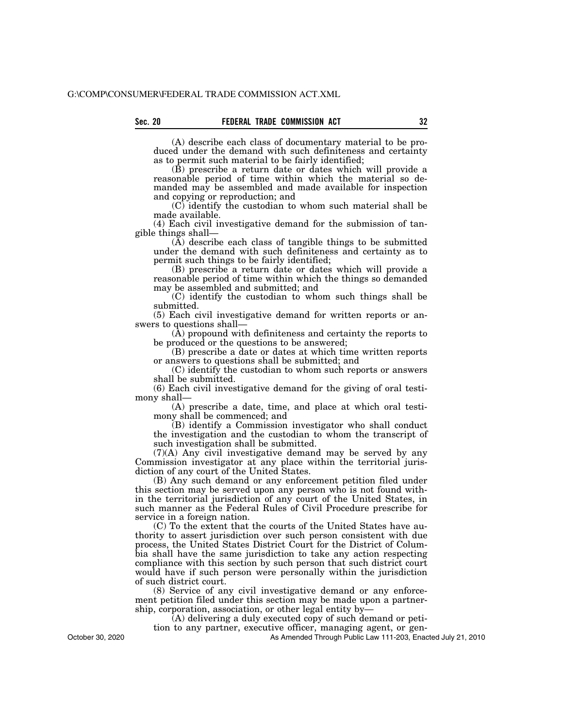(A) describe each class of documentary material to be produced under the demand with such definiteness and certainty as to permit such material to be fairly identified;

(B) prescribe a return date or dates which will provide a reasonable period of time within which the material so demanded may be assembled and made available for inspection and copying or reproduction; and

(C) identify the custodian to whom such material shall be made available.

(4) Each civil investigative demand for the submission of tangible things shall—

(A) describe each class of tangible things to be submitted under the demand with such definiteness and certainty as to permit such things to be fairly identified;

(B) prescribe a return date or dates which will provide a reasonable period of time within which the things so demanded may be assembled and submitted; and

(C) identify the custodian to whom such things shall be submitted.

(5) Each civil investigative demand for written reports or answers to questions shall—

(A) propound with definiteness and certainty the reports to be produced or the questions to be answered;

(B) prescribe a date or dates at which time written reports or answers to questions shall be submitted; and

(C) identify the custodian to whom such reports or answers shall be submitted.

(6) Each civil investigative demand for the giving of oral testimony shall—

(A) prescribe a date, time, and place at which oral testimony shall be commenced; and

(B) identify a Commission investigator who shall conduct the investigation and the custodian to whom the transcript of such investigation shall be submitted.

(7)(A) Any civil investigative demand may be served by any Commission investigator at any place within the territorial jurisdiction of any court of the United States.

(B) Any such demand or any enforcement petition filed under this section may be served upon any person who is not found within the territorial jurisdiction of any court of the United States, in such manner as the Federal Rules of Civil Procedure prescribe for service in a foreign nation.

(C) To the extent that the courts of the United States have authority to assert jurisdiction over such person consistent with due process, the United States District Court for the District of Columbia shall have the same jurisdiction to take any action respecting compliance with this section by such person that such district court would have if such person were personally within the jurisdiction of such district court.

(8) Service of any civil investigative demand or any enforcement petition filed under this section may be made upon a partnership, corporation, association, or other legal entity by—

(A) delivering a duly executed copy of such demand or petition to any partner, executive officer, managing agent, or gen-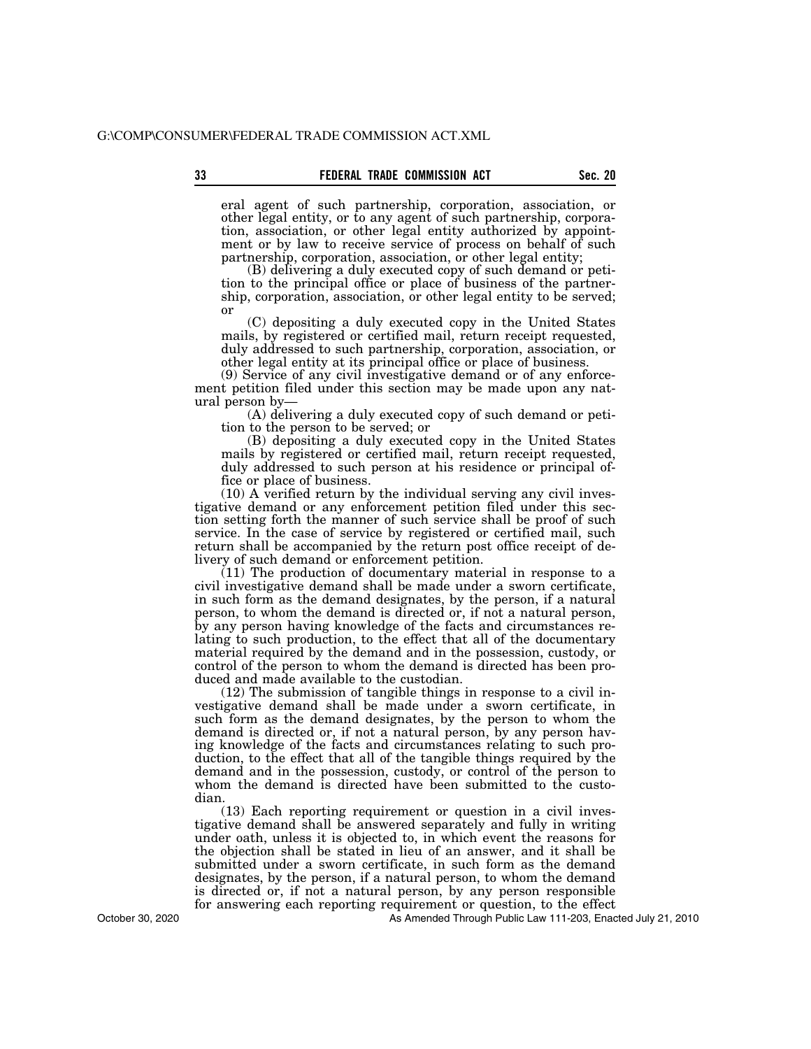eral agent of such partnership, corporation, association, or other legal entity, or to any agent of such partnership, corporation, association, or other legal entity authorized by appointment or by law to receive service of process on behalf of such partnership, corporation, association, or other legal entity;

(B) delivering a duly executed copy of such demand or petition to the principal office or place of business of the partnership, corporation, association, or other legal entity to be served; or

(C) depositing a duly executed copy in the United States mails, by registered or certified mail, return receipt requested, duly addressed to such partnership, corporation, association, or other legal entity at its principal office or place of business.

(9) Service of any civil investigative demand or of any enforcement petition filed under this section may be made upon any natural person by—

(A) delivering a duly executed copy of such demand or petition to the person to be served; or

(B) depositing a duly executed copy in the United States mails by registered or certified mail, return receipt requested, duly addressed to such person at his residence or principal office or place of business.

(10) A verified return by the individual serving any civil investigative demand or any enforcement petition filed under this section setting forth the manner of such service shall be proof of such service. In the case of service by registered or certified mail, such return shall be accompanied by the return post office receipt of delivery of such demand or enforcement petition.

(11) The production of documentary material in response to a civil investigative demand shall be made under a sworn certificate, in such form as the demand designates, by the person, if a natural person, to whom the demand is directed or, if not a natural person, by any person having knowledge of the facts and circumstances relating to such production, to the effect that all of the documentary material required by the demand and in the possession, custody, or control of the person to whom the demand is directed has been produced and made available to the custodian.

(12) The submission of tangible things in response to a civil investigative demand shall be made under a sworn certificate, in such form as the demand designates, by the person to whom the demand is directed or, if not a natural person, by any person having knowledge of the facts and circumstances relating to such production, to the effect that all of the tangible things required by the demand and in the possession, custody, or control of the person to whom the demand is directed have been submitted to the custodian.

(13) Each reporting requirement or question in a civil investigative demand shall be answered separately and fully in writing under oath, unless it is objected to, in which event the reasons for the objection shall be stated in lieu of an answer, and it shall be submitted under a sworn certificate, in such form as the demand designates, by the person, if a natural person, to whom the demand is directed or, if not a natural person, by any person responsible for answering each reporting requirement or question, to the effect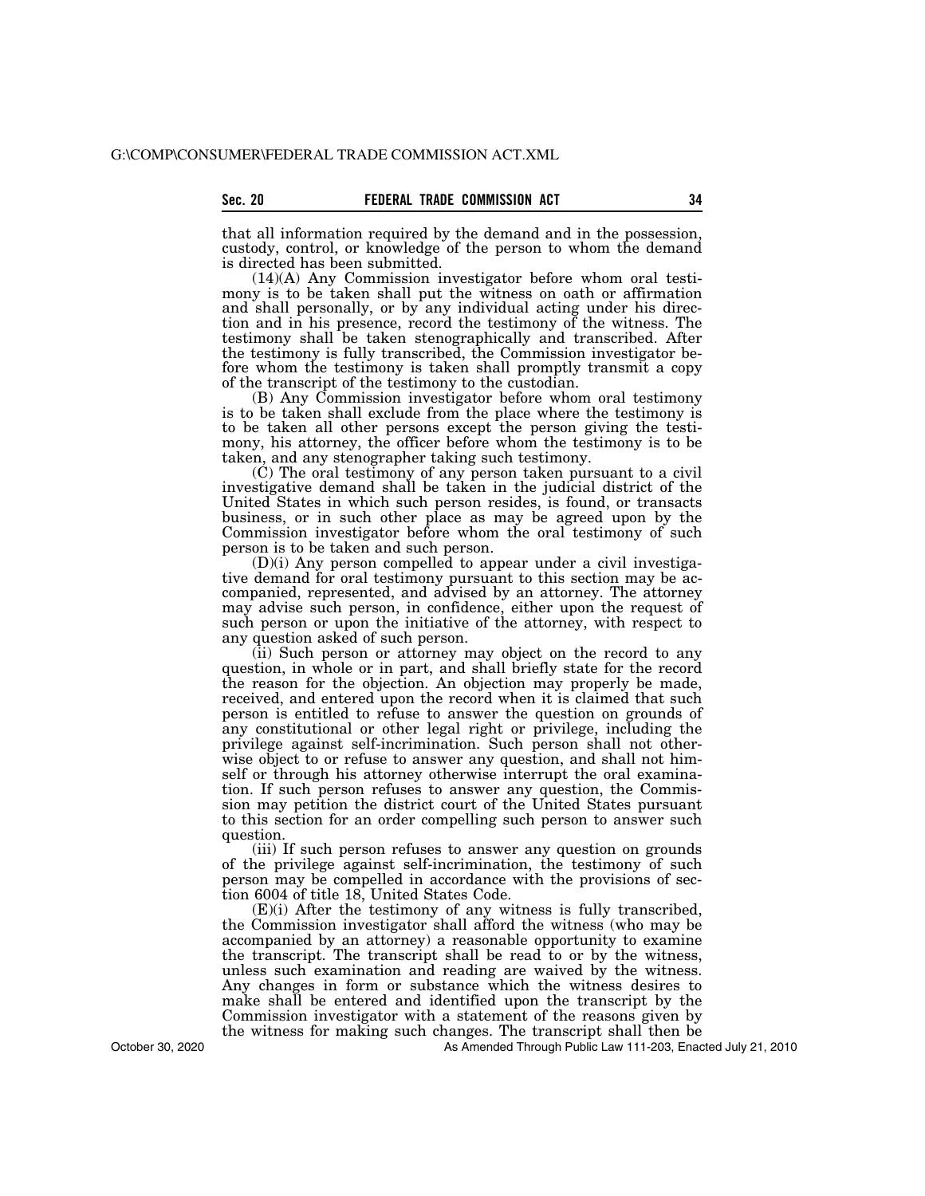that all information required by the demand and in the possession, custody, control, or knowledge of the person to whom the demand is directed has been submitted.

(14)(A) Any Commission investigator before whom oral testimony is to be taken shall put the witness on oath or affirmation and shall personally, or by any individual acting under his direction and in his presence, record the testimony of the witness. The testimony shall be taken stenographically and transcribed. After the testimony is fully transcribed, the Commission investigator before whom the testimony is taken shall promptly transmit a copy of the transcript of the testimony to the custodian.

(B) Any Commission investigator before whom oral testimony is to be taken shall exclude from the place where the testimony is to be taken all other persons except the person giving the testimony, his attorney, the officer before whom the testimony is to be taken, and any stenographer taking such testimony.

(C) The oral testimony of any person taken pursuant to a civil investigative demand shall be taken in the judicial district of the United States in which such person resides, is found, or transacts business, or in such other place as may be agreed upon by the Commission investigator before whom the oral testimony of such person is to be taken and such person.

(D)(i) Any person compelled to appear under a civil investigative demand for oral testimony pursuant to this section may be accompanied, represented, and advised by an attorney. The attorney may advise such person, in confidence, either upon the request of such person or upon the initiative of the attorney, with respect to any question asked of such person.

(ii) Such person or attorney may object on the record to any question, in whole or in part, and shall briefly state for the record the reason for the objection. An objection may properly be made, received, and entered upon the record when it is claimed that such person is entitled to refuse to answer the question on grounds of any constitutional or other legal right or privilege, including the privilege against self-incrimination. Such person shall not otherwise object to or refuse to answer any question, and shall not himself or through his attorney otherwise interrupt the oral examination. If such person refuses to answer any question, the Commission may petition the district court of the United States pursuant to this section for an order compelling such person to answer such question.

(iii) If such person refuses to answer any question on grounds of the privilege against self-incrimination, the testimony of such person may be compelled in accordance with the provisions of section 6004 of title 18, United States Code.

(E)(i) After the testimony of any witness is fully transcribed, the Commission investigator shall afford the witness (who may be accompanied by an attorney) a reasonable opportunity to examine the transcript. The transcript shall be read to or by the witness, unless such examination and reading are waived by the witness. Any changes in form or substance which the witness desires to make shall be entered and identified upon the transcript by the Commission investigator with a statement of the reasons given by the witness for making such changes. The transcript shall then be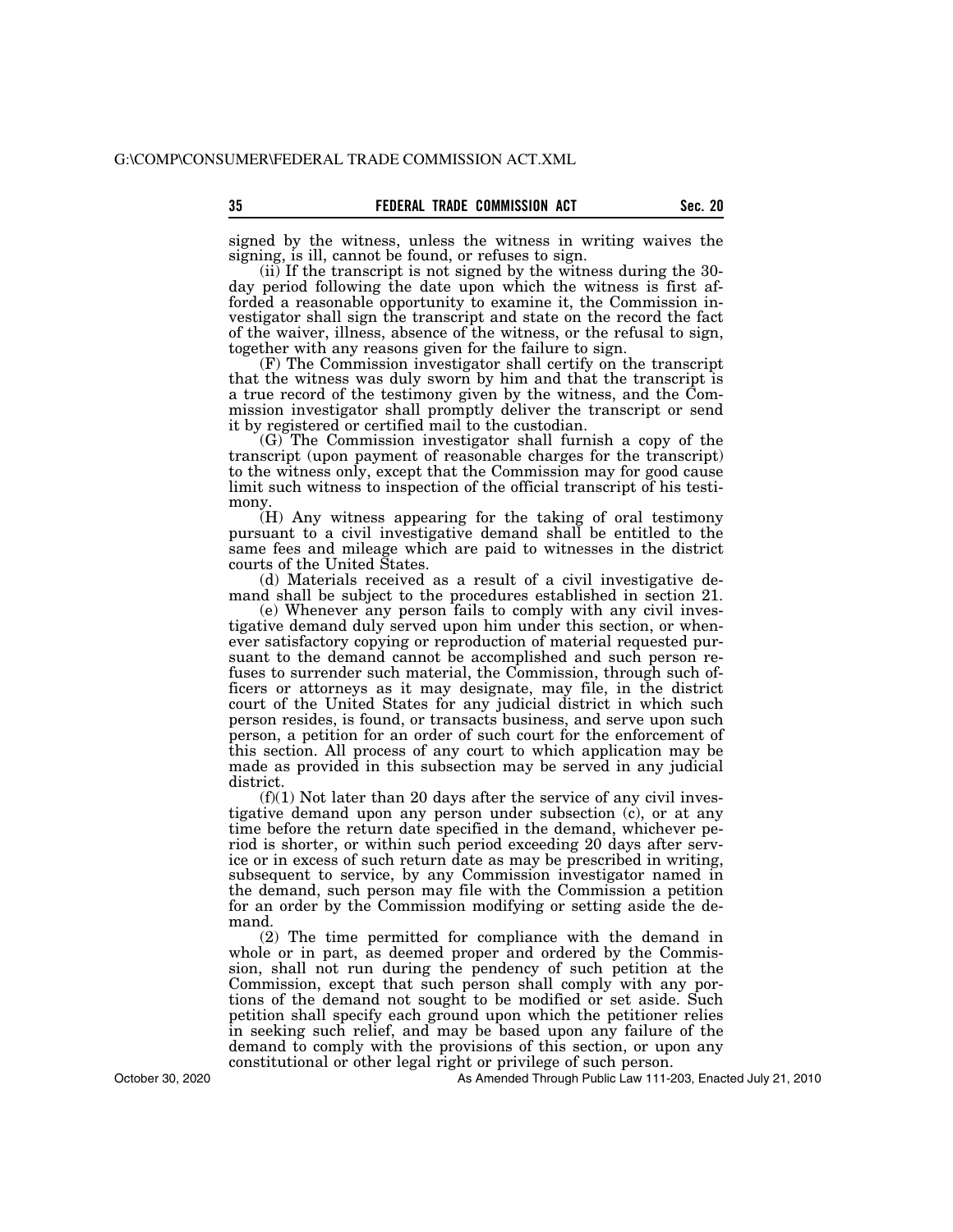signed by the witness, unless the witness in writing waives the signing, is ill, cannot be found, or refuses to sign.

(ii) If the transcript is not signed by the witness during the 30-day period following the date upon which the witness is first afforded a reasonable opportunity to examine it, the Commission investigator shall sign the transcript and state on the record the fact of the waiver, illness, absence of the witness, or the refusal to sign, together with any reasons given for the failure to sign.

(F) The Commission investigator shall certify on the transcript that the witness was duly sworn by him and that the transcript is a true record of the testimony given by the witness, and the Commission investigator shall promptly deliver the transcript or send it by registered or certified mail to the custodian.

(G) The Commission investigator shall furnish a copy of the transcript (upon payment of reasonable charges for the transcript) to the witness only, except that the Commission may for good cause limit such witness to inspection of the official transcript of his testimony.

(H) Any witness appearing for the taking of oral testimony pursuant to a civil investigative demand shall be entitled to the same fees and mileage which are paid to witnesses in the district courts of the United States.

(d) Materials received as a result of a civil investigative demand shall be subject to the procedures established in section 21.

(e) Whenever any person fails to comply with any civil investigative demand duly served upon him under this section, or whenever satisfactory copying or reproduction of material requested pursuant to the demand cannot be accomplished and such person refuses to surrender such material, the Commission, through such officers or attorneys as it may designate, may file, in the district court of the United States for any judicial district in which such person resides, is found, or transacts business, and serve upon such person, a petition for an order of such court for the enforcement of this section. All process of any court to which application may be made as provided in this subsection may be served in any judicial district.

(f)(1) Not later than 20 days after the service of any civil investigative demand upon any person under subsection (c), or at any time before the return date specified in the demand, whichever period is shorter, or within such period exceeding 20 days after service or in excess of such return date as may be prescribed in writing, subsequent to service, by any Commission investigator named in the demand, such person may file with the Commission a petition for an order by the Commission modifying or setting aside the demand.

(2) The time permitted for compliance with the demand in whole or in part, as deemed proper and ordered by the Commission, shall not run during the pendency of such petition at the Commission, except that such person shall comply with any portions of the demand not sought to be modified or set aside. Such petition shall specify each ground upon which the petitioner relies in seeking such relief, and may be based upon any failure of the demand to comply with the provisions of this section, or upon any constitutional or other legal right or privilege of such person.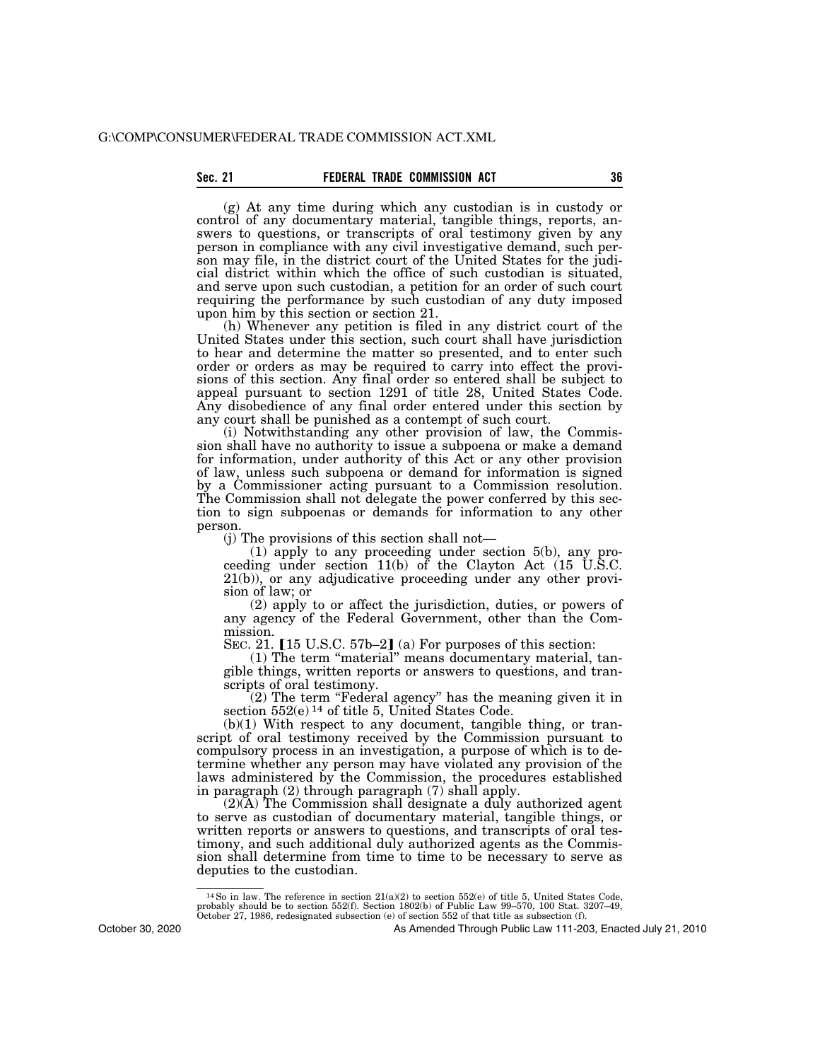(g) At any time during which any custodian is in custody or control of any documentary material, tangible things, reports, answers to questions, or transcripts of oral testimony given by any person in compliance with any civil investigative demand, such person may file, in the district court of the United States for the judicial district within which the office of such custodian is situated, and serve upon such custodian, a petition for an order of such court requiring the performance by such custodian of any duty imposed upon him by this section or section 21.

(h) Whenever any petition is filed in any district court of the United States under this section, such court shall have jurisdiction to hear and determine the matter so presented, and to enter such order or orders as may be required to carry into effect the provisions of this section. Any final order so entered shall be subject to appeal pursuant to section 1291 of title 28, United States Code. Any disobedience of any final order entered under this section by any court shall be punished as a contempt of such court.

(i) Notwithstanding any other provision of law, the Commission shall have no authority to issue a subpoena or make a demand for information, under authority of this Act or any other provision of law, unless such subpoena or demand for information is signed by a Commissioner acting pursuant to a Commission resolution. The Commission shall not delegate the power conferred by this section to sign subpoenas or demands for information to any other person.

(j) The provisions of this section shall not—

(1) apply to any proceeding under section 5(b), any proceeding under section 11(b) of the Clayton Act (15 U.S.C. 21(b)), or any adjudicative proceeding under any other provision of law; or

(2) apply to or affect the jurisdiction, duties, or powers of any agency of the Federal Government, other than the Commission.

SEC. 21. [15 U.S.C. 57b–2] (a) For purposes of this section:

(1) The term "material" means documentary material, tangible things, written reports or answers to questions, and transcripts of oral testimony.

(2) The term "Federal agency" has the meaning given it in section 552(e) [14] of title 5, United States Code.

(b)(1) With respect to any document, tangible thing, or transcript of oral testimony received by the Commission pursuant to compulsory process in an investigation, a purpose of which is to determine whether any person may have violated any provision of the laws administered by the Commission, the procedures established in paragraph (2) through paragraph (7) shall apply.

(2)(A) The Commission shall designate a duly authorized agent to serve as custodian of documentary material, tangible things, or written reports or answers to questions, and transcripts of oral testimony, and such additional duly authorized agents as the Commission shall determine from time to time to be necessary to serve as deputies to the custodian.

[14] So in law. The reference in section 21(a)(2) to section 552(e) of title 5, United States Code, probably should be to section 552(f). Section 1802(b) of Public Law 99–570, 100 Stat. 3207–49, October 27, 1986, redesignated subsection (e) of section 552 of that title as subsection (f).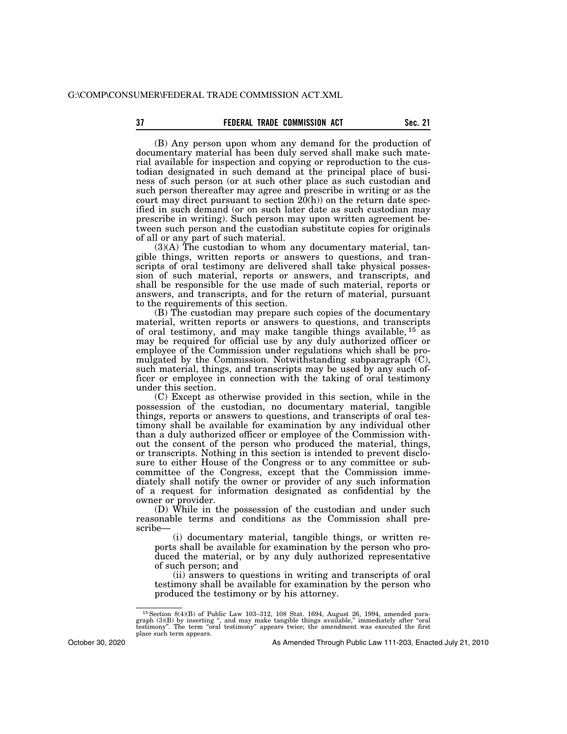(B) Any person upon whom any demand for the production of documentary material has been duly served shall make such material available for inspection and copying or reproduction to the custodian designated in such demand at the principal place of business of such person (or at such other place as such custodian and such person thereafter may agree and prescribe in writing or as the court may direct pursuant to section 20(h)) on the return date specified in such demand (or on such later date as such custodian may prescribe in writing). Such person may upon written agreement between such person and the custodian substitute copies for originals of all or any part of such material.

(3)(A) The custodian to whom any documentary material, tangible things, written reports or answers to questions, and transcripts of oral testimony are delivered shall take physical possession of such material, reports or answers, and transcripts, and shall be responsible for the use made of such material, reports or answers, and transcripts, and for the return of material, pursuant to the requirements of this section.

(B) The custodian may prepare such copies of the documentary material, written reports or answers to questions, and transcripts of oral testimony, and may make tangible things available, [15] as may be required for official use by any duly authorized officer or employee of the Commission under regulations which shall be promulgated by the Commission. Notwithstanding subparagraph (C), such material, things, and transcripts may be used by any such officer or employee in connection with the taking of oral testimony under this section.

(C) Except as otherwise provided in this section, while in the possession of the custodian, no documentary material, tangible things, reports or answers to questions, and transcripts of oral testimony shall be available for examination by any individual other than a duly authorized officer or employee of the Commission without the consent of the person who produced the material, things, or transcripts. Nothing in this section is intended to prevent disclosure to either House of the Congress or to any committee or subcommittee of the Congress, except that the Commission immediately shall notify the owner or provider of any such information of a request for information designated as confidential by the owner or provider.

(D) While in the possession of the custodian and under such reasonable terms and conditions as the Commission shall prescribe—

(i) documentary material, tangible things, or written reports shall be available for examination by the person who produced the material, or by any duly authorized representative of such person; and

(ii) answers to questions in writing and transcripts of oral testimony shall be available for examination by the person who produced the testimony or by his attorney.

---

[15] Section 8(4)(B) of Public Law 103–312, 108 Stat. 1694, August 26, 1994, amended paragraph (3)(B) by inserting ", and may make tangible things available," immediately after "oral testimony". The term "oral testimony" appears twice; the amendment was executed the first place such term appears.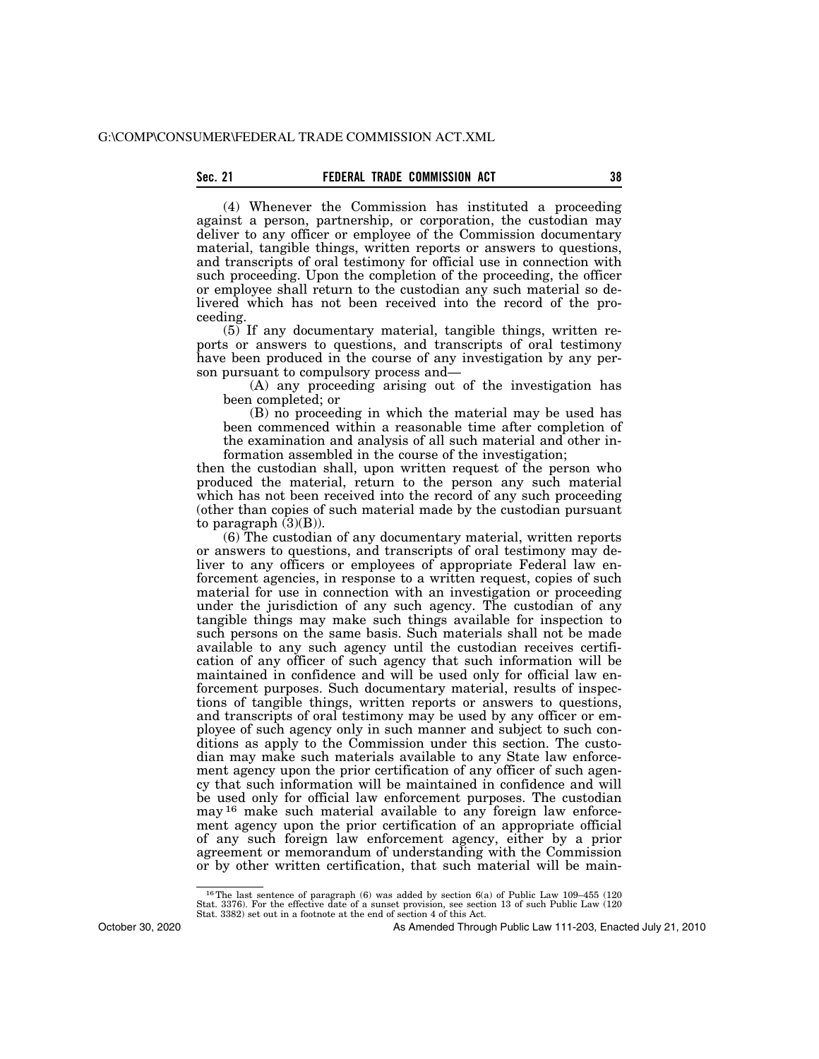(4) Whenever the Commission has instituted a proceeding against a person, partnership, or corporation, the custodian may deliver to any officer or employee of the Commission documentary material, tangible things, written reports or answers to questions, and transcripts of oral testimony for official use in connection with such proceeding. Upon the completion of the proceeding, the officer or employee shall return to the custodian any such material so delivered which has not been received into the record of the proceeding.

(5) If any documentary material, tangible things, written reports or answers to questions, and transcripts of oral testimony have been produced in the course of any investigation by any person pursuant to compulsory process and—

(A) any proceeding arising out of the investigation has been completed; or

(B) no proceeding in which the material may be used has been commenced within a reasonable time after completion of the examination and analysis of all such material and other information assembled in the course of the investigation;

then the custodian shall, upon written request of the person who produced the material, return to the person any such material which has not been received into the record of any such proceeding (other than copies of such material made by the custodian pursuant to paragraph (3)(B)).

(6) The custodian of any documentary material, written reports or answers to questions, and transcripts of oral testimony may deliver to any officers or employees of appropriate Federal law enforcement agencies, in response to a written request, copies of such material for use in connection with an investigation or proceeding under the jurisdiction of any such agency. The custodian of any tangible things may make such things available for inspection to such persons on the same basis. Such materials shall not be made available to any such agency until the custodian receives certification of any officer of such agency that such information will be maintained in confidence and will be used only for official law enforcement purposes. Such documentary material, results of inspections of tangible things, written reports or answers to questions, and transcripts of oral testimony may be used by any officer or employee of such agency only in such manner and subject to such conditions as apply to the Commission under this section. The custodian may make such materials available to any State law enforcement agency upon the prior certification of any officer of such agency that such information will be maintained in confidence and will be used only for official law enforcement purposes. The custodian may[16] make such material available to any foreign law enforcement agency upon the prior certification of an appropriate official of any such foreign law enforcement agency, either by a prior agreement or memorandum of understanding with the Commission or by other written certification, that such material will be main-

---

[16] The last sentence of paragraph (6) was added by section 6(a) of Public Law 109–455 (120 Stat. 3376). For the effective date of a sunset provision, see section 13 of such Public Law (120 Stat. 3382) set out in a footnote at the end of section 4 of this Act.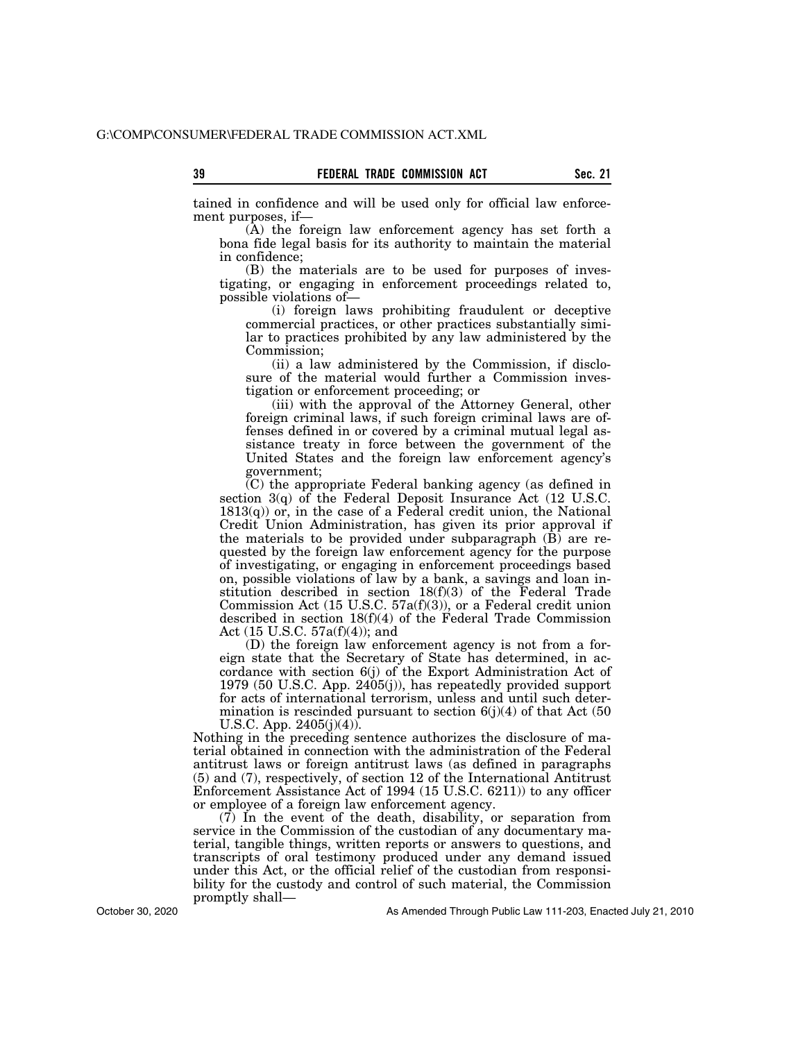tained in confidence and will be used only for official law enforcement purposes, if—

(A) the foreign law enforcement agency has set forth a bona fide legal basis for its authority to maintain the material in confidence;

(B) the materials are to be used for purposes of investigating, or engaging in enforcement proceedings related to, possible violations of—

(i) foreign laws prohibiting fraudulent or deceptive commercial practices, or other practices substantially similar to practices prohibited by any law administered by the Commission;

(ii) a law administered by the Commission, if disclosure of the material would further a Commission investigation or enforcement proceeding; or

(iii) with the approval of the Attorney General, other foreign criminal laws, if such foreign criminal laws are offenses defined in or covered by a criminal mutual legal assistance treaty in force between the government of the United States and the foreign law enforcement agency's government;

(C) the appropriate Federal banking agency (as defined in section 3(q) of the Federal Deposit Insurance Act (12 U.S.C. 1813(q)) or, in the case of a Federal credit union, the National Credit Union Administration, has given its prior approval if the materials to be provided under subparagraph (B) are requested by the foreign law enforcement agency for the purpose of investigating, or engaging in enforcement proceedings based on, possible violations of law by a bank, a savings and loan institution described in section 18(f)(3) of the Federal Trade Commission Act (15 U.S.C. 57a(f)(3)), or a Federal credit union described in section 18(f)(4) of the Federal Trade Commission Act (15 U.S.C. 57a(f)(4)); and

(D) the foreign law enforcement agency is not from a foreign state that the Secretary of State has determined, in accordance with section 6(j) of the Export Administration Act of 1979 (50 U.S.C. App. 2405(j)), has repeatedly provided support for acts of international terrorism, unless and until such determination is rescinded pursuant to section 6(j)(4) of that Act (50 U.S.C. App. 2405(j)(4)).

Nothing in the preceding sentence authorizes the disclosure of material obtained in connection with the administration of the Federal antitrust laws or foreign antitrust laws (as defined in paragraphs (5) and (7), respectively, of section 12 of the International Antitrust Enforcement Assistance Act of 1994 (15 U.S.C. 6211)) to any officer or employee of a foreign law enforcement agency.

(7) In the event of the death, disability, or separation from service in the Commission of the custodian of any documentary material, tangible things, written reports or answers to questions, and transcripts of oral testimony produced under any demand issued under this Act, or the official relief of the custodian from responsibility for the custody and control of such material, the Commission promptly shall—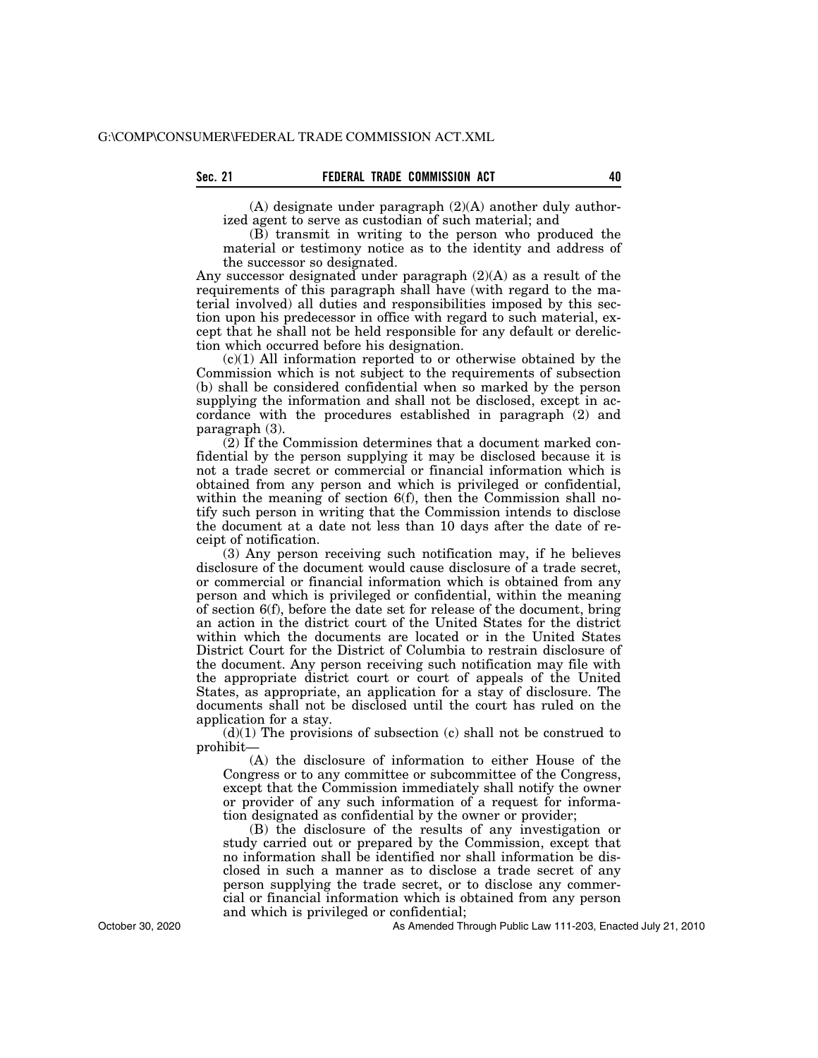(A) designate under paragraph (2)(A) another duly authorized agent to serve as custodian of such material; and

(B) transmit in writing to the person who produced the material or testimony notice as to the identity and address of the successor so designated.

Any successor designated under paragraph (2)(A) as a result of the requirements of this paragraph shall have (with regard to the material involved) all duties and responsibilities imposed by this section upon his predecessor in office with regard to such material, except that he shall not be held responsible for any default or dereliction which occurred before his designation.

(c)(1) All information reported to or otherwise obtained by the Commission which is not subject to the requirements of subsection (b) shall be considered confidential when so marked by the person supplying the information and shall not be disclosed, except in accordance with the procedures established in paragraph (2) and paragraph (3).

(2) If the Commission determines that a document marked confidential by the person supplying it may be disclosed because it is not a trade secret or commercial or financial information which is obtained from any person and which is privileged or confidential, within the meaning of section 6(f), then the Commission shall notify such person in writing that the Commission intends to disclose the document at a date not less than 10 days after the date of receipt of notification.

(3) Any person receiving such notification may, if he believes disclosure of the document would cause disclosure of a trade secret, or commercial or financial information which is obtained from any person and which is privileged or confidential, within the meaning of section 6(f), before the date set for release of the document, bring an action in the district court of the United States for the district within which the documents are located or in the United States District Court for the District of Columbia to restrain disclosure of the document. Any person receiving such notification may file with the appropriate district court or court of appeals of the United States, as appropriate, an application for a stay of disclosure. The documents shall not be disclosed until the court has ruled on the application for a stay.

(d)(1) The provisions of subsection (c) shall not be construed to prohibit—

(A) the disclosure of information to either House of the Congress or to any committee or subcommittee of the Congress, except that the Commission immediately shall notify the owner or provider of any such information of a request for information designated as confidential by the owner or provider;

(B) the disclosure of the results of any investigation or study carried out or prepared by the Commission, except that no information shall be identified nor shall information be disclosed in such a manner as to disclose a trade secret of any person supplying the trade secret, or to disclose any commercial or financial information which is obtained from any person and which is privileged or confidential;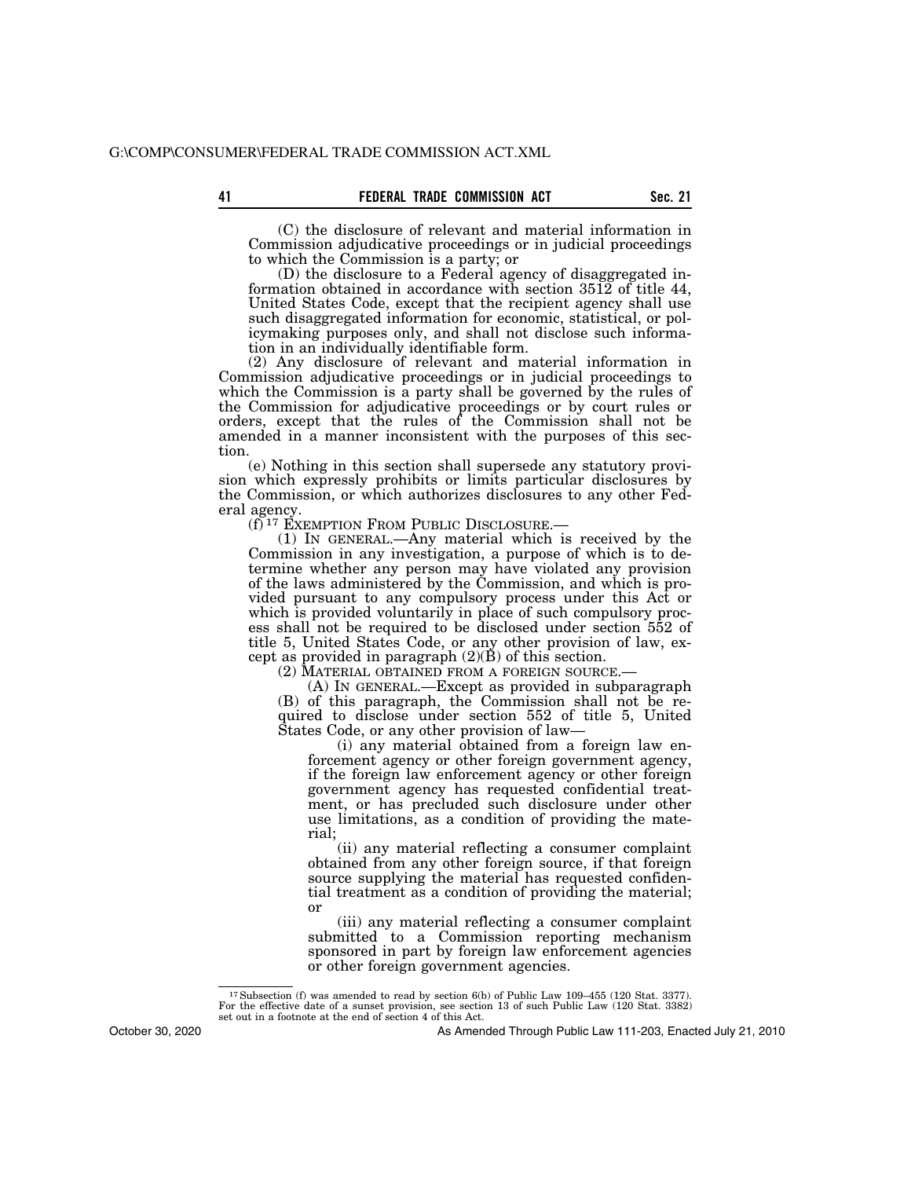(C) the disclosure of relevant and material information in Commission adjudicative proceedings or in judicial proceedings to which the Commission is a party; or

(D) the disclosure to a Federal agency of disaggregated information obtained in accordance with section 3512 of title 44, United States Code, except that the recipient agency shall use such disaggregated information for economic, statistical, or policymaking purposes only, and shall not disclose such information in an individually identifiable form.

(2) Any disclosure of relevant and material information in Commission adjudicative proceedings or in judicial proceedings to which the Commission is a party shall be governed by the rules of the Commission for adjudicative proceedings or by court rules or orders, except that the rules of the Commission shall not be amended in a manner inconsistent with the purposes of this section.

(e) Nothing in this section shall supersede any statutory provision which expressly prohibits or limits particular disclosures by the Commission, or which authorizes disclosures to any other Federal agency.

(f)[17] EXEMPTION FROM PUBLIC DISCLOSURE.—

(1) IN GENERAL.—Any material which is received by the Commission in any investigation, a purpose of which is to determine whether any person may have violated any provision of the laws administered by the Commission, and which is provided pursuant to any compulsory process under this Act or which is provided voluntarily in place of such compulsory process shall not be required to be disclosed under section 552 of title 5, United States Code, or any other provision of law, except as provided in paragraph (2)(B) of this section.

(2) MATERIAL OBTAINED FROM A FOREIGN SOURCE.—

(A) IN GENERAL.—Except as provided in subparagraph (B) of this paragraph, the Commission shall not be required to disclose under section 552 of title 5, United States Code, or any other provision of law—

(i) any material obtained from a foreign law enforcement agency or other foreign government agency, if the foreign law enforcement agency or other foreign government agency has requested confidential treatment, or has precluded such disclosure under other use limitations, as a condition of providing the material;

(ii) any material reflecting a consumer complaint obtained from any other foreign source, if that foreign source supplying the material has requested confidential treatment as a condition of providing the material; or

(iii) any material reflecting a consumer complaint submitted to a Commission reporting mechanism sponsored in part by foreign law enforcement agencies or other foreign government agencies.

---

[17] Subsection (f) was amended to read by section 6(b) of Public Law 109–455 (120 Stat. 3377). For the effective date of a sunset provision, see section 13 of such Public Law (120 Stat. 3382) set out in a footnote at the end of section 4 of this Act.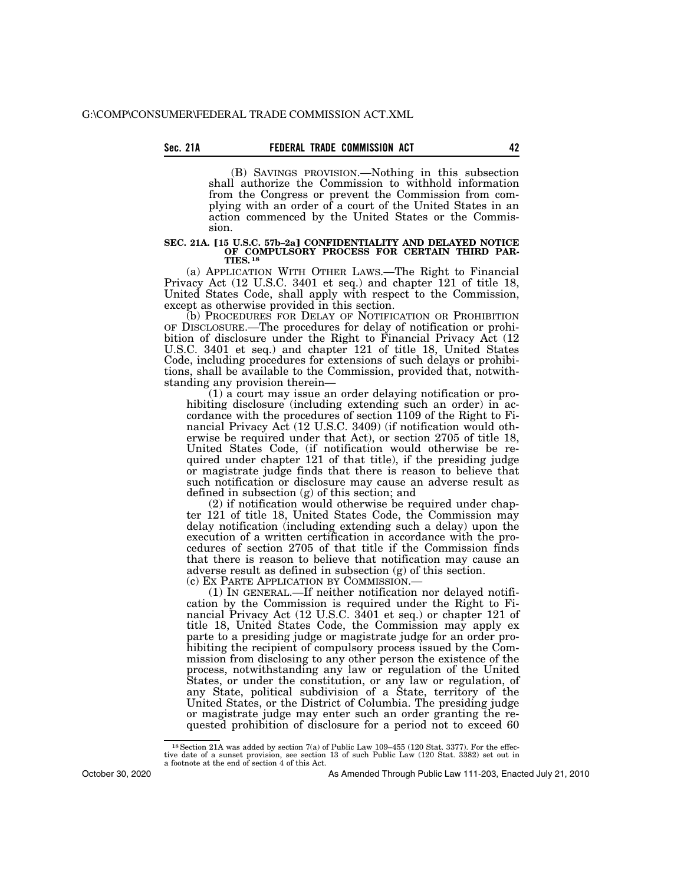(B) SAVINGS PROVISION.—Nothing in this subsection shall authorize the Commission to withhold information from the Congress or prevent the Commission from complying with an order of a court of the United States in an action commenced by the United States or the Commission.

### SEC. 21A. [15 U.S.C. 57b–2a] CONFIDENTIALITY AND DELAYED NOTICE OF COMPULSORY PROCESS FOR CERTAIN THIRD PARTIES.[18]

(a) APPLICATION WITH OTHER LAWS.—The Right to Financial Privacy Act (12 U.S.C. 3401 et seq.) and chapter 121 of title 18, United States Code, shall apply with respect to the Commission, except as otherwise provided in this section.

(b) PROCEDURES FOR DELAY OF NOTIFICATION OR PROHIBITION OF DISCLOSURE.—The procedures for delay of notification or prohibition of disclosure under the Right to Financial Privacy Act (12 U.S.C. 3401 et seq.) and chapter 121 of title 18, United States Code, including procedures for extensions of such delays or prohibitions, shall be available to the Commission, provided that, notwithstanding any provision therein—

(1) a court may issue an order delaying notification or prohibiting disclosure (including extending such an order) in accordance with the procedures of section 1109 of the Right to Financial Privacy Act (12 U.S.C. 3409) (if notification would otherwise be required under that Act), or section 2705 of title 18, United States Code, (if notification would otherwise be required under chapter 121 of that title), if the presiding judge or magistrate judge finds that there is reason to believe that such notification or disclosure may cause an adverse result as defined in subsection (g) of this section; and

(2) if notification would otherwise be required under chapter 121 of title 18, United States Code, the Commission may delay notification (including extending such a delay) upon the execution of a written certification in accordance with the procedures of section 2705 of that title if the Commission finds that there is reason to believe that notification may cause an adverse result as defined in subsection (g) of this section.

(c) EX PARTE APPLICATION BY COMMISSION.—

(1) IN GENERAL.—If neither notification nor delayed notification by the Commission is required under the Right to Financial Privacy Act (12 U.S.C. 3401 et seq.) or chapter 121 of title 18, United States Code, the Commission may apply ex parte to a presiding judge or magistrate judge for an order prohibiting the recipient of compulsory process issued by the Commission from disclosing to any other person the existence of the process, notwithstanding any law or regulation of the United States, or under the constitution, or any law or regulation, of any State, political subdivision of a State, territory of the United States, or the District of Columbia. The presiding judge or magistrate judge may enter such an order granting the requested prohibition of disclosure for a period not to exceed 60

---

[18] Section 21A was added by section 7(a) of Public Law 109–455 (120 Stat. 3377). For the effective date of a sunset provision, see section 13 of such Public Law (120 Stat. 3382) set out in a footnote at the end of section 4 of this Act.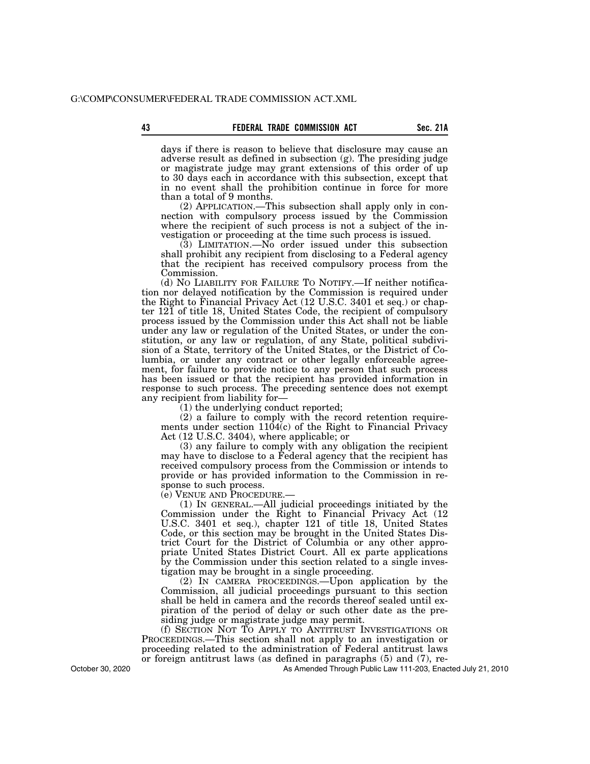days if there is reason to believe that disclosure may cause an adverse result as defined in subsection (g). The presiding judge or magistrate judge may grant extensions of this order of up to 30 days each in accordance with this subsection, except that in no event shall the prohibition continue in force for more than a total of 9 months.

(2) APPLICATION.—This subsection shall apply only in connection with compulsory process issued by the Commission where the recipient of such process is not a subject of the investigation or proceeding at the time such process is issued.

(3) LIMITATION.—No order issued under this subsection shall prohibit any recipient from disclosing to a Federal agency that the recipient has received compulsory process from the Commission.

(d) NO LIABILITY FOR FAILURE TO NOTIFY.—If neither notification nor delayed notification by the Commission is required under the Right to Financial Privacy Act (12 U.S.C. 3401 et seq.) or chapter 121 of title 18, United States Code, the recipient of compulsory process issued by the Commission under this Act shall not be liable under any law or regulation of the United States, or under the constitution, or any law or regulation, of any State, political subdivision of a State, territory of the United States, or the District of Columbia, or under any contract or other legally enforceable agreement, for failure to provide notice to any person that such process has been issued or that the recipient has provided information in response to such process. The preceding sentence does not exempt any recipient from liability for—

(1) the underlying conduct reported;

(2) a failure to comply with the record retention requirements under section 1104(c) of the Right to Financial Privacy Act (12 U.S.C. 3404), where applicable; or

(3) any failure to comply with any obligation the recipient may have to disclose to a Federal agency that the recipient has received compulsory process from the Commission or intends to provide or has provided information to the Commission in response to such process.

(e) VENUE AND PROCEDURE.—

(1) IN GENERAL.—All judicial proceedings initiated by the Commission under the Right to Financial Privacy Act (12 U.S.C. 3401 et seq.), chapter 121 of title 18, United States Code, or this section may be brought in the United States District Court for the District of Columbia or any other appropriate United States District Court. All ex parte applications by the Commission under this section related to a single investigation may be brought in a single proceeding.

(2) IN CAMERA PROCEEDINGS.—Upon application by the Commission, all judicial proceedings pursuant to this section shall be held in camera and the records thereof sealed until expiration of the period of delay or such other date as the presiding judge or magistrate judge may permit.

(f) SECTION NOT TO APPLY TO ANTITRUST INVESTIGATIONS OR PROCEEDINGS.—This section shall not apply to an investigation or proceeding related to the administration of Federal antitrust laws or foreign antitrust laws (as defined in paragraphs (5) and (7), re-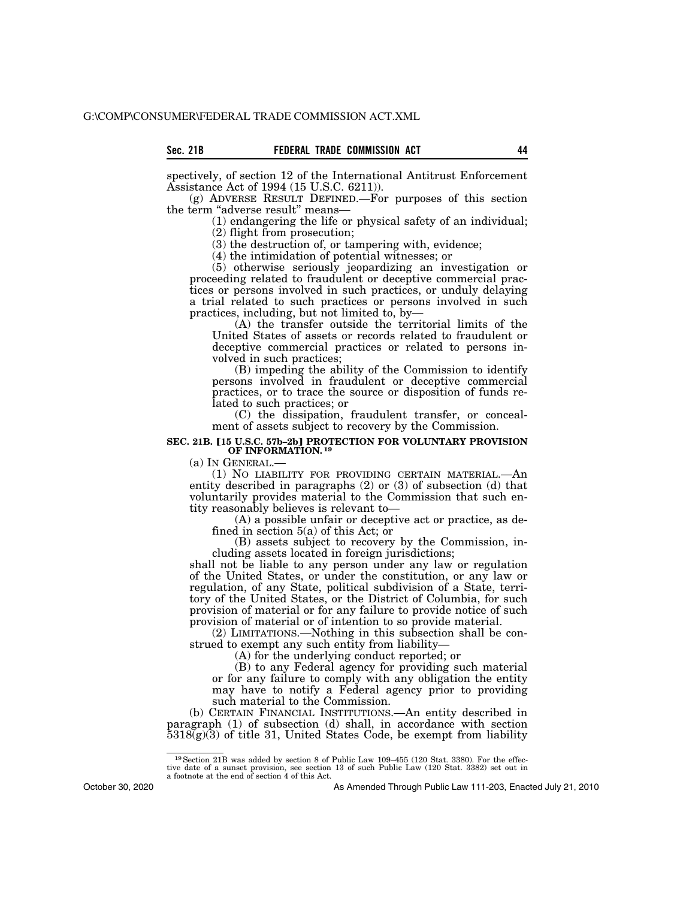spectively, of section 12 of the International Antitrust Enforcement Assistance Act of 1994 (15 U.S.C. 6211)).

(g) ADVERSE RESULT DEFINED.—For purposes of this section the term "adverse result" means—

(1) endangering the life or physical safety of an individual;

(2) flight from prosecution;

(3) the destruction of, or tampering with, evidence;

(4) the intimidation of potential witnesses; or

(5) otherwise seriously jeopardizing an investigation or proceeding related to fraudulent or deceptive commercial practices or persons involved in such practices, or unduly delaying a trial related to such practices or persons involved in such practices, including, but not limited to, by—

(A) the transfer outside the territorial limits of the United States of assets or records related to fraudulent or deceptive commercial practices or related to persons involved in such practices;

(B) impeding the ability of the Commission to identify persons involved in fraudulent or deceptive commercial practices, or to trace the source or disposition of funds related to such practices; or

(C) the dissipation, fraudulent transfer, or concealment of assets subject to recovery by the Commission.

### SEC. 21B. [15 U.S.C. 57b–2b] PROTECTION FOR VOLUNTARY PROVISION OF INFORMATION. [19]

(a) IN GENERAL.—

(1) NO LIABILITY FOR PROVIDING CERTAIN MATERIAL.—An entity described in paragraphs (2) or (3) of subsection (d) that voluntarily provides material to the Commission that such entity reasonably believes is relevant to—

(A) a possible unfair or deceptive act or practice, as defined in section 5(a) of this Act; or

(B) assets subject to recovery by the Commission, including assets located in foreign jurisdictions;

shall not be liable to any person under any law or regulation of the United States, or under the constitution, or any law or regulation, of any State, political subdivision of a State, territory of the United States, or the District of Columbia, for such provision of material or for any failure to provide notice of such provision of material or of intention to so provide material.

(2) LIMITATIONS.—Nothing in this subsection shall be construed to exempt any such entity from liability—

(A) for the underlying conduct reported; or

(B) to any Federal agency for providing such material or for any failure to comply with any obligation the entity may have to notify a Federal agency prior to providing such material to the Commission.

(b) CERTAIN FINANCIAL INSTITUTIONS.—An entity described in paragraph (1) of subsection (d) shall, in accordance with section 5318(g)(3) of title 31, United States Code, be exempt from liability

---

[19] Section 21B was added by section 8 of Public Law 109–455 (120 Stat. 3380). For the effective date of a sunset provision, see section 13 of such Public Law (120 Stat. 3382) set out in a footnote at the end of section 4 of this Act.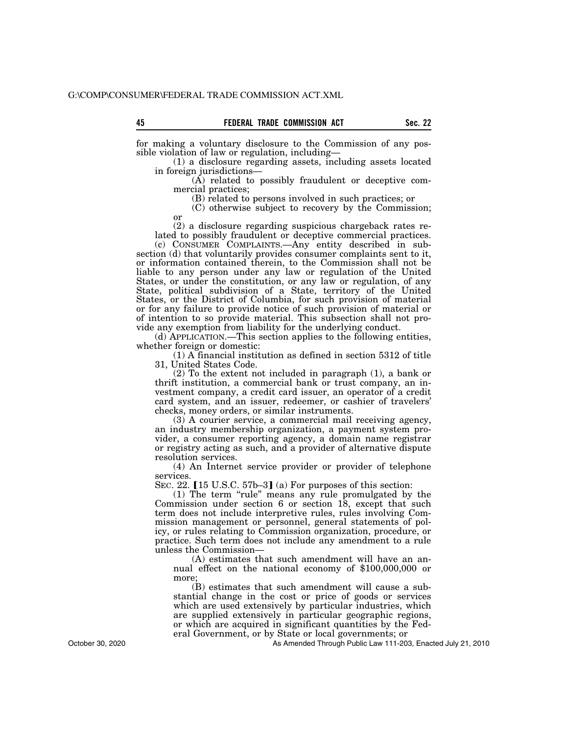for making a voluntary disclosure to the Commission of any possible violation of law or regulation, including—

(1) a disclosure regarding assets, including assets located in foreign jurisdictions—

(A) related to possibly fraudulent or deceptive commercial practices;

(B) related to persons involved in such practices; or

(C) otherwise subject to recovery by the Commission; or

(2) a disclosure regarding suspicious chargeback rates related to possibly fraudulent or deceptive commercial practices.

(c) CONSUMER COMPLAINTS.—Any entity described in subsection (d) that voluntarily provides consumer complaints sent to it, or information contained therein, to the Commission shall not be liable to any person under any law or regulation of the United States, or under the constitution, or any law or regulation, of any State, political subdivision of a State, territory of the United States, or the District of Columbia, for such provision of material or for any failure to provide notice of such provision of material or of intention to so provide material. This subsection shall not provide any exemption from liability for the underlying conduct.

(d) APPLICATION.—This section applies to the following entities, whether foreign or domestic:

(1) A financial institution as defined in section 5312 of title 31, United States Code.

(2) To the extent not included in paragraph (1), a bank or thrift institution, a commercial bank or trust company, an investment company, a credit card issuer, an operator of a credit card system, and an issuer, redeemer, or cashier of travelers' checks, money orders, or similar instruments.

(3) A courier service, a commercial mail receiving agency, an industry membership organization, a payment system provider, a consumer reporting agency, a domain name registrar or registry acting as such, and a provider of alternative dispute resolution services.

(4) An Internet service provider or provider of telephone services.

SEC. 22. 【15 U.S.C. 57b–3】 (a) For purposes of this section:

(1) The term "rule" means any rule promulgated by the Commission under section 6 or section 18, except that such term does not include interpretive rules, rules involving Commission management or personnel, general statements of policy, or rules relating to Commission organization, procedure, or practice. Such term does not include any amendment to a rule unless the Commission—

(A) estimates that such amendment will have an annual effect on the national economy of $100,000,000 or more;

(B) estimates that such amendment will cause a substantial change in the cost or price of goods or services which are used extensively by particular industries, which are supplied extensively in particular geographic regions, or which are acquired in significant quantities by the Federal Government, or by State or local governments; or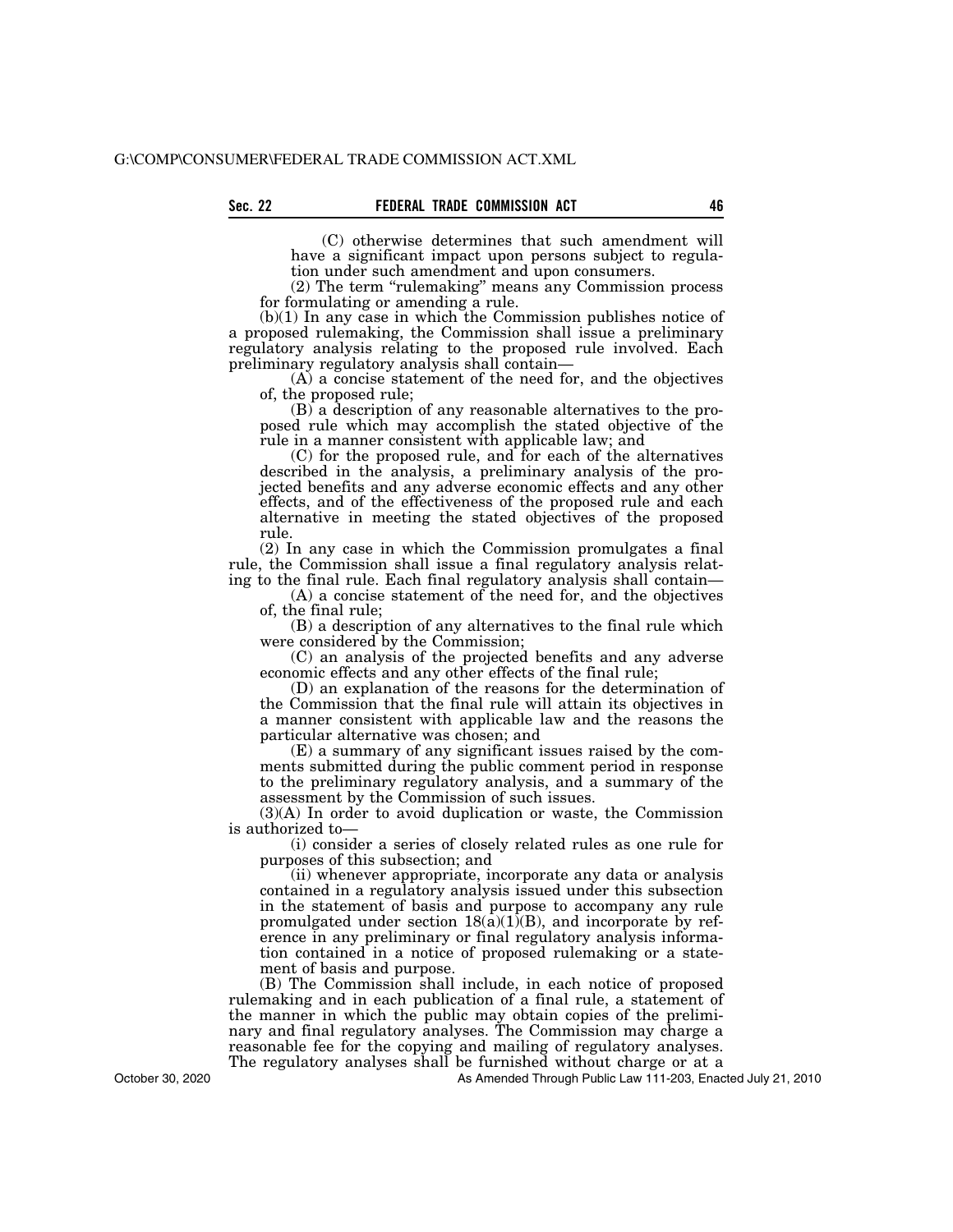(C) otherwise determines that such amendment will have a significant impact upon persons subject to regulation under such amendment and upon consumers.

(2) The term "rulemaking" means any Commission process for formulating or amending a rule.

(b)(1) In any case in which the Commission publishes notice of a proposed rulemaking, the Commission shall issue a preliminary regulatory analysis relating to the proposed rule involved. Each preliminary regulatory analysis shall contain—

(A) a concise statement of the need for, and the objectives of, the proposed rule;

(B) a description of any reasonable alternatives to the proposed rule which may accomplish the stated objective of the rule in a manner consistent with applicable law; and

(C) for the proposed rule, and for each of the alternatives described in the analysis, a preliminary analysis of the projected benefits and any adverse economic effects and any other effects, and of the effectiveness of the proposed rule and each alternative in meeting the stated objectives of the proposed rule.

(2) In any case in which the Commission promulgates a final rule, the Commission shall issue a final regulatory analysis relating to the final rule. Each final regulatory analysis shall contain—

(A) a concise statement of the need for, and the objectives of, the final rule;

(B) a description of any alternatives to the final rule which were considered by the Commission;

(C) an analysis of the projected benefits and any adverse economic effects and any other effects of the final rule;

(D) an explanation of the reasons for the determination of the Commission that the final rule will attain its objectives in a manner consistent with applicable law and the reasons the particular alternative was chosen; and

(E) a summary of any significant issues raised by the comments submitted during the public comment period in response to the preliminary regulatory analysis, and a summary of the assessment by the Commission of such issues.

(3)(A) In order to avoid duplication or waste, the Commission is authorized to—

(i) consider a series of closely related rules as one rule for purposes of this subsection; and

(ii) whenever appropriate, incorporate any data or analysis contained in a regulatory analysis issued under this subsection in the statement of basis and purpose to accompany any rule promulgated under section 18(a)(1)(B), and incorporate by reference in any preliminary or final regulatory analysis information contained in a notice of proposed rulemaking or a statement of basis and purpose.

(B) The Commission shall include, in each notice of proposed rulemaking and in each publication of a final rule, a statement of the manner in which the public may obtain copies of the preliminary and final regulatory analyses. The Commission may charge a reasonable fee for the copying and mailing of regulatory analyses. The regulatory analyses shall be furnished without charge or at a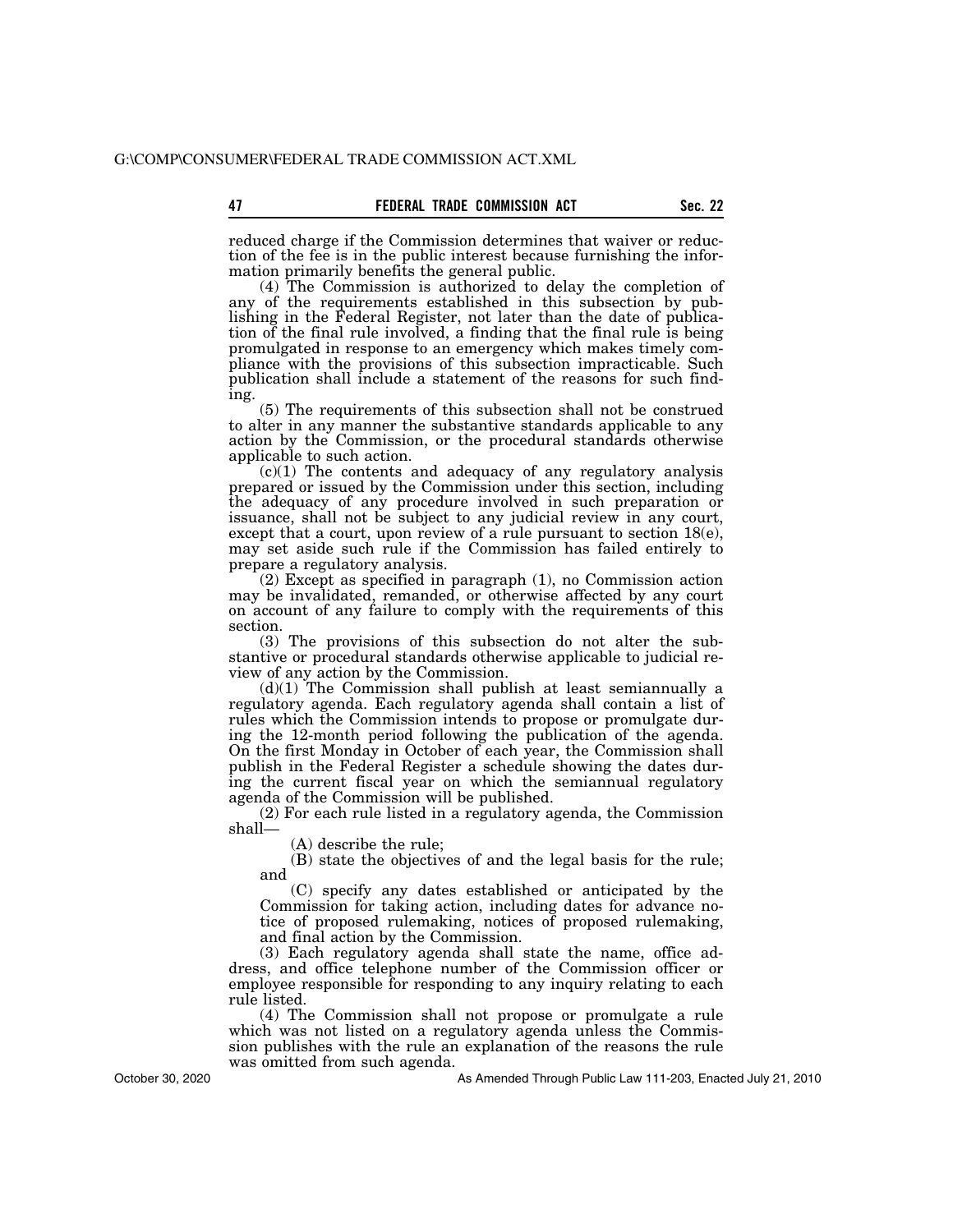reduced charge if the Commission determines that waiver or reduction of the fee is in the public interest because furnishing the information primarily benefits the general public.

(4) The Commission is authorized to delay the completion of any of the requirements established in this subsection by publishing in the Federal Register, not later than the date of publication of the final rule involved, a finding that the final rule is being promulgated in response to an emergency which makes timely compliance with the provisions of this subsection impracticable. Such publication shall include a statement of the reasons for such finding.

(5) The requirements of this subsection shall not be construed to alter in any manner the substantive standards applicable to any action by the Commission, or the procedural standards otherwise applicable to such action.

(c)(1) The contents and adequacy of any regulatory analysis prepared or issued by the Commission under this section, including the adequacy of any procedure involved in such preparation or issuance, shall not be subject to any judicial review in any court, except that a court, upon review of a rule pursuant to section 18(e), may set aside such rule if the Commission has failed entirely to prepare a regulatory analysis.

(2) Except as specified in paragraph (1), no Commission action may be invalidated, remanded, or otherwise affected by any court on account of any failure to comply with the requirements of this section.

(3) The provisions of this subsection do not alter the substantive or procedural standards otherwise applicable to judicial review of any action by the Commission.

(d)(1) The Commission shall publish at least semiannually a regulatory agenda. Each regulatory agenda shall contain a list of rules which the Commission intends to propose or promulgate during the 12-month period following the publication of the agenda. On the first Monday in October of each year, the Commission shall publish in the Federal Register a schedule showing the dates during the current fiscal year on which the semiannual regulatory agenda of the Commission will be published.

(2) For each rule listed in a regulatory agenda, the Commission shall—

(A) describe the rule;

(B) state the objectives of and the legal basis for the rule; and

(C) specify any dates established or anticipated by the Commission for taking action, including dates for advance notice of proposed rulemaking, notices of proposed rulemaking, and final action by the Commission.

(3) Each regulatory agenda shall state the name, office address, and office telephone number of the Commission officer or employee responsible for responding to any inquiry relating to each rule listed.

(4) The Commission shall not propose or promulgate a rule which was not listed on a regulatory agenda unless the Commission publishes with the rule an explanation of the reasons the rule was omitted from such agenda.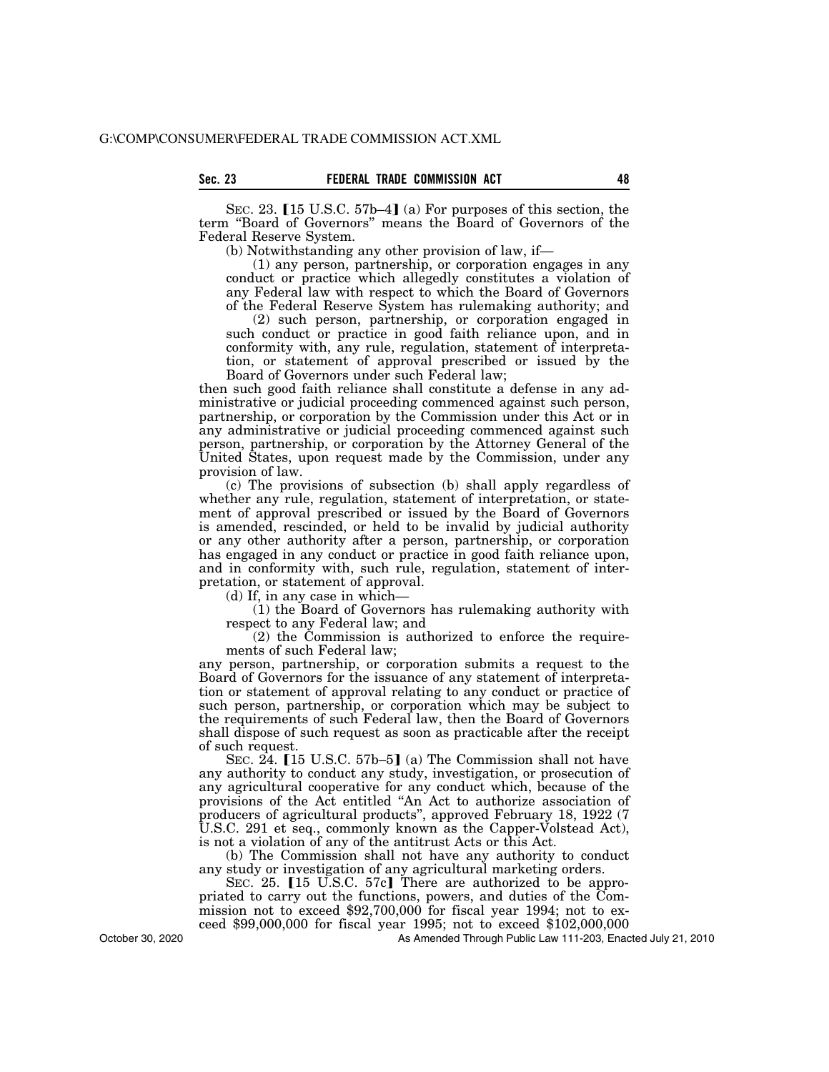SEC. 23. 【15 U.S.C. 57b–4】 (a) For purposes of this section, the term "Board of Governors" means the Board of Governors of the Federal Reserve System.

(b) Notwithstanding any other provision of law, if—

(1) any person, partnership, or corporation engages in any conduct or practice which allegedly constitutes a violation of any Federal law with respect to which the Board of Governors of the Federal Reserve System has rulemaking authority; and

(2) such person, partnership, or corporation engaged in such conduct or practice in good faith reliance upon, and in conformity with, any rule, regulation, statement of interpretation, or statement of approval prescribed or issued by the Board of Governors under such Federal law;

then such good faith reliance shall constitute a defense in any administrative or judicial proceeding commenced against such person, partnership, or corporation by the Commission under this Act or in any administrative or judicial proceeding commenced against such person, partnership, or corporation by the Attorney General of the United States, upon request made by the Commission, under any provision of law.

(c) The provisions of subsection (b) shall apply regardless of whether any rule, regulation, statement of interpretation, or statement of approval prescribed or issued by the Board of Governors is amended, rescinded, or held to be invalid by judicial authority or any other authority after a person, partnership, or corporation has engaged in any conduct or practice in good faith reliance upon, and in conformity with, such rule, regulation, statement of interpretation, or statement of approval.

(d) If, in any case in which—

(1) the Board of Governors has rulemaking authority with respect to any Federal law; and

(2) the Commission is authorized to enforce the requirements of such Federal law;

any person, partnership, or corporation submits a request to the Board of Governors for the issuance of any statement of interpretation or statement of approval relating to any conduct or practice of such person, partnership, or corporation which may be subject to the requirements of such Federal law, then the Board of Governors shall dispose of such request as soon as practicable after the receipt of such request.

SEC. 24. 【15 U.S.C. 57b–5】 (a) The Commission shall not have any authority to conduct any study, investigation, or prosecution of any agricultural cooperative for any conduct which, because of the provisions of the Act entitled "An Act to authorize association of producers of agricultural products", approved February 18, 1922 (7 U.S.C. 291 et seq., commonly known as the Capper-Volstead Act), is not a violation of any of the antitrust Acts or this Act.

(b) The Commission shall not have any authority to conduct any study or investigation of any agricultural marketing orders.

SEC. 25. 【15 U.S.C. 57c】 There are authorized to be appropriated to carry out the functions, powers, and duties of the Commission not to exceed $92,700,000 for fiscal year 1994; not to exceed $99,000,000 for fiscal year 1995; not to exceed $102,000,000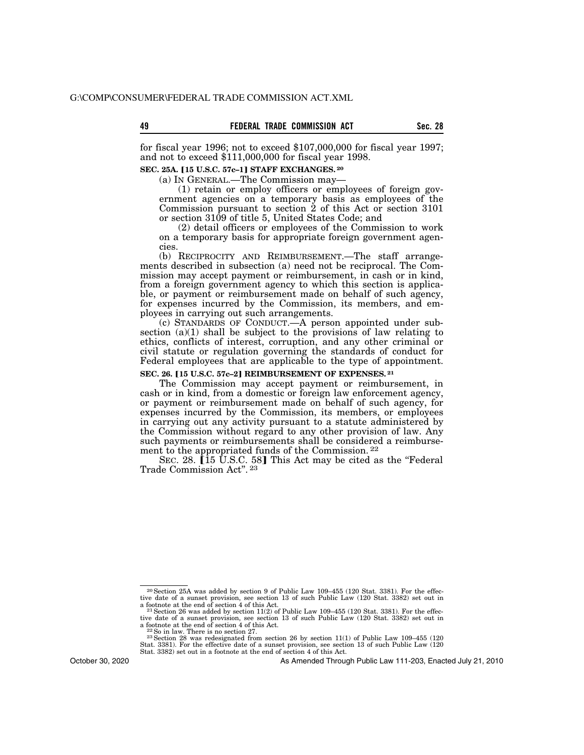for fiscal year 1996; not to exceed $107,000,000 for fiscal year 1997; and not to exceed $111,000,000 for fiscal year 1998.

**SEC. 25A. 【15 U.S.C. 57c–1】 STAFF EXCHANGES.** [20]

(a) IN GENERAL.—The Commission may—

(1) retain or employ officers or employees of foreign government agencies on a temporary basis as employees of the Commission pursuant to section 2 of this Act or section 3101 or section 3109 of title 5, United States Code; and

(2) detail officers or employees of the Commission to work on a temporary basis for appropriate foreign government agencies.

(b) RECIPROCITY AND REIMBURSEMENT.—The staff arrangements described in subsection (a) need not be reciprocal. The Commission may accept payment or reimbursement, in cash or in kind, from a foreign government agency to which this section is applicable, or payment or reimbursement made on behalf of such agency, for expenses incurred by the Commission, its members, and employees in carrying out such arrangements.

(c) STANDARDS OF CONDUCT.—A person appointed under subsection (a)(1) shall be subject to the provisions of law relating to ethics, conflicts of interest, corruption, and any other criminal or civil statute or regulation governing the standards of conduct for Federal employees that are applicable to the type of appointment.

**SEC. 26. 【15 U.S.C. 57c–2】 REIMBURSEMENT OF EXPENSES.** [21]

The Commission may accept payment or reimbursement, in cash or in kind, from a domestic or foreign law enforcement agency, or payment or reimbursement made on behalf of such agency, for expenses incurred by the Commission, its members, or employees in carrying out any activity pursuant to a statute administered by the Commission without regard to any other provision of law. Any such payments or reimbursements shall be considered a reimbursement to the appropriated funds of the Commission. [22]

SEC. 28. 【15 U.S.C. 58】 This Act may be cited as the "Federal Trade Commission Act". [23]

---

[20] Section 25A was added by section 9 of Public Law 109–455 (120 Stat. 3381). For the effective date of a sunset provision, see section 13 of such Public Law (120 Stat. 3382) set out in a footnote at the end of section 4 of this Act.

[21] Section 26 was added by section 11(2) of Public Law 109–455 (120 Stat. 3381). For the effective date of a sunset provision, see section 13 of such Public Law (120 Stat. 3382) set out in a footnote at the end of section 4 of this Act.

[22] So in law. There is no section 27.

[23] Section 28 was redesignated from section 26 by section 11(1) of Public Law 109–455 (120 Stat. 3381). For the effective date of a sunset provision, see section 13 of such Public Law (120 Stat. 3382) set out in a footnote at the end of section 4 of this Act.